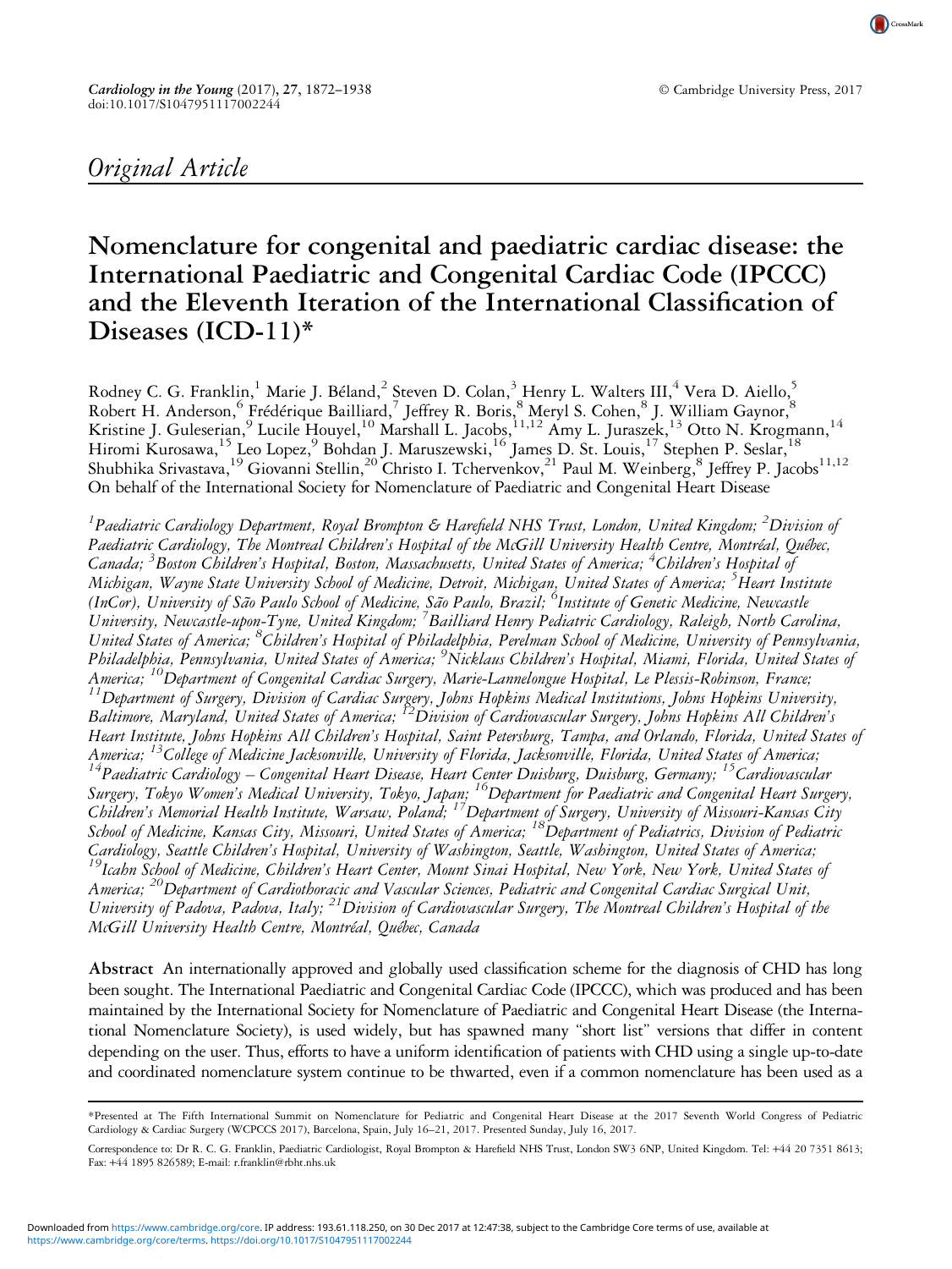Original Article

# Nomenclature for congenital and paediatric cardiac disease: the International Paediatric and Congenital Cardiac Code (IPCCC) and the Eleventh Iteration of the International Classification of Diseases (ICD-11)*

Rodney C. G. Franklin,[1] Marie J. Béland,[2] Steven D. Colan,[3] Henry L. Walters III,[4] Vera D. Aiello,[5] Robert H. Anderson,[6] Frédérique Bailliard,[7] Jeffrey R. Boris,[8] Meryl S. Cohen,[8] J. William Gaynor,[8] Kristine J. Guleserian,[9] Lucile Houyel,[10] Marshall L. Jacobs,[11,12] Amy L. Juraszek,[13] Otto N. Krogmann,[14] Hiromi Kurosawa,[15] Leo Lopez,[9] Bohdan J. Maruszewski,[16] James D. St. Louis,[17] Stephen P. Seslar,[18] Shubhika Srivastava,[19] Giovanni Stellin,[20] Christo I. Tchervenkov,[21] Paul M. Weinberg,[8] Jeffrey P. Jacobs[11,12]
On behalf of the International Society for Nomenclature of Paediatric and Congenital Heart Disease

*[1]Paediatric Cardiology Department, Royal Brompton & Harefield NHS Trust, London, United Kingdom; [2]Division of Paediatric Cardiology, The Montreal Children's Hospital of the McGill University Health Centre, Montréal, Québec, Canada; [3]Boston Children's Hospital, Boston, Massachusetts, United States of America; [4]Children's Hospital of Michigan, Wayne State University School of Medicine, Detroit, Michigan, United States of America; [5]Heart Institute (InCor), University of São Paulo School of Medicine, São Paulo, Brazil; [6]Institute of Genetic Medicine, Newcastle University, Newcastle-upon-Tyne, United Kingdom; [7]Bailliard Henry Pediatric Cardiology, Raleigh, North Carolina, United States of America; [8]Children's Hospital of Philadelphia, Perelman School of Medicine, University of Pennsylvania, Philadelphia, Pennsylvania, United States of America; [9]Nicklaus Children's Hospital, Miami, Florida, United States of America; [10]Department of Congenital Cardiac Surgery, Marie-Lannelongue Hospital, Le Plessis-Robinson, France; [11]Department of Surgery, Division of Cardiac Surgery, Johns Hopkins Medical Institutions, Johns Hopkins University, Baltimore, Maryland, United States of America; [12]Division of Cardiovascular Surgery, Johns Hopkins All Children's Heart Institute, Johns Hopkins All Children's Hospital, Saint Petersburg, Tampa, and Orlando, Florida, United States of America; [13]College of Medicine Jacksonville, University of Florida, Jacksonville, Florida, United States of America; [14]Paediatric Cardiology – Congenital Heart Disease, Heart Center Duisburg, Duisburg, Germany; [15]Cardiovascular Surgery, Tokyo Women's Medical University, Tokyo, Japan; [16]Department for Paediatric and Congenital Heart Surgery, Children's Memorial Health Institute, Warsaw, Poland; [17]Department of Surgery, University of Missouri-Kansas City School of Medicine, Kansas City, Missouri, United States of America; [18]Department of Pediatrics, Division of Pediatric Cardiology, Seattle Children's Hospital, University of Washington, Seattle, Washington, United States of America; [19]Icahn School of Medicine, Children's Heart Center, Mount Sinai Hospital, New York, New York, United States of America; [20]Department of Cardiothoracic and Vascular Sciences, Pediatric and Congenital Cardiac Surgical Unit, University of Padova, Padova, Italy; [21]Division of Cardiovascular Surgery, The Montreal Children's Hospital of the McGill University Health Centre, Montréal, Québec, Canada*

**Abstract** An internationally approved and globally used classification scheme for the diagnosis of CHD has long been sought. The International Paediatric and Congenital Cardiac Code (IPCCC), which was produced and has been maintained by the International Society for Nomenclature of Paediatric and Congenital Heart Disease (the International Nomenclature Society), is used widely, but has spawned many "short list" versions that differ in content depending on the user. Thus, efforts to have a uniform identification of patients with CHD using a single up-to-date and coordinated nomenclature system continue to be thwarted, even if a common nomenclature has been used as a

---

*Presented at The Fifth International Summit on Nomenclature for Pediatric and Congenital Heart Disease at the 2017 Seventh World Congress of Pediatric Cardiology & Cardiac Surgery (WCPCCS 2017), Barcelona, Spain, July 16–21, 2017. Presented Sunday, July 16, 2017.

Correspondence to: Dr R. C. G. Franklin, Paediatric Cardiologist, Royal Brompton & Harefield NHS Trust, London SW3 6NP, United Kingdom. Tel: +44 20 7351 8613; Fax: +44 1895 826589; E-mail: r.franklin@rbht.nhs.uk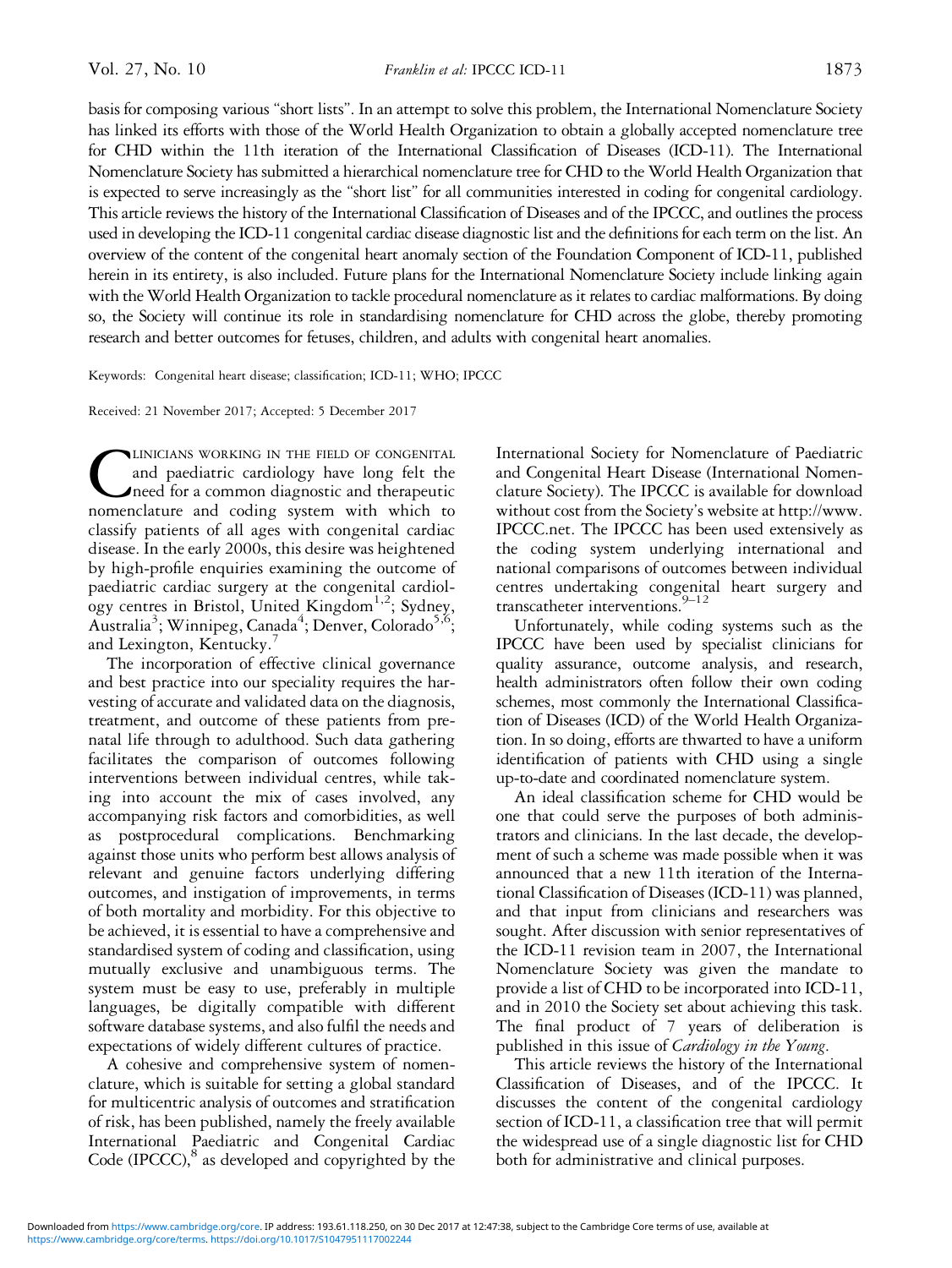basis for composing various "short lists". In an attempt to solve this problem, the International Nomenclature Society has linked its efforts with those of the World Health Organization to obtain a globally accepted nomenclature tree for CHD within the 11th iteration of the International Classification of Diseases (ICD-11). The International Nomenclature Society has submitted a hierarchical nomenclature tree for CHD to the World Health Organization that is expected to serve increasingly as the "short list" for all communities interested in coding for congenital cardiology. This article reviews the history of the International Classification of Diseases and of the IPCCC, and outlines the process used in developing the ICD-11 congenital cardiac disease diagnostic list and the definitions for each term on the list. An overview of the content of the congenital heart anomaly section of the Foundation Component of ICD-11, published herein in its entirety, is also included. Future plans for the International Nomenclature Society include linking again with the World Health Organization to tackle procedural nomenclature as it relates to cardiac malformations. By doing so, the Society will continue its role in standardising nomenclature for CHD across the globe, thereby promoting research and better outcomes for fetuses, children, and adults with congenital heart anomalies.

Keywords: Congenital heart disease; classification; ICD-11; WHO; IPCCC

Received: 21 November 2017; Accepted: 5 December 2017

Clinicians working in the field of congenital and paediatric cardiology have long felt the need for a common diagnostic and therapeutic nomenclature and coding system with which to classify patients of all ages with congenital cardiac disease. In the early 2000s, this desire was heightened by high-profile enquiries examining the outcome of paediatric cardiac surgery at the congenital cardiology centres in Bristol, United Kingdom[1,2]; Sydney, Australia[3]; Winnipeg, Canada[4]; Denver, Colorado[5,6]; and Lexington, Kentucky.[7]

The incorporation of effective clinical governance and best practice into our speciality requires the harvesting of accurate and validated data on the diagnosis, treatment, and outcome of these patients from prenatal life through to adulthood. Such data gathering facilitates the comparison of outcomes following interventions between individual centres, while taking into account the mix of cases involved, any accompanying risk factors and comorbidities, as well as postprocedural complications. Benchmarking against those units who perform best allows analysis of relevant and genuine factors underlying differing outcomes, and instigation of improvements, in terms of both mortality and morbidity. For this objective to be achieved, it is essential to have a comprehensive and standardised system of coding and classification, using mutually exclusive and unambiguous terms. The system must be easy to use, preferably in multiple languages, be digitally compatible with different software database systems, and also fulfil the needs and expectations of widely different cultures of practice.

A cohesive and comprehensive system of nomenclature, which is suitable for setting a global standard for multicentric analysis of outcomes and stratification of risk, has been published, namely the freely available International Paediatric and Congenital Cardiac Code (IPCCC),[8] as developed and copyrighted by the International Society for Nomenclature of Paediatric and Congenital Heart Disease (International Nomenclature Society). The IPCCC is available for download without cost from the Society's website at http://www.IPCCC.net. The IPCCC has been used extensively as the coding system underlying international and national comparisons of outcomes between individual centres undertaking congenital heart surgery and transcatheter interventions.[9–12]

Unfortunately, while coding systems such as the IPCCC have been used by specialist clinicians for quality assurance, outcome analysis, and research, health administrators often follow their own coding schemes, most commonly the International Classification of Diseases (ICD) of the World Health Organization. In so doing, efforts are thwarted to have a uniform identification of patients with CHD using a single up-to-date and coordinated nomenclature system.

An ideal classification scheme for CHD would be one that could serve the purposes of both administrators and clinicians. In the last decade, the development of such a scheme was made possible when it was announced that a new 11th iteration of the International Classification of Diseases (ICD-11) was planned, and that input from clinicians and researchers was sought. After discussion with senior representatives of the ICD-11 revision team in 2007, the International Nomenclature Society was given the mandate to provide a list of CHD to be incorporated into ICD-11, and in 2010 the Society set about achieving this task. The final product of 7 years of deliberation is published in this issue of *Cardiology in the Young*.

This article reviews the history of the International Classification of Diseases, and of the IPCCC. It discusses the content of the congenital cardiology section of ICD-11, a classification tree that will permit the widespread use of a single diagnostic list for CHD both for administrative and clinical purposes.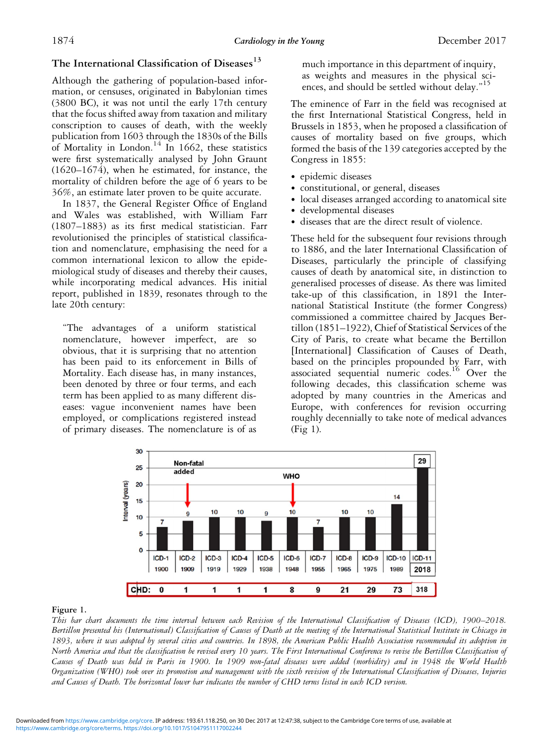## The International Classification of Diseases[13]

Although the gathering of population-based information, or censuses, originated in Babylonian times (3800 BC), it was not until the early 17th century that the focus shifted away from taxation and military conscription to causes of death, with the weekly publication from 1603 through the 1830s of the Bills of Mortality in London.[14] In 1662, these statistics were first systematically analysed by John Graunt (1620–1674), when he estimated, for instance, the mortality of children before the age of 6 years to be 36%, an estimate later proven to be quite accurate.

In 1837, the General Register Office of England and Wales was established, with William Farr (1807–1883) as its first medical statistician. Farr revolutionised the principles of statistical classification and nomenclature, emphasising the need for a common international lexicon to allow the epidemiological study of diseases and thereby their causes, while incorporating medical advances. His initial report, published in 1839, resonates through to the late 20th century:

> "The advantages of a uniform statistical nomenclature, however imperfect, are so obvious, that it is surprising that no attention has been paid to its enforcement in Bills of Mortality. Each disease has, in many instances, been denoted by three or four terms, and each term has been applied to as many different diseases: vague inconvenient names have been employed, or complications registered instead of primary diseases. The nomenclature is of as much importance in this department of inquiry, as weights and measures in the physical sciences, and should be settled without delay."[15]

The eminence of Farr in the field was recognised at the first International Statistical Congress, held in Brussels in 1853, when he proposed a classification of causes of mortality based on five groups, which formed the basis of the 139 categories accepted by the Congress in 1855:

- epidemic diseases
- constitutional, or general, diseases
- local diseases arranged according to anatomical site
- developmental diseases
- diseases that are the direct result of violence.

These held for the subsequent four revisions through to 1886, and the later International Classification of Diseases, particularly the principle of classifying causes of death by anatomical site, in distinction to generalised processes of disease. As there was limited take-up of this classification, in 1891 the International Statistical Institute (the former Congress) commissioned a committee chaired by Jacques Bertillon (1851–1922), Chief of Statistical Services of the City of Paris, to create what became the Bertillon [International] Classification of Causes of Death, based on the principles propounded by Farr, with associated sequential numeric codes.[16] Over the following decades, this classification scheme was adopted by many countries in the Americas and Europe, with conferences for revision occurring roughly decennially to take note of medical advances (Fig 1).

**Figure 1.**

*This bar chart documents the time interval between each Revision of the International Classification of Diseases (ICD), 1900–2018. Bertillon presented his (International) Classification of Causes of Death at the meeting of the International Statistical Institute in Chicago in 1893, where it was adopted by several cities and countries. In 1898, the American Public Health Association recommended its adoption in North America and that the classification be revised every 10 years. The First International Conference to revise the Bertillon Classification of Causes of Death was held in Paris in 1900. In 1909 non-fatal diseases were added (morbidity) and in 1948 the World Health Organization (WHO) took over its promotion and management with the sixth revision of the International Classification of Diseases, Injuries and Causes of Death. The horizontal lower bar indicates the number of CHD terms listed in each ICD version.*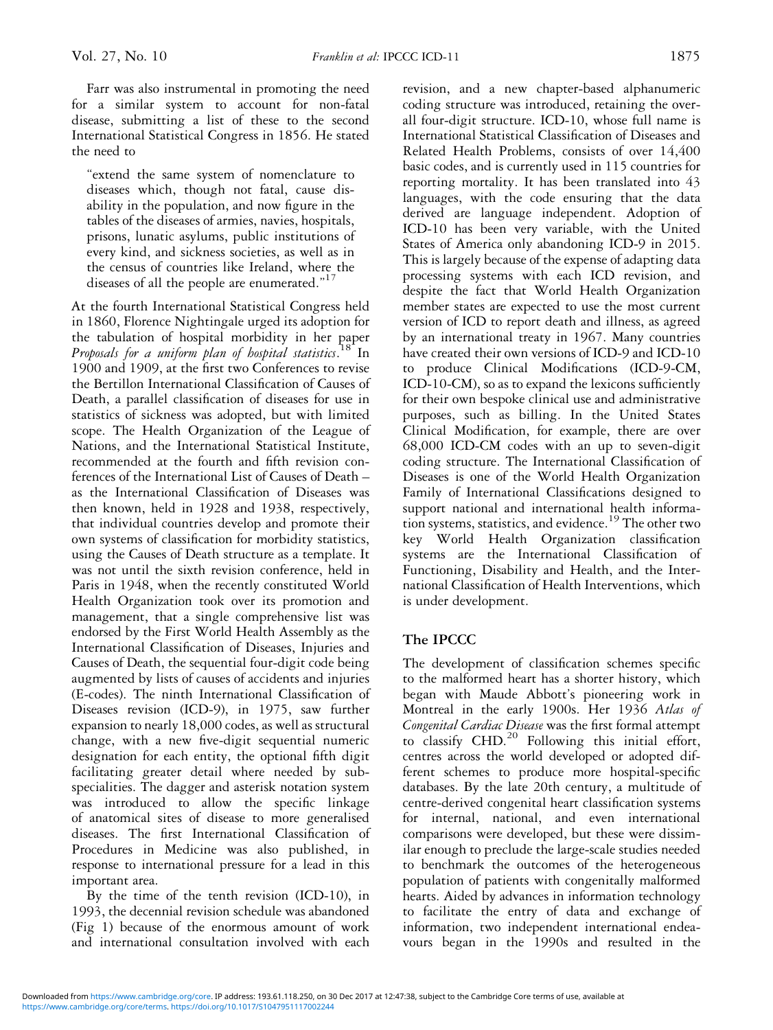Farr was also instrumental in promoting the need for a similar system to account for non-fatal disease, submitting a list of these to the second International Statistical Congress in 1856. He stated the need to

> "extend the same system of nomenclature to diseases which, though not fatal, cause disability in the population, and now figure in the tables of the diseases of armies, navies, hospitals, prisons, lunatic asylums, public institutions of every kind, and sickness societies, as well as in the census of countries like Ireland, where the diseases of all the people are enumerated."[17]

At the fourth International Statistical Congress held in 1860, Florence Nightingale urged its adoption for the tabulation of hospital morbidity in her paper *Proposals for a uniform plan of hospital statistics*.[18] In 1900 and 1909, at the first two Conferences to revise the Bertillon International Classification of Causes of Death, a parallel classification of diseases for use in statistics of sickness was adopted, but with limited scope. The Health Organization of the League of Nations, and the International Statistical Institute, recommended at the fourth and fifth revision conferences of the International List of Causes of Death – as the International Classification of Diseases was then known, held in 1928 and 1938, respectively, that individual countries develop and promote their own systems of classification for morbidity statistics, using the Causes of Death structure as a template. It was not until the sixth revision conference, held in Paris in 1948, when the recently constituted World Health Organization took over its promotion and management, that a single comprehensive list was endorsed by the First World Health Assembly as the International Classification of Diseases, Injuries and Causes of Death, the sequential four-digit code being augmented by lists of causes of accidents and injuries (E-codes). The ninth International Classification of Diseases revision (ICD-9), in 1975, saw further expansion to nearly 18,000 codes, as well as structural change, with a new five-digit sequential numeric designation for each entity, the optional fifth digit facilitating greater detail where needed by subspecialities. The dagger and asterisk notation system was introduced to allow the specific linkage of anatomical sites of disease to more generalised diseases. The first International Classification of Procedures in Medicine was also published, in response to international pressure for a lead in this important area.

By the time of the tenth revision (ICD-10), in 1993, the decennial revision schedule was abandoned (Fig 1) because of the enormous amount of work and international consultation involved with each revision, and a new chapter-based alphanumeric coding structure was introduced, retaining the overall four-digit structure. ICD-10, whose full name is International Statistical Classification of Diseases and Related Health Problems, consists of over 14,400 basic codes, and is currently used in 115 countries for reporting mortality. It has been translated into 43 languages, with the code ensuring that the data derived are language independent. Adoption of ICD-10 has been very variable, with the United States of America only abandoning ICD-9 in 2015. This is largely because of the expense of adapting data processing systems with each ICD revision, and despite the fact that World Health Organization member states are expected to use the most current version of ICD to report death and illness, as agreed by an international treaty in 1967. Many countries have created their own versions of ICD-9 and ICD-10 to produce Clinical Modifications (ICD-9-CM, ICD-10-CM), so as to expand the lexicons sufficiently for their own bespoke clinical use and administrative purposes, such as billing. In the United States Clinical Modification, for example, there are over 68,000 ICD-CM codes with an up to seven-digit coding structure. The International Classification of Diseases is one of the World Health Organization Family of International Classifications designed to support national and international health information systems, statistics, and evidence.[19] The other two key World Health Organization classification systems are the International Classification of Functioning, Disability and Health, and the International Classification of Health Interventions, which is under development.

## The IPCCC

The development of classification schemes specific to the malformed heart has a shorter history, which began with Maude Abbott's pioneering work in Montreal in the early 1900s. Her 1936 *Atlas of Congenital Cardiac Disease* was the first formal attempt to classify CHD.[20] Following this initial effort, centres across the world developed or adopted different schemes to produce more hospital-specific databases. By the late 20th century, a multitude of centre-derived congenital heart classification systems for internal, national, and even international comparisons were developed, but these were dissimilar enough to preclude the large-scale studies needed to benchmark the outcomes of the heterogeneous population of patients with congenitally malformed hearts. Aided by advances in information technology to facilitate the entry of data and exchange of information, two independent international endeavours began in the 1990s and resulted in the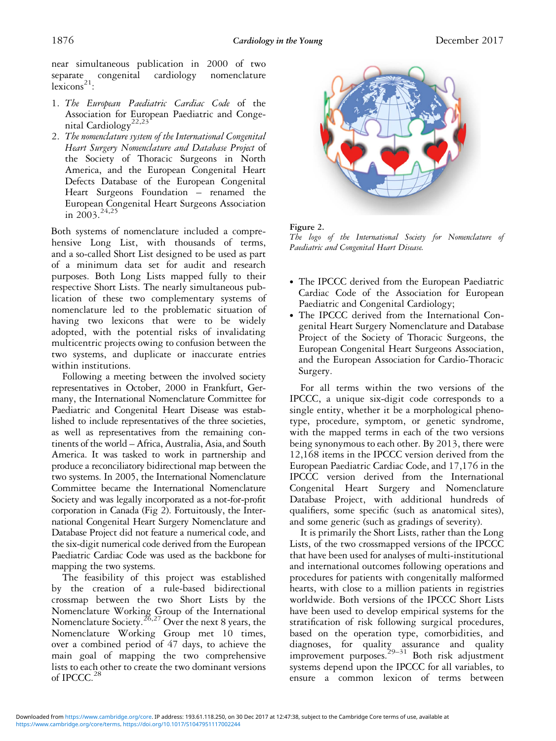near simultaneous publication in 2000 of two separate congenital cardiology nomenclature lexicons[21]:

1. *The European Paediatric Cardiac Code* of the Association for European Paediatric and Congenital Cardiology[22,23]
2. *The nomenclature system of the International Congenital Heart Surgery Nomenclature and Database Project* of the Society of Thoracic Surgeons in North America, and the European Congenital Heart Defects Database of the European Congenital Heart Surgeons Foundation – renamed the European Congenital Heart Surgeons Association in 2003.[24,25]

Both systems of nomenclature included a comprehensive Long List, with thousands of terms, and a so-called Short List designed to be used as part of a minimum data set for audit and research purposes. Both Long Lists mapped fully to their respective Short Lists. The nearly simultaneous publication of these two complementary systems of nomenclature led to the problematic situation of having two lexicons that were to be widely adopted, with the potential risks of invalidating multicentric projects owing to confusion between the two systems, and duplicate or inaccurate entries within institutions.

Following a meeting between the involved society representatives in October, 2000 in Frankfurt, Germany, the International Nomenclature Committee for Paediatric and Congenital Heart Disease was established to include representatives of the three societies, as well as representatives from the remaining continents of the world – Africa, Australia, Asia, and South America. It was tasked to work in partnership and produce a reconciliatory bidirectional map between the two systems. In 2005, the International Nomenclature Committee became the International Nomenclature Society and was legally incorporated as a not-for-profit corporation in Canada (Fig 2). Fortuitously, the International Congenital Heart Surgery Nomenclature and Database Project did not feature a numerical code, and the six-digit numerical code derived from the European Paediatric Cardiac Code was used as the backbone for mapping the two systems.

The feasibility of this project was established by the creation of a rule-based bidirectional crossmap between the two Short Lists by the Nomenclature Working Group of the International Nomenclature Society.[26,27] Over the next 8 years, the Nomenclature Working Group met 10 times, over a combined period of 47 days, to achieve the main goal of mapping the two comprehensive lists to each other to create the two dominant versions of IPCCC.[28]

**Figure 2.**
*The logo of the International Society for Nomenclature of Paediatric and Congenital Heart Disease.*

- The IPCCC derived from the European Paediatric Cardiac Code of the Association for European Paediatric and Congenital Cardiology;
- The IPCCC derived from the International Congenital Heart Surgery Nomenclature and Database Project of the Society of Thoracic Surgeons, the European Congenital Heart Surgeons Association, and the European Association for Cardio-Thoracic Surgery.

For all terms within the two versions of the IPCCC, a unique six-digit code corresponds to a single entity, whether it be a morphological phenotype, procedure, symptom, or genetic syndrome, with the mapped terms in each of the two versions being synonymous to each other. By 2013, there were 12,168 items in the IPCCC version derived from the European Paediatric Cardiac Code, and 17,176 in the IPCCC version derived from the International Congenital Heart Surgery and Nomenclature Database Project, with additional hundreds of qualifiers, some specific (such as anatomical sites), and some generic (such as gradings of severity).

It is primarily the Short Lists, rather than the Long Lists, of the two crossmapped versions of the IPCCC that have been used for analyses of multi-institutional and international outcomes following operations and procedures for patients with congenitally malformed hearts, with close to a million patients in registries worldwide. Both versions of the IPCCC Short Lists have been used to develop empirical systems for the stratification of risk following surgical procedures, based on the operation type, comorbidities, and diagnoses, for quality assurance and quality improvement purposes.[29–31] Both risk adjustment systems depend upon the IPCCC for all variables, to ensure a common lexicon of terms between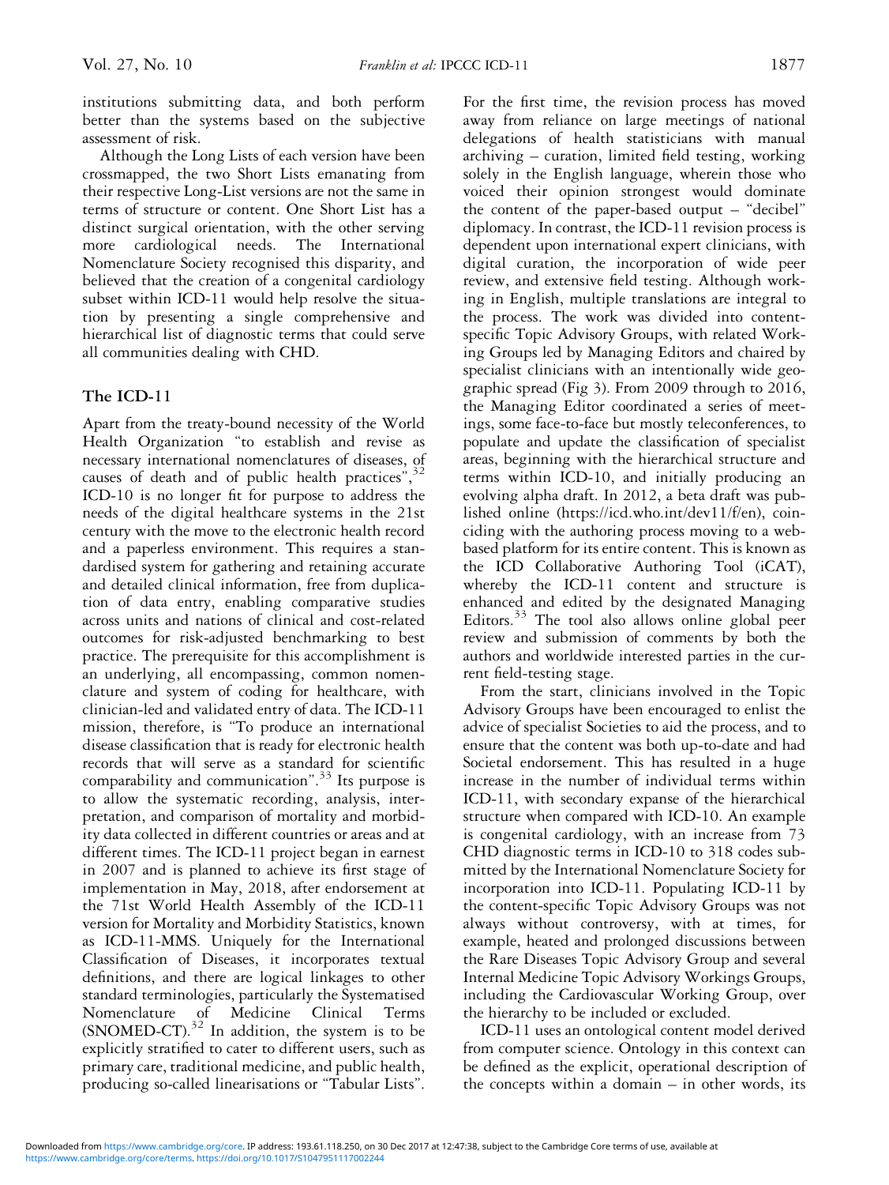institutions submitting data, and both perform better than the systems based on the subjective assessment of risk.

Although the Long Lists of each version have been crossmapped, the two Short Lists emanating from their respective Long-List versions are not the same in terms of structure or content. One Short List has a distinct surgical orientation, with the other serving more cardiological needs. The International Nomenclature Society recognised this disparity, and believed that the creation of a congenital cardiology subset within ICD-11 would help resolve the situation by presenting a single comprehensive and hierarchical list of diagnostic terms that could serve all communities dealing with CHD.

## The ICD-11

Apart from the treaty-bound necessity of the World Health Organization "to establish and revise as necessary international nomenclatures of diseases, of causes of death and of public health practices",[32] ICD-10 is no longer fit for purpose to address the needs of the digital healthcare systems in the 21st century with the move to the electronic health record and a paperless environment. This requires a standardised system for gathering and retaining accurate and detailed clinical information, free from duplication of data entry, enabling comparative studies across units and nations of clinical and cost-related outcomes for risk-adjusted benchmarking to best practice. The prerequisite for this accomplishment is an underlying, all encompassing, common nomenclature and system of coding for healthcare, with clinician-led and validated entry of data. The ICD-11 mission, therefore, is "To produce an international disease classification that is ready for electronic health records that will serve as a standard for scientific comparability and communication".[33] Its purpose is to allow the systematic recording, analysis, interpretation, and comparison of mortality and morbidity data collected in different countries or areas and at different times. The ICD-11 project began in earnest in 2007 and is planned to achieve its first stage of implementation in May, 2018, after endorsement at the 71st World Health Assembly of the ICD-11 version for Mortality and Morbidity Statistics, known as ICD-11-MMS. Uniquely for the International Classification of Diseases, it incorporates textual definitions, and there are logical linkages to other standard terminologies, particularly the Systematised Nomenclature of Medicine Clinical Terms (SNOMED-CT).[32] In addition, the system is to be explicitly stratified to cater to different users, such as primary care, traditional medicine, and public health, producing so-called linearisations or "Tabular Lists". For the first time, the revision process has moved away from reliance on large meetings of national delegations of health statisticians with manual archiving – curation, limited field testing, working solely in the English language, wherein those who voiced their opinion strongest would dominate the content of the paper-based output – "decibel" diplomacy. In contrast, the ICD-11 revision process is dependent upon international expert clinicians, with digital curation, the incorporation of wide peer review, and extensive field testing. Although working in English, multiple translations are integral to the process. The work was divided into content-specific Topic Advisory Groups, with related Working Groups led by Managing Editors and chaired by specialist clinicians with an intentionally wide geographic spread (Fig 3). From 2009 through to 2016, the Managing Editor coordinated a series of meetings, some face-to-face but mostly teleconferences, to populate and update the classification of specialist areas, beginning with the hierarchical structure and terms within ICD-10, and initially producing an evolving alpha draft. In 2012, a beta draft was published online (https://icd.who.int/dev11/f/en), coinciding with the authoring process moving to a web-based platform for its entire content. This is known as the ICD Collaborative Authoring Tool (iCAT), whereby the ICD-11 content and structure is enhanced and edited by the designated Managing Editors.[33] The tool also allows online global peer review and submission of comments by both the authors and worldwide interested parties in the current field-testing stage.

From the start, clinicians involved in the Topic Advisory Groups have been encouraged to enlist the advice of specialist Societies to aid the process, and to ensure that the content was both up-to-date and had Societal endorsement. This has resulted in a huge increase in the number of individual terms within ICD-11, with secondary expanse of the hierarchical structure when compared with ICD-10. An example is congenital cardiology, with an increase from 73 CHD diagnostic terms in ICD-10 to 318 codes submitted by the International Nomenclature Society for incorporation into ICD-11. Populating ICD-11 by the content-specific Topic Advisory Groups was not always without controversy, with at times, for example, heated and prolonged discussions between the Rare Diseases Topic Advisory Group and several Internal Medicine Topic Advisory Workings Groups, including the Cardiovascular Working Group, over the hierarchy to be included or excluded.

ICD-11 uses an ontological content model derived from computer science. Ontology in this context can be defined as the explicit, operational description of the concepts within a domain – in other words, its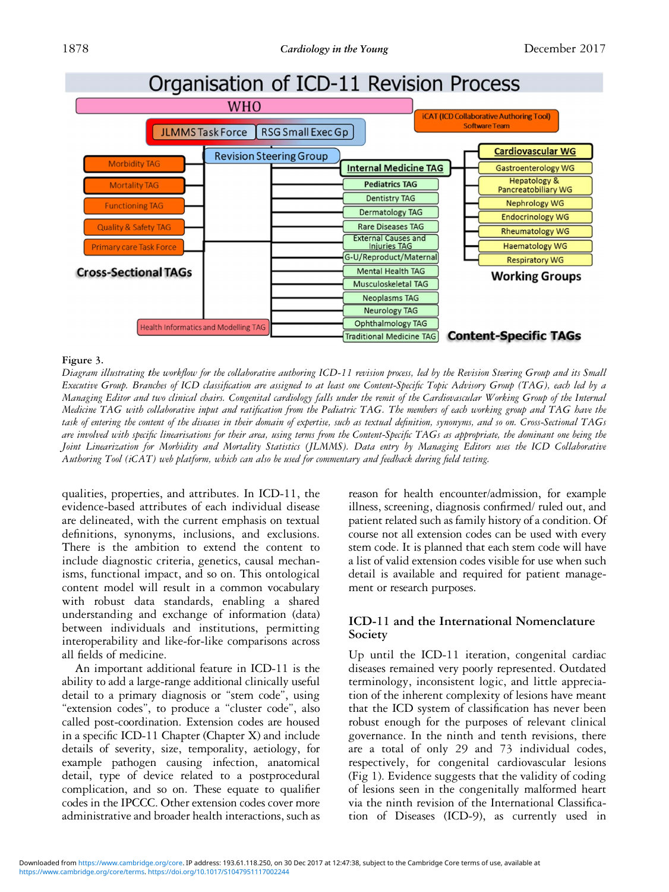Figure 3.

*Diagram illustrating the workflow for the collaborative authoring ICD-11 revision process, led by the Revision Steering Group and its Small Executive Group. Branches of ICD classification are assigned to at least one Content-Specific Topic Advisory Group (TAG), each led by a Managing Editor and two clinical chairs. Congenital cardiology falls under the remit of the Cardiovascular Working Group of the Internal Medicine TAG with collaborative input and ratification from the Pediatric TAG. The members of each working group and TAG have the task of entering the content of the diseases in their domain of expertise, such as textual definition, synonyms, and so on. Cross-Sectional TAGs are involved with specific linearisations for their area, using terms from the Content-Specific TAGs as appropriate, the dominant one being the Joint Linearization for Morbidity and Mortality Statistics (JLMMS). Data entry by Managing Editors uses the ICD Collaborative Authoring Tool (iCAT) web platform, which can also be used for commentary and feedback during field testing.*

qualities, properties, and attributes. In ICD-11, the evidence-based attributes of each individual disease are delineated, with the current emphasis on textual definitions, synonyms, inclusions, and exclusions. There is the ambition to extend the content to include diagnostic criteria, genetics, causal mechanisms, functional impact, and so on. This ontological content model will result in a common vocabulary with robust data standards, enabling a shared understanding and exchange of information (data) between individuals and institutions, permitting interoperability and like-for-like comparisons across all fields of medicine.

An important additional feature in ICD-11 is the ability to add a large-range additional clinically useful detail to a primary diagnosis or "stem code", using "extension codes", to produce a "cluster code", also called post-coordination. Extension codes are housed in a specific ICD-11 Chapter (Chapter X) and include details of severity, size, temporality, aetiology, for example pathogen causing infection, anatomical detail, type of device related to a postprocedural complication, and so on. These equate to qualifier codes in the IPCCC. Other extension codes cover more administrative and broader health interactions, such as reason for health encounter/admission, for example illness, screening, diagnosis confirmed/ ruled out, and patient related such as family history of a condition. Of course not all extension codes can be used with every stem code. It is planned that each stem code will have a list of valid extension codes visible for use when such detail is available and required for patient management or research purposes.

## ICD-11 and the International Nomenclature Society

Up until the ICD-11 iteration, congenital cardiac diseases remained very poorly represented. Outdated terminology, inconsistent logic, and little appreciation of the inherent complexity of lesions have meant that the ICD system of classification has never been robust enough for the purposes of relevant clinical governance. In the ninth and tenth revisions, there are a total of only 29 and 73 individual codes, respectively, for congenital cardiovascular lesions (Fig 1). Evidence suggests that the validity of coding of lesions seen in the congenitally malformed heart via the ninth revision of the International Classification of Diseases (ICD-9), as currently used in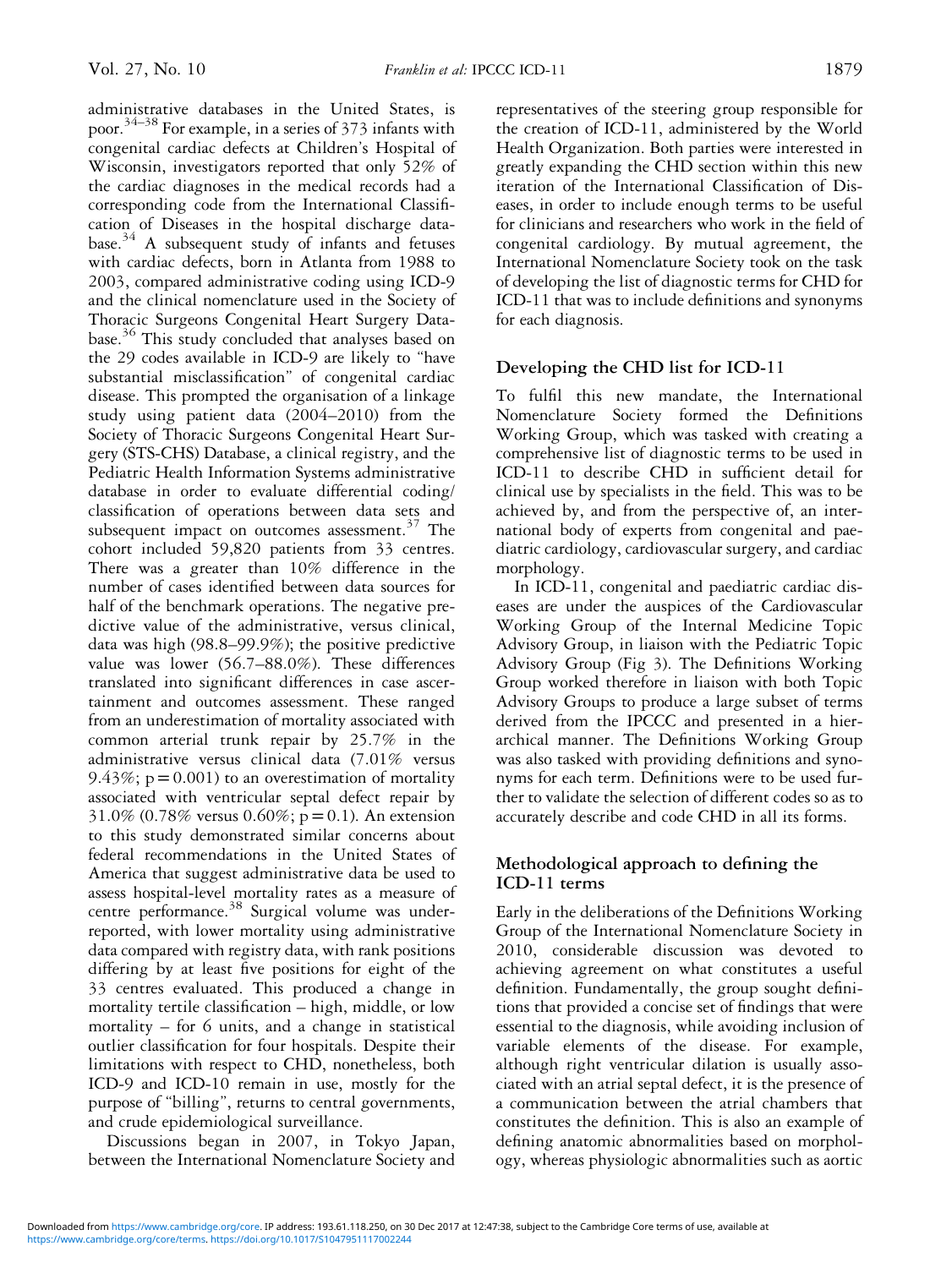administrative databases in the United States, is poor.[34–38] For example, in a series of 373 infants with congenital cardiac defects at Children's Hospital of Wisconsin, investigators reported that only 52% of the cardiac diagnoses in the medical records had a corresponding code from the International Classification of Diseases in the hospital discharge database.[34] A subsequent study of infants and fetuses with cardiac defects, born in Atlanta from 1988 to 2003, compared administrative coding using ICD-9 and the clinical nomenclature used in the Society of Thoracic Surgeons Congenital Heart Surgery Database.[36] This study concluded that analyses based on the 29 codes available in ICD-9 are likely to "have substantial misclassification" of congenital cardiac disease. This prompted the organisation of a linkage study using patient data (2004–2010) from the Society of Thoracic Surgeons Congenital Heart Surgery (STS-CHS) Database, a clinical registry, and the Pediatric Health Information Systems administrative database in order to evaluate differential coding/classification of operations between data sets and subsequent impact on outcomes assessment.[37] The cohort included 59,820 patients from 33 centres. There was a greater than 10% difference in the number of cases identified between data sources for half of the benchmark operations. The negative predictive value of the administrative, versus clinical, data was high (98.8–99.9%); the positive predictive value was lower (56.7–88.0%). These differences translated into significant differences in case ascertainment and outcomes assessment. These ranged from an underestimation of mortality associated with common arterial trunk repair by 25.7% in the administrative versus clinical data (7.01% versus 9.43%; $p = 0.001$) to an overestimation of mortality associated with ventricular septal defect repair by 31.0% (0.78% versus 0.60%; $p = 0.1$). An extension to this study demonstrated similar concerns about federal recommendations in the United States of America that suggest administrative data be used to assess hospital-level mortality rates as a measure of centre performance.[38] Surgical volume was under-reported, with lower mortality using administrative data compared with registry data, with rank positions differing by at least five positions for eight of the 33 centres evaluated. This produced a change in mortality tertile classification – high, middle, or low mortality – for 6 units, and a change in statistical outlier classification for four hospitals. Despite their limitations with respect to CHD, nonetheless, both ICD-9 and ICD-10 remain in use, mostly for the purpose of "billing", returns to central governments, and crude epidemiological surveillance.

Discussions began in 2007, in Tokyo Japan, between the International Nomenclature Society and representatives of the steering group responsible for the creation of ICD-11, administered by the World Health Organization. Both parties were interested in greatly expanding the CHD section within this new iteration of the International Classification of Diseases, in order to include enough terms to be useful for clinicians and researchers who work in the field of congenital cardiology. By mutual agreement, the International Nomenclature Society took on the task of developing the list of diagnostic terms for CHD for ICD-11 that was to include definitions and synonyms for each diagnosis.

## Developing the CHD list for ICD-11

To fulfil this new mandate, the International Nomenclature Society formed the Definitions Working Group, which was tasked with creating a comprehensive list of diagnostic terms to be used in ICD-11 to describe CHD in sufficient detail for clinical use by specialists in the field. This was to be achieved by, and from the perspective of, an international body of experts from congenital and paediatric cardiology, cardiovascular surgery, and cardiac morphology.

In ICD-11, congenital and paediatric cardiac diseases are under the auspices of the Cardiovascular Working Group of the Internal Medicine Topic Advisory Group, in liaison with the Pediatric Topic Advisory Group (Fig 3). The Definitions Working Group worked therefore in liaison with both Topic Advisory Groups to produce a large subset of terms derived from the IPCCC and presented in a hierarchical manner. The Definitions Working Group was also tasked with providing definitions and synonyms for each term. Definitions were to be used further to validate the selection of different codes so as to accurately describe and code CHD in all its forms.

## Methodological approach to defining the ICD-11 terms

Early in the deliberations of the Definitions Working Group of the International Nomenclature Society in 2010, considerable discussion was devoted to achieving agreement on what constitutes a useful definition. Fundamentally, the group sought definitions that provided a concise set of findings that were essential to the diagnosis, while avoiding inclusion of variable elements of the disease. For example, although right ventricular dilation is usually associated with an atrial septal defect, it is the presence of a communication between the atrial chambers that constitutes the definition. This is also an example of defining anatomic abnormalities based on morphology, whereas physiologic abnormalities such as aortic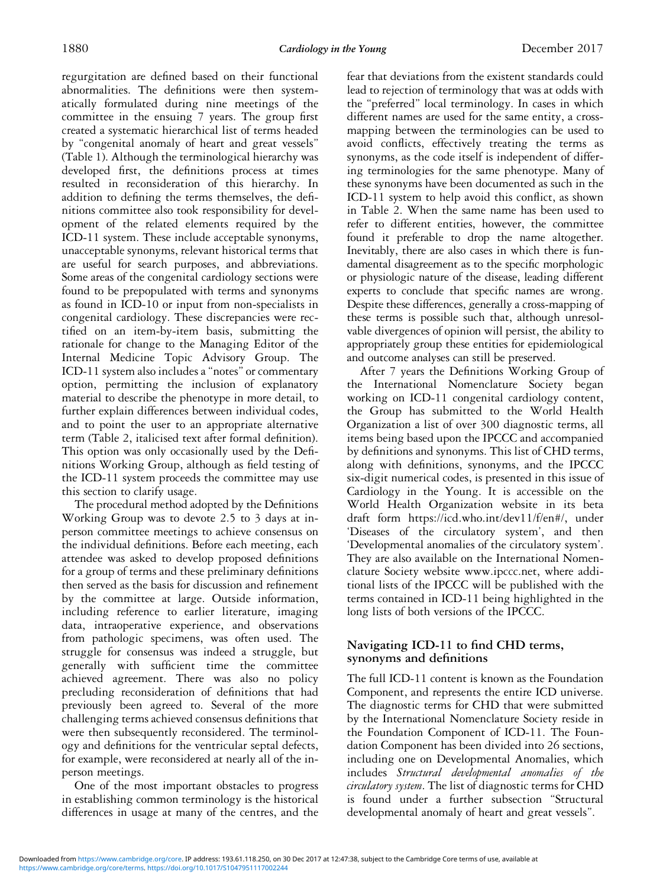regurgitation are defined based on their functional abnormalities. The definitions were then systematically formulated during nine meetings of the committee in the ensuing 7 years. The group first created a systematic hierarchical list of terms headed by "congenital anomaly of heart and great vessels" (Table 1). Although the terminological hierarchy was developed first, the definitions process at times resulted in reconsideration of this hierarchy. In addition to defining the terms themselves, the definitions committee also took responsibility for development of the related elements required by the ICD-11 system. These include acceptable synonyms, unacceptable synonyms, relevant historical terms that are useful for search purposes, and abbreviations. Some areas of the congenital cardiology sections were found to be prepopulated with terms and synonyms as found in ICD-10 or input from non-specialists in congenital cardiology. These discrepancies were rectified on an item-by-item basis, submitting the rationale for change to the Managing Editor of the Internal Medicine Topic Advisory Group. The ICD-11 system also includes a "notes" or commentary option, permitting the inclusion of explanatory material to describe the phenotype in more detail, to further explain differences between individual codes, and to point the user to an appropriate alternative term (Table 2, italicised text after formal definition). This option was only occasionally used by the Definitions Working Group, although as field testing of the ICD-11 system proceeds the committee may use this section to clarify usage.

The procedural method adopted by the Definitions Working Group was to devote 2.5 to 3 days at in-person committee meetings to achieve consensus on the individual definitions. Before each meeting, each attendee was asked to develop proposed definitions for a group of terms and these preliminary definitions then served as the basis for discussion and refinement by the committee at large. Outside information, including reference to earlier literature, imaging data, intraoperative experience, and observations from pathologic specimens, was often used. The struggle for consensus was indeed a struggle, but generally with sufficient time the committee achieved agreement. There was also no policy precluding reconsideration of definitions that had previously been agreed to. Several of the more challenging terms achieved consensus definitions that were then subsequently reconsidered. The terminology and definitions for the ventricular septal defects, for example, were reconsidered at nearly all of the in-person meetings.

One of the most important obstacles to progress in establishing common terminology is the historical differences in usage at many of the centres, and the fear that deviations from the existent standards could lead to rejection of terminology that was at odds with the "preferred" local terminology. In cases in which different names are used for the same entity, a cross-mapping between the terminologies can be used to avoid conflicts, effectively treating the terms as synonyms, as the code itself is independent of differing terminologies for the same phenotype. Many of these synonyms have been documented as such in the ICD-11 system to help avoid this conflict, as shown in Table 2. When the same name has been used to refer to different entities, however, the committee found it preferable to drop the name altogether. Inevitably, there are also cases in which there is fundamental disagreement as to the specific morphologic or physiologic nature of the disease, leading different experts to conclude that specific names are wrong. Despite these differences, generally a cross-mapping of these terms is possible such that, although unresolvable divergences of opinion will persist, the ability to appropriately group these entities for epidemiological and outcome analyses can still be preserved.

After 7 years the Definitions Working Group of the International Nomenclature Society began working on ICD-11 congenital cardiology content, the Group has submitted to the World Health Organization a list of over 300 diagnostic terms, all items being based upon the IPCCC and accompanied by definitions and synonyms. This list of CHD terms, along with definitions, synonyms, and the IPCCC six-digit numerical codes, is presented in this issue of Cardiology in the Young. It is accessible on the World Health Organization website in its beta draft form https://icd.who.int/dev11/f/en#/, under 'Diseases of the circulatory system', and then 'Developmental anomalies of the circulatory system'. They are also available on the International Nomenclature Society website www.ipccc.net, where additional lists of the IPCCC will be published with the terms contained in ICD-11 being highlighted in the long lists of both versions of the IPCCC.

## Navigating ICD-11 to find CHD terms, synonyms and definitions

The full ICD-11 content is known as the Foundation Component, and represents the entire ICD universe. The diagnostic terms for CHD that were submitted by the International Nomenclature Society reside in the Foundation Component of ICD-11. The Foundation Component has been divided into 26 sections, including one on Developmental Anomalies, which includes *Structural developmental anomalies of the circulatory system*. The list of diagnostic terms for CHD is found under a further subsection "Structural developmental anomaly of heart and great vessels".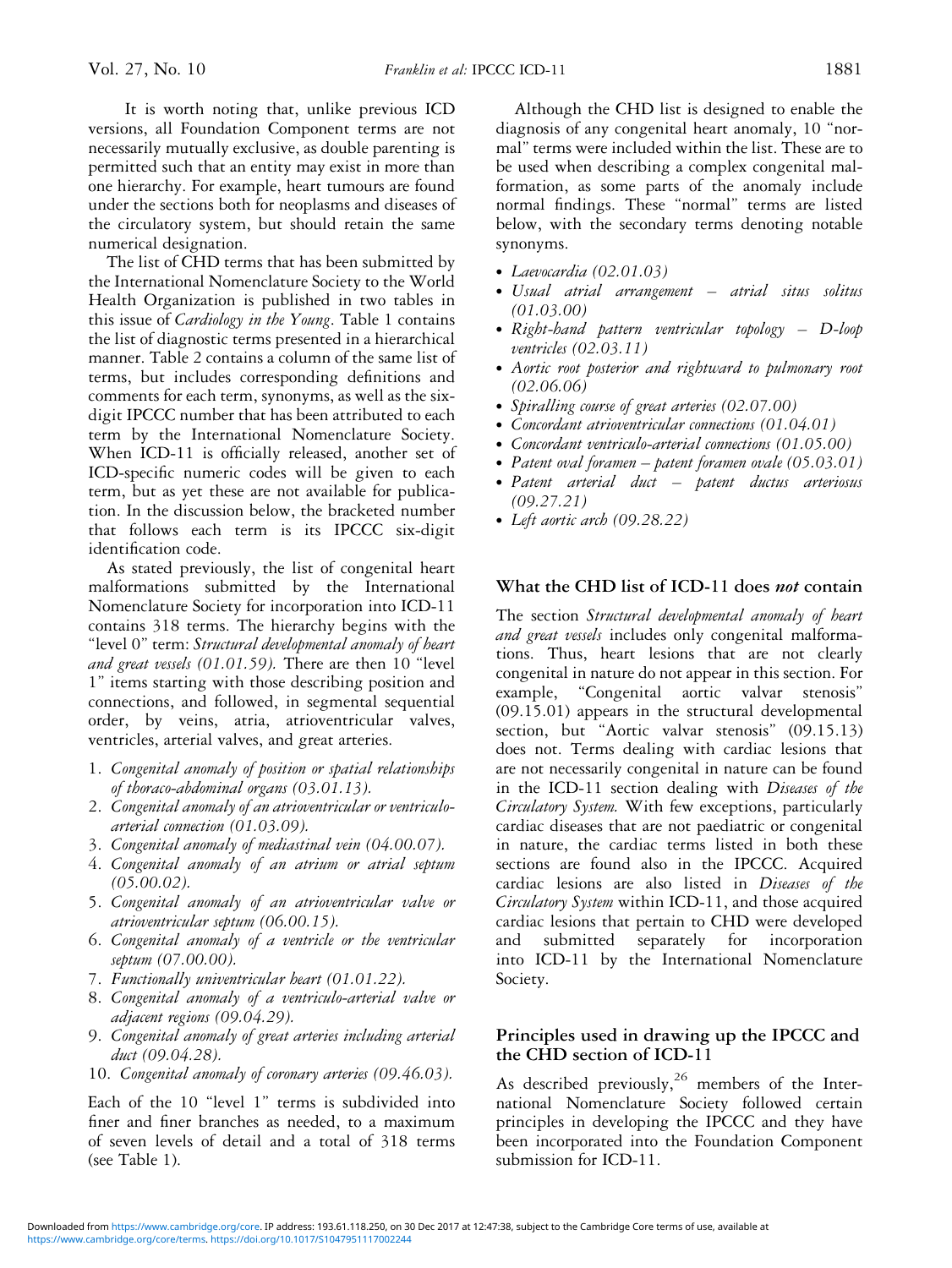It is worth noting that, unlike previous ICD versions, all Foundation Component terms are not necessarily mutually exclusive, as double parenting is permitted such that an entity may exist in more than one hierarchy. For example, heart tumours are found under the sections both for neoplasms and diseases of the circulatory system, but should retain the same numerical designation.

The list of CHD terms that has been submitted by the International Nomenclature Society to the World Health Organization is published in two tables in this issue of *Cardiology in the Young*. Table 1 contains the list of diagnostic terms presented in a hierarchical manner. Table 2 contains a column of the same list of terms, but includes corresponding definitions and comments for each term, synonyms, as well as the six-digit IPCCC number that has been attributed to each term by the International Nomenclature Society. When ICD-11 is officially released, another set of ICD-specific numeric codes will be given to each term, but as yet these are not available for publication. In the discussion below, the bracketed number that follows each term is its IPCCC six-digit identification code.

As stated previously, the list of congenital heart malformations submitted by the International Nomenclature Society for incorporation into ICD-11 contains 318 terms. The hierarchy begins with the "level 0" term: *Structural developmental anomaly of heart and great vessels (01.01.59).* There are then 10 "level 1" items starting with those describing position and connections, and followed, in segmental sequential order, by veins, atria, atrioventricular valves, ventricles, arterial valves, and great arteries.

1. *Congenital anomaly of position or spatial relationships of thoraco-abdominal organs (03.01.13).*
2. *Congenital anomaly of an atrioventricular or ventriculo-arterial connection (01.03.09).*
3. *Congenital anomaly of mediastinal vein (04.00.07).*
4. *Congenital anomaly of an atrium or atrial septum (05.00.02).*
5. *Congenital anomaly of an atrioventricular valve or atrioventricular septum (06.00.15).*
6. *Congenital anomaly of a ventricle or the ventricular septum (07.00.00).*
7. *Functionally univentricular heart (01.01.22).*
8. *Congenital anomaly of a ventriculo-arterial valve or adjacent regions (09.04.29).*
9. *Congenital anomaly of great arteries including arterial duct (09.04.28).*
10. *Congenital anomaly of coronary arteries (09.46.03).*

Each of the 10 "level 1" terms is subdivided into finer and finer branches as needed, to a maximum of seven levels of detail and a total of 318 terms (see Table 1).

Although the CHD list is designed to enable the diagnosis of any congenital heart anomaly, 10 "normal" terms were included within the list. These are to be used when describing a complex congenital malformation, as some parts of the anomaly include normal findings. These "normal" terms are listed below, with the secondary terms denoting notable synonyms.

- *Laevocardia (02.01.03)*
- *Usual atrial arrangement – atrial situs solitus (01.03.00)*
- *Right-hand pattern ventricular topology – D-loop ventricles (02.03.11)*
- *Aortic root posterior and rightward to pulmonary root (02.06.06)*
- *Spiralling course of great arteries (02.07.00)*
- *Concordant atrioventricular connections (01.04.01)*
- *Concordant ventriculo-arterial connections (01.05.00)*
- *Patent oval foramen – patent foramen ovale (05.03.01)*
- *Patent arterial duct – patent ductus arteriosus (09.27.21)*
- *Left aortic arch (09.28.22)*

## What the CHD list of ICD-11 does *not* contain

The section *Structural developmental anomaly of heart and great vessels* includes only congenital malformations. Thus, heart lesions that are not clearly congenital in nature do not appear in this section. For example, "Congenital aortic valvar stenosis" (09.15.01) appears in the structural developmental section, but "Aortic valvar stenosis" (09.15.13) does not. Terms dealing with cardiac lesions that are not necessarily congenital in nature can be found in the ICD-11 section dealing with *Diseases of the Circulatory System.* With few exceptions, particularly cardiac diseases that are not paediatric or congenital in nature, the cardiac terms listed in both these sections are found also in the IPCCC. Acquired cardiac lesions are also listed in *Diseases of the Circulatory System* within ICD-11, and those acquired cardiac lesions that pertain to CHD were developed and submitted separately for incorporation into ICD-11 by the International Nomenclature Society.

## Principles used in drawing up the IPCCC and the CHD section of ICD-11

As described previously,[26] members of the International Nomenclature Society followed certain principles in developing the IPCCC and they have been incorporated into the Foundation Component submission for ICD-11.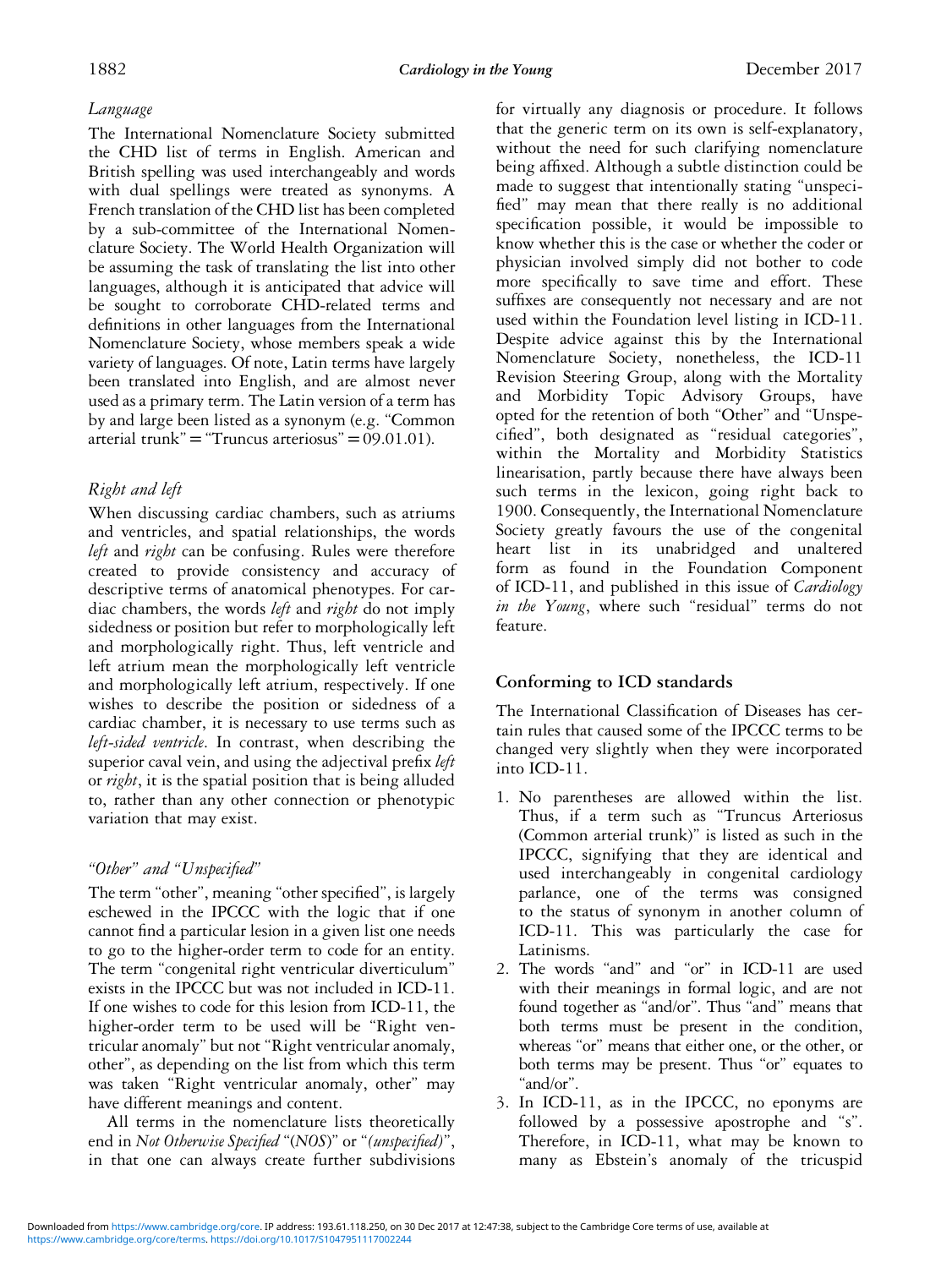### *Language*

The International Nomenclature Society submitted the CHD list of terms in English. American and British spelling was used interchangeably and words with dual spellings were treated as synonyms. A French translation of the CHD list has been completed by a sub-committee of the International Nomenclature Society. The World Health Organization will be assuming the task of translating the list into other languages, although it is anticipated that advice will be sought to corroborate CHD-related terms and definitions in other languages from the International Nomenclature Society, whose members speak a wide variety of languages. Of note, Latin terms have largely been translated into English, and are almost never used as a primary term. The Latin version of a term has by and large been listed as a synonym (e.g. "Common arterial trunk" = "Truncus arteriosus" = 09.01.01).

### *Right and left*

When discussing cardiac chambers, such as atriums and ventricles, and spatial relationships, the words *left* and *right* can be confusing. Rules were therefore created to provide consistency and accuracy of descriptive terms of anatomical phenotypes. For cardiac chambers, the words *left* and *right* do not imply sidedness or position but refer to morphologically left and morphologically right. Thus, left ventricle and left atrium mean the morphologically left ventricle and morphologically left atrium, respectively. If one wishes to describe the position or sidedness of a cardiac chamber, it is necessary to use terms such as *left-sided ventricle*. In contrast, when describing the superior caval vein, and using the adjectival prefix *left* or *right*, it is the spatial position that is being alluded to, rather than any other connection or phenotypic variation that may exist.

### *"Other" and "Unspecified"*

The term "other", meaning "other specified", is largely eschewed in the IPCCC with the logic that if one cannot find a particular lesion in a given list one needs to go to the higher-order term to code for an entity. The term "congenital right ventricular diverticulum" exists in the IPCCC but was not included in ICD-11. If one wishes to code for this lesion from ICD-11, the higher-order term to be used will be "Right ventricular anomaly" but not "Right ventricular anomaly, other", as depending on the list from which this term was taken "Right ventricular anomaly, other" may have different meanings and content.

All terms in the nomenclature lists theoretically end in *Not Otherwise Specified* "(*NOS*)" or "*(unspecified)*", in that one can always create further subdivisions for virtually any diagnosis or procedure. It follows that the generic term on its own is self-explanatory, without the need for such clarifying nomenclature being affixed. Although a subtle distinction could be made to suggest that intentionally stating "unspecified" may mean that there really is no additional specification possible, it would be impossible to know whether this is the case or whether the coder or physician involved simply did not bother to code more specifically to save time and effort. These suffixes are consequently not necessary and are not used within the Foundation level listing in ICD-11. Despite advice against this by the International Nomenclature Society, nonetheless, the ICD-11 Revision Steering Group, along with the Mortality and Morbidity Topic Advisory Groups, have opted for the retention of both "Other" and "Unspecified", both designated as "residual categories", within the Mortality and Morbidity Statistics linearisation, partly because there have always been such terms in the lexicon, going right back to 1900. Consequently, the International Nomenclature Society greatly favours the use of the congenital heart list in its unabridged and unaltered form as found in the Foundation Component of ICD-11, and published in this issue of *Cardiology in the Young*, where such "residual" terms do not feature.

## Conforming to ICD standards

The International Classification of Diseases has certain rules that caused some of the IPCCC terms to be changed very slightly when they were incorporated into ICD-11.

1. No parentheses are allowed within the list. Thus, if a term such as "Truncus Arteriosus (Common arterial trunk)" is listed as such in the IPCCC, signifying that they are identical and used interchangeably in congenital cardiology parlance, one of the terms was consigned to the status of synonym in another column of ICD-11. This was particularly the case for Latinisms.
2. The words "and" and "or" in ICD-11 are used with their meanings in formal logic, and are not found together as "and/or". Thus "and" means that both terms must be present in the condition, whereas "or" means that either one, or the other, or both terms may be present. Thus "or" equates to "and/or".
3. In ICD-11, as in the IPCCC, no eponyms are followed by a possessive apostrophe and "s". Therefore, in ICD-11, what may be known to many as Ebstein's anomaly of the tricuspid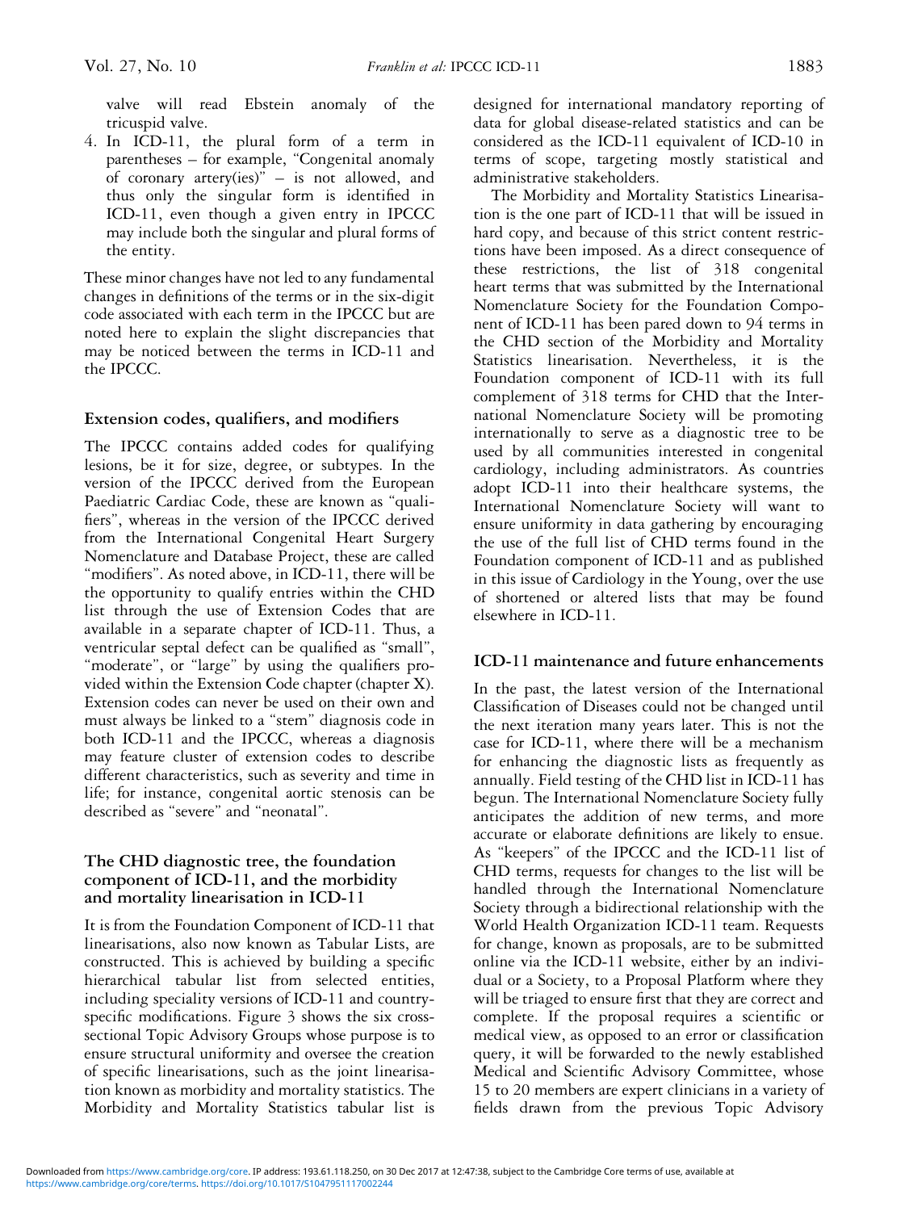valve will read Ebstein anomaly of the tricuspid valve.

4. In ICD-11, the plural form of a term in parentheses – for example, "Congenital anomaly of coronary artery(ies)" – is not allowed, and thus only the singular form is identified in ICD-11, even though a given entry in IPCCC may include both the singular and plural forms of the entity.

These minor changes have not led to any fundamental changes in definitions of the terms or in the six-digit code associated with each term in the IPCCC but are noted here to explain the slight discrepancies that may be noticed between the terms in ICD-11 and the IPCCC.

## Extension codes, qualifiers, and modifiers

The IPCCC contains added codes for qualifying lesions, be it for size, degree, or subtypes. In the version of the IPCCC derived from the European Paediatric Cardiac Code, these are known as "qualifiers", whereas in the version of the IPCCC derived from the International Congenital Heart Surgery Nomenclature and Database Project, these are called "modifiers". As noted above, in ICD-11, there will be the opportunity to qualify entries within the CHD list through the use of Extension Codes that are available in a separate chapter of ICD-11. Thus, a ventricular septal defect can be qualified as "small", "moderate", or "large" by using the qualifiers provided within the Extension Code chapter (chapter X). Extension codes can never be used on their own and must always be linked to a "stem" diagnosis code in both ICD-11 and the IPCCC, whereas a diagnosis may feature cluster of extension codes to describe different characteristics, such as severity and time in life; for instance, congenital aortic stenosis can be described as "severe" and "neonatal".

## The CHD diagnostic tree, the foundation component of ICD-11, and the morbidity and mortality linearisation in ICD-11

It is from the Foundation Component of ICD-11 that linearisations, also now known as Tabular Lists, are constructed. This is achieved by building a specific hierarchical tabular list from selected entities, including speciality versions of ICD-11 and country-specific modifications. Figure 3 shows the six cross-sectional Topic Advisory Groups whose purpose is to ensure structural uniformity and oversee the creation of specific linearisations, such as the joint linearisation known as morbidity and mortality statistics. The Morbidity and Mortality Statistics tabular list is designed for international mandatory reporting of data for global disease-related statistics and can be considered as the ICD-11 equivalent of ICD-10 in terms of scope, targeting mostly statistical and administrative stakeholders.

The Morbidity and Mortality Statistics Linearisation is the one part of ICD-11 that will be issued in hard copy, and because of this strict content restrictions have been imposed. As a direct consequence of these restrictions, the list of 318 congenital heart terms that was submitted by the International Nomenclature Society for the Foundation Component of ICD-11 has been pared down to 94 terms in the CHD section of the Morbidity and Mortality Statistics linearisation. Nevertheless, it is the Foundation component of ICD-11 with its full complement of 318 terms for CHD that the International Nomenclature Society will be promoting internationally to serve as a diagnostic tree to be used by all communities interested in congenital cardiology, including administrators. As countries adopt ICD-11 into their healthcare systems, the International Nomenclature Society will want to ensure uniformity in data gathering by encouraging the use of the full list of CHD terms found in the Foundation component of ICD-11 and as published in this issue of Cardiology in the Young, over the use of shortened or altered lists that may be found elsewhere in ICD-11.

## ICD-11 maintenance and future enhancements

In the past, the latest version of the International Classification of Diseases could not be changed until the next iteration many years later. This is not the case for ICD-11, where there will be a mechanism for enhancing the diagnostic lists as frequently as annually. Field testing of the CHD list in ICD-11 has begun. The International Nomenclature Society fully anticipates the addition of new terms, and more accurate or elaborate definitions are likely to ensue. As "keepers" of the IPCCC and the ICD-11 list of CHD terms, requests for changes to the list will be handled through the International Nomenclature Society through a bidirectional relationship with the World Health Organization ICD-11 team. Requests for change, known as proposals, are to be submitted online via the ICD-11 website, either by an individual or a Society, to a Proposal Platform where they will be triaged to ensure first that they are correct and complete. If the proposal requires a scientific or medical view, as opposed to an error or classification query, it will be forwarded to the newly established Medical and Scientific Advisory Committee, whose 15 to 20 members are expert clinicians in a variety of fields drawn from the previous Topic Advisory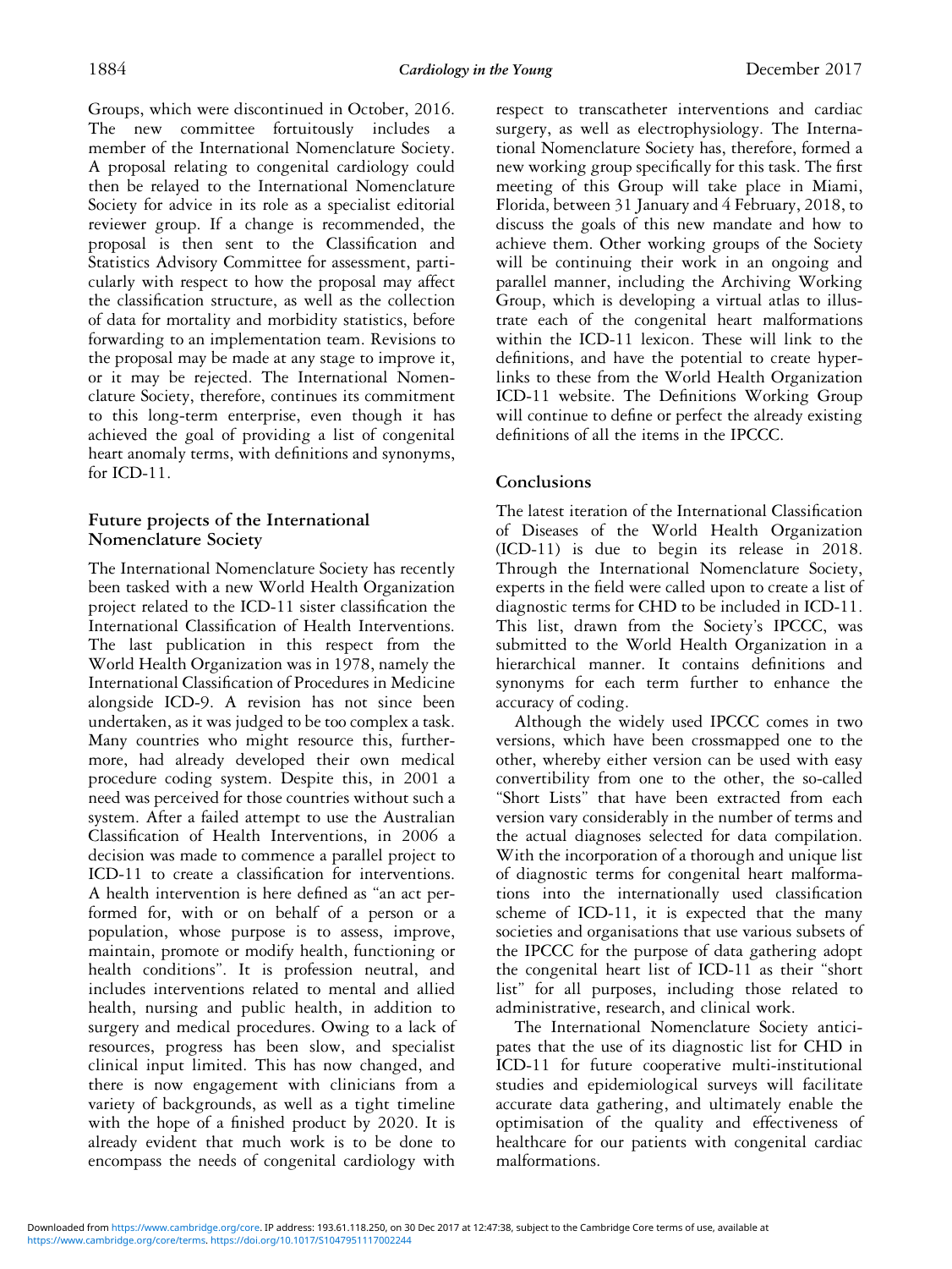Groups, which were discontinued in October, 2016. The new committee fortuitously includes a member of the International Nomenclature Society. A proposal relating to congenital cardiology could then be relayed to the International Nomenclature Society for advice in its role as a specialist editorial reviewer group. If a change is recommended, the proposal is then sent to the Classification and Statistics Advisory Committee for assessment, particularly with respect to how the proposal may affect the classification structure, as well as the collection of data for mortality and morbidity statistics, before forwarding to an implementation team. Revisions to the proposal may be made at any stage to improve it, or it may be rejected. The International Nomenclature Society, therefore, continues its commitment to this long-term enterprise, even though it has achieved the goal of providing a list of congenital heart anomaly terms, with definitions and synonyms, for ICD-11.

## Future projects of the International Nomenclature Society

The International Nomenclature Society has recently been tasked with a new World Health Organization project related to the ICD-11 sister classification the International Classification of Health Interventions. The last publication in this respect from the World Health Organization was in 1978, namely the International Classification of Procedures in Medicine alongside ICD-9. A revision has not since been undertaken, as it was judged to be too complex a task. Many countries who might resource this, furthermore, had already developed their own medical procedure coding system. Despite this, in 2001 a need was perceived for those countries without such a system. After a failed attempt to use the Australian Classification of Health Interventions, in 2006 a decision was made to commence a parallel project to ICD-11 to create a classification for interventions. A health intervention is here defined as "an act performed for, with or on behalf of a person or a population, whose purpose is to assess, improve, maintain, promote or modify health, functioning or health conditions". It is profession neutral, and includes interventions related to mental and allied health, nursing and public health, in addition to surgery and medical procedures. Owing to a lack of resources, progress has been slow, and specialist clinical input limited. This has now changed, and there is now engagement with clinicians from a variety of backgrounds, as well as a tight timeline with the hope of a finished product by 2020. It is already evident that much work is to be done to encompass the needs of congenital cardiology with respect to transcatheter interventions and cardiac surgery, as well as electrophysiology. The International Nomenclature Society has, therefore, formed a new working group specifically for this task. The first meeting of this Group will take place in Miami, Florida, between 31 January and 4 February, 2018, to discuss the goals of this new mandate and how to achieve them. Other working groups of the Society will be continuing their work in an ongoing and parallel manner, including the Archiving Working Group, which is developing a virtual atlas to illustrate each of the congenital heart malformations within the ICD-11 lexicon. These will link to the definitions, and have the potential to create hyperlinks to these from the World Health Organization ICD-11 website. The Definitions Working Group will continue to define or perfect the already existing definitions of all the items in the IPCCC.

## Conclusions

The latest iteration of the International Classification of Diseases of the World Health Organization (ICD-11) is due to begin its release in 2018. Through the International Nomenclature Society, experts in the field were called upon to create a list of diagnostic terms for CHD to be included in ICD-11. This list, drawn from the Society's IPCCC, was submitted to the World Health Organization in a hierarchical manner. It contains definitions and synonyms for each term further to enhance the accuracy of coding.

Although the widely used IPCCC comes in two versions, which have been crossmapped one to the other, whereby either version can be used with easy convertibility from one to the other, the so-called "Short Lists" that have been extracted from each version vary considerably in the number of terms and the actual diagnoses selected for data compilation. With the incorporation of a thorough and unique list of diagnostic terms for congenital heart malformations into the internationally used classification scheme of ICD-11, it is expected that the many societies and organisations that use various subsets of the IPCCC for the purpose of data gathering adopt the congenital heart list of ICD-11 as their "short list" for all purposes, including those related to administrative, research, and clinical work.

The International Nomenclature Society anticipates that the use of its diagnostic list for CHD in ICD-11 for future cooperative multi-institutional studies and epidemiological surveys will facilitate accurate data gathering, and ultimately enable the optimisation of the quality and effectiveness of healthcare for our patients with congenital cardiac malformations.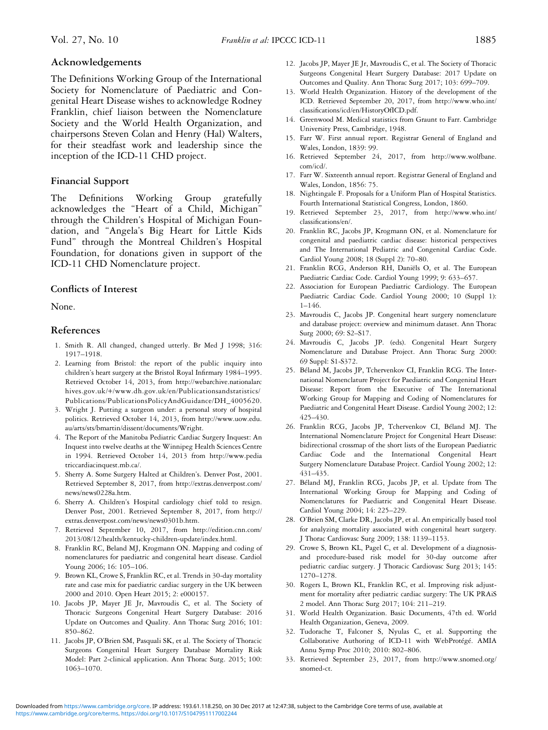## Acknowledgements

The Definitions Working Group of the International Society for Nomenclature of Paediatric and Congenital Heart Disease wishes to acknowledge Rodney Franklin, chief liaison between the Nomenclature Society and the World Health Organization, and chairpersons Steven Colan and Henry (Hal) Walters, for their steadfast work and leadership since the inception of the ICD-11 CHD project.

## Financial Support

The Definitions Working Group gratefully acknowledges the "Heart of a Child, Michigan" through the Children's Hospital of Michigan Foundation, and "Angela's Big Heart for Little Kids Fund" through the Montreal Children's Hospital Foundation, for donations given in support of the ICD-11 CHD Nomenclature project.

## Conflicts of Interest

None.

## References

1. Smith R. All changed, changed utterly. Br Med J 1998; 316: 1917–1918.
2. Learning from Bristol: the report of the public inquiry into children's heart surgery at the Bristol Royal Infirmary 1984–1995. Retrieved October 14, 2013, from http://webarchive.nationalarchives.gov.uk/+/www.dh.gov.uk/en/Publicationsandstatistics/Publications/PublicationsPolicyAndGuidance/DH_4005620.
3. Wright J. Putting a surgeon under: a personal story of hospital politics. Retrieved October 14, 2013, from http://www.uow.edu.au/arts/sts/bmartin/dissent/documents/Wright.
4. The Report of the Manitoba Pediatric Cardiac Surgery Inquest: An Inquest into twelve deaths at the Winnipeg Health Sciences Centre in 1994. Retrieved October 14, 2013 from http://www.pediatriccardiacinquest.mb.ca/.
5. Sherry A. Some Surgery Halted at Children's. Denver Post, 2001. Retrieved September 8, 2017, from http://extras.denverpost.com/news/news0228a.htm.
6. Sherry A. Children's Hospital cardiology chief told to resign. Denver Post, 2001. Retrieved September 8, 2017, from http://extras.denverpost.com/news/news0301b.htm.
7. Retrieved September 10, 2017, from http://edition.cnn.com/2013/08/12/health/kentucky-children-update/index.html.
8. Franklin RC, Beland MJ, Krogmann ON. Mapping and coding of nomenclatures for paediatric and congenital heart disease. Cardiol Young 2006; 16: 105–106.
9. Brown KL, Crowe S, Franklin RC, et al. Trends in 30-day mortality rate and case mix for paediatric cardiac surgery in the UK between 2000 and 2010. Open Heart 2015; 2: e000157.
10. Jacobs JP, Mayer JE Jr, Mavroudis C, et al. The Society of Thoracic Surgeons Congenital Heart Surgery Database: 2016 Update on Outcomes and Quality. Ann Thorac Surg 2016; 101: 850–862.
11. Jacobs JP, O'Brien SM, Pasquali SK, et al. The Society of Thoracic Surgeons Congenital Heart Surgery Database Mortality Risk Model: Part 2-clinical application. Ann Thorac Surg. 2015; 100: 1063–1070.
12. Jacobs JP, Mayer JE Jr, Mavroudis C, et al. The Society of Thoracic Surgeons Congenital Heart Surgery Database: 2017 Update on Outcomes and Quality. Ann Thorac Surg 2017; 103: 699–709.
13. World Health Organization. History of the development of the ICD. Retrieved September 20, 2017, from http://www.who.int/classifications/icd/en/HistoryOfICD.pdf.
14. Greenwood M. Medical statistics from Graunt to Farr. Cambridge University Press, Cambridge, 1948.
15. Farr W. First annual report. Registrar General of England and Wales, London, 1839: 99.
16. Retrieved September 24, 2017, from http://www.wolfbane.com/icd/.
17. Farr W. Sixteenth annual report. Registrar General of England and Wales, London, 1856: 75.
18. Nightingale F. Proposals for a Uniform Plan of Hospital Statistics. Fourth International Statistical Congress, London, 1860.
19. Retrieved September 23, 2017, from http://www.who.int/classifications/en/.
20. Franklin RC, Jacobs JP, Krogmann ON, et al. Nomenclature for congenital and paediatric cardiac disease: historical perspectives and The International Pediatric and Congenital Cardiac Code. Cardiol Young 2008; 18 (Suppl 2): 70–80.
21. Franklin RCG, Anderson RH, Daniëls O, et al. The European Paediatric Cardiac Code. Cardiol Young 1999; 9: 633–657.
22. Association for European Paediatric Cardiology. The European Paediatric Cardiac Code. Cardiol Young 2000; 10 (Suppl 1): 1–146.
23. Mavroudis C, Jacobs JP. Congenital heart surgery nomenclature and database project: overview and minimum dataset. Ann Thorac Surg 2000; 69: S2–S17.
24. Mavroudis C, Jacobs JP. (eds). Congenital Heart Surgery Nomenclature and Database Project. Ann Thorac Surg 2000: 69 Suppl: S1-S372.
25. Béland M, Jacobs JP, Tchervenkov CI, Franklin RCG. The International Nomenclature Project for Paediatric and Congenital Heart Disease: Report from the Executive of The International Working Group for Mapping and Coding of Nomenclatures for Paediatric and Congenital Heart Disease. Cardiol Young 2002; 12: 425–430.
26. Franklin RCG, Jacobs JP, Tchervenkov CI, Béland MJ. The International Nomenclature Project for Congenital Heart Disease: bidirectional crossmap of the short lists of the European Paediatric Cardiac Code and the International Congenital Heart Surgery Nomenclature Database Project. Cardiol Young 2002; 12: 431–435.
27. Béland MJ, Franklin RCG, Jacobs JP, et al. Update from The International Working Group for Mapping and Coding of Nomenclatures for Paediatric and Congenital Heart Disease. Cardiol Young 2004; 14: 225–229.
28. O'Brien SM, Clarke DR, Jacobs JP, et al. An empirically based tool for analyzing mortality associated with congenital heart surgery. J Thorac Cardiovasc Surg 2009; 138: 1139–1153.
29. Crowe S, Brown KL, Pagel C, et al. Development of a diagnosis- and procedure-based risk model for 30-day outcome after pediatric cardiac surgery. J Thoracic Cardiovasc Surg 2013; 145: 1270–1278.
30. Rogers L, Brown KL, Franklin RC, et al. Improving risk adjustment for mortality after pediatric cardiac surgery: The UK PRAiS 2 model. Ann Thorac Surg 2017; 104: 211–219.
31. World Health Organization. Basic Documents, 47th ed. World Health Organization, Geneva, 2009.
32. Tudorache T, Falconer S, Nyulas C, et al. Supporting the Collaborative Authoring of ICD-11 with WebProtégé. AMIA Annu Symp Proc 2010; 2010: 802–806.
33. Retrieved September 23, 2017, from http://www.snomed.org/snomed-ct.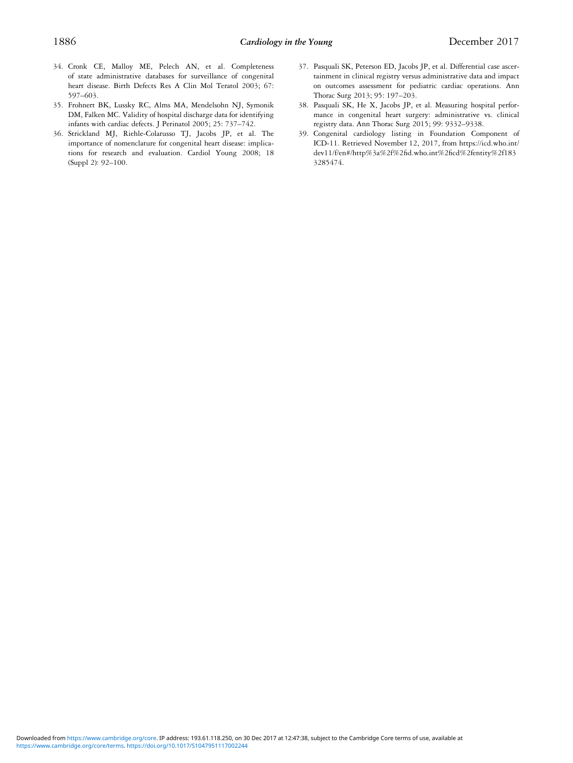34. Cronk CE, Malloy ME, Pelech AN, et al. Completeness of state administrative databases for surveillance of congenital heart disease. Birth Defects Res A Clin Mol Teratol 2003; 67: 597–603.
35. Frohnert BK, Lussky RC, Alms MA, Mendelsohn NJ, Symonik DM, Falken MC. Validity of hospital discharge data for identifying infants with cardiac defects. J Perinatol 2005; 25: 737–742.
36. Strickland MJ, Riehle-Colarusso TJ, Jacobs JP, et al. The importance of nomenclature for congenital heart disease: implications for research and evaluation. Cardiol Young 2008; 18 (Suppl 2): 92–100.
37. Pasquali SK, Peterson ED, Jacobs JP, et al. Differential case ascertainment in clinical registry versus administrative data and impact on outcomes assessment for pediatric cardiac operations. Ann Thorac Surg 2013; 95: 197–203.
38. Pasquali SK, He X, Jacobs JP, et al. Measuring hospital performance in congenital heart surgery: administrative vs. clinical registry data. Ann Thorac Surg 2015; 99: 9332–9338.
39. Congenital cardiology listing in Foundation Component of ICD-11. Retrieved November 12, 2017, from https://icd.who.int/dev11/f/en#/http%3a%2f%2fid.who.int%2ficd%2fentity%2f1833285474.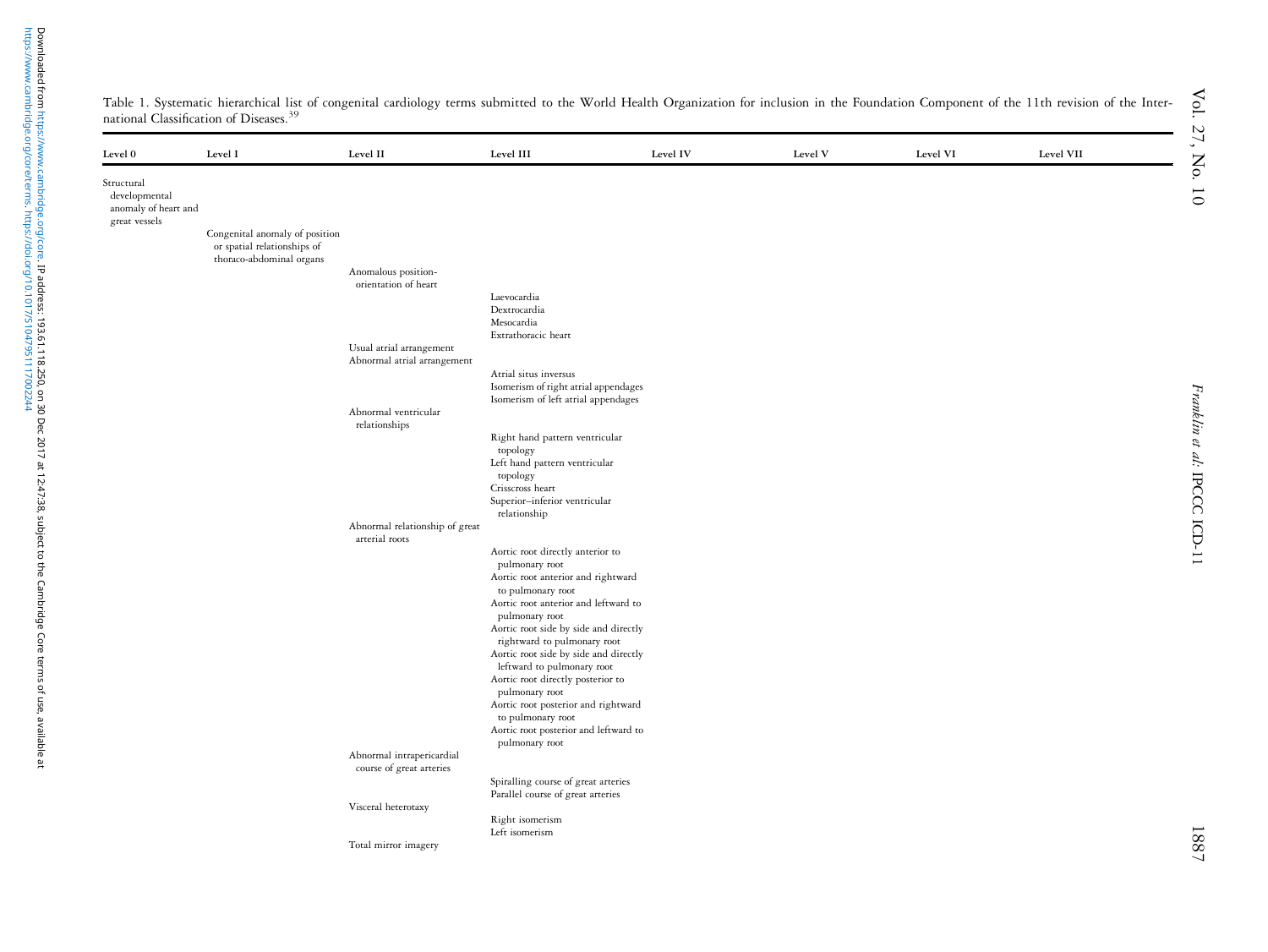Table 1. Systematic hierarchical list of congenital cardiology terms submitted to the World Health Organization for inclusion in the Foundation Component of the 11th revision of the International Classification of Diseases.[39]

| Level 0 | Level I | Level II | Level III | Level IV | Level V | Level VI | Level VII |
|---|---|---|---|---|---|---|---|
| Structural developmental anomaly of heart and great vessels | | | | | | | |
| | Congenital anomaly of position or spatial relationships of thoraco-abdominal organs | | | | | | |
| | | Anomalous position-orientation of heart | | | | | |
| | | | Laevocardia | | | | |
| | | | Dextrocardia | | | | |
| | | | Mesocardia | | | | |
| | | | Extrathoracic heart | | | | |
| | | Usual atrial arrangement | | | | | |
| | | Abnormal atrial arrangement | | | | | |
| | | | Atrial situs inversus | | | | |
| | | | Isomerism of right atrial appendages | | | | |
| | | | Isomerism of left atrial appendages | | | | |
| | | Abnormal ventricular relationships | | | | | |
| | | | Right hand pattern ventricular topology | | | | |
| | | | Left hand pattern ventricular topology | | | | |
| | | | Crisscross heart | | | | |
| | | | Superior–inferior ventricular relationship | | | | |
| | | Abnormal relationship of great arterial roots | | | | | |
| | | | Aortic root directly anterior to pulmonary root | | | | |
| | | | Aortic root anterior and rightward to pulmonary root | | | | |
| | | | Aortic root anterior and leftward to pulmonary root | | | | |
| | | | Aortic root side by side and directly rightward to pulmonary root | | | | |
| | | | Aortic root side by side and directly leftward to pulmonary root | | | | |
| | | | Aortic root directly posterior to pulmonary root | | | | |
| | | | Aortic root posterior and rightward to pulmonary root | | | | |
| | | | Aortic root posterior and leftward to pulmonary root | | | | |
| | | Abnormal intrapericardial course of great arteries | | | | | |
| | | | Spiralling course of great arteries | | | | |
| | | | Parallel course of great arteries | | | | |
| | | Visceral heterotaxy | | | | | |
| | | | Right isomerism | | | | |
| | | | Left isomerism | | | | |
| | | Total mirror imagery | | | | | |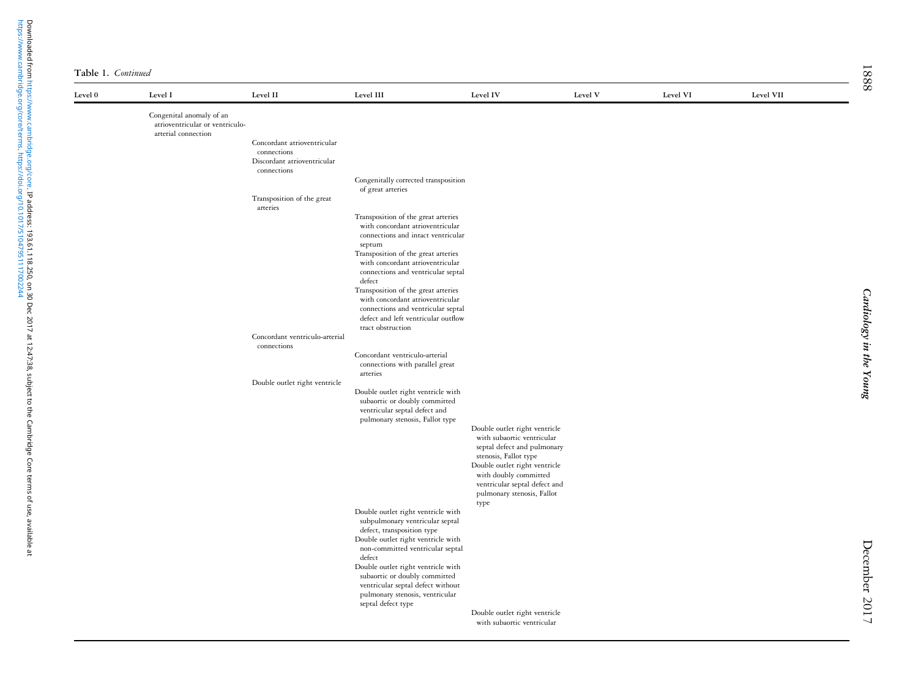Table 1. *Continued*

| Level 0 | Level I | Level II | Level III | Level IV | Level V | Level VI | Level VII |
|---|---|---|---|---|---|---|---|
| | Congenital anomaly of an atrioventricular or ventriculo-arterial connection | | | | | | |
| | | Concordant atrioventricular connections | | | | | |
| | | Discordant atrioventricular connections | | | | | |
| | | | Congenitally corrected transposition of great arteries | | | | |
| | | Transposition of the great arteries | | | | | |
| | | | Transposition of the great arteries with concordant atrioventricular connections and intact ventricular septum | | | | |
| | | | Transposition of the great arteries with concordant atrioventricular connections and ventricular septal defect | | | | |
| | | | Transposition of the great arteries with concordant atrioventricular connections and ventricular septal defect and left ventricular outflow tract obstruction | | | | |
| | | Concordant ventriculo-arterial connections | | | | | |
| | | | Concordant ventriculo-arterial connections with parallel great arteries | | | | |
| | | Double outlet right ventricle | | | | | |
| | | | Double outlet right ventricle with subaortic or doubly committed ventricular septal defect and pulmonary stenosis, Fallot type | | | | |
| | | | | Double outlet right ventricle with subaortic ventricular septal defect and pulmonary stenosis, Fallot type | | | |
| | | | | Double outlet right ventricle with doubly committed ventricular septal defect and pulmonary stenosis, Fallot type | | | |
| | | | Double outlet right ventricle with subpulmonary ventricular septal defect, transposition type | | | | |
| | | | Double outlet right ventricle with non-committed ventricular septal defect | | | | |
| | | | Double outlet right ventricle with subaortic or doubly committed ventricular septal defect without pulmonary stenosis, ventricular septal defect type | | | | |
| | | | | Double outlet right ventricle with subaortic ventricular | | | |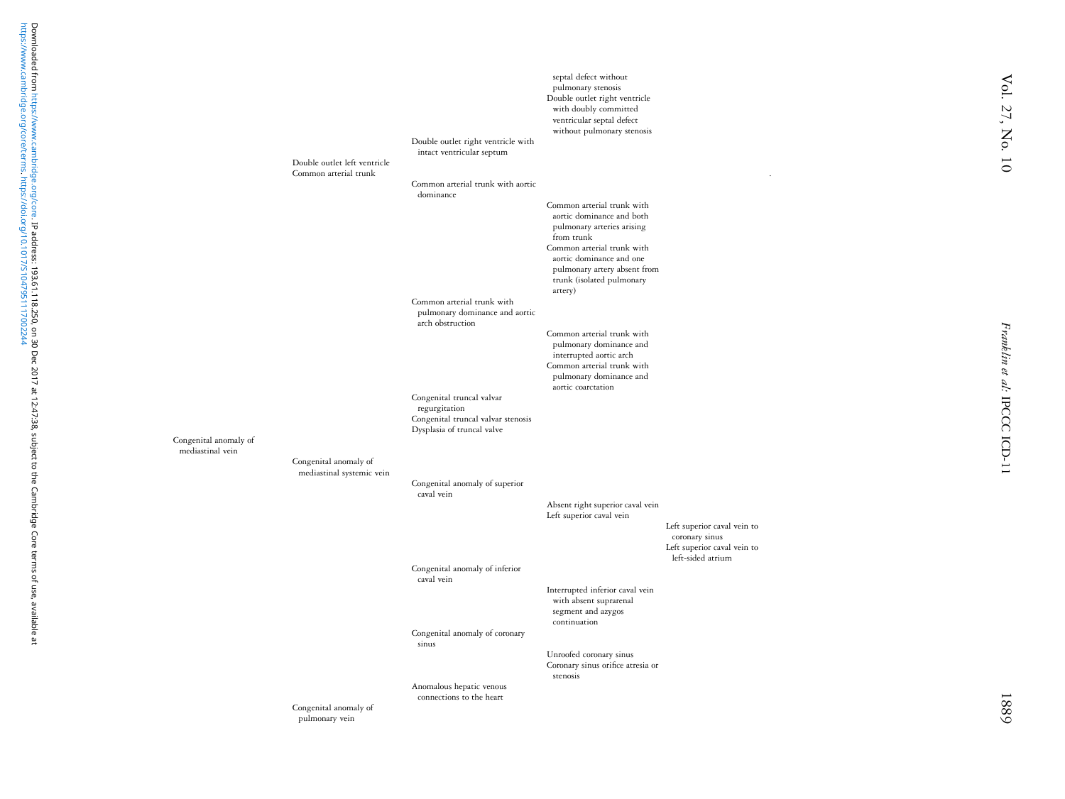| | | | | |
|---|---|---|---|---|
| | | | septal defect without pulmonary stenosis | |
| | | | Double outlet right ventricle with doubly committed ventricular septal defect without pulmonary stenosis | |
| | | Double outlet right ventricle with intact ventricular septum | | |
| | Double outlet left ventricle | | | |
| | Common arterial trunk | | | |
| | | Common arterial trunk with aortic dominance | | |
| | | | Common arterial trunk with aortic dominance and both pulmonary arteries arising from trunk | |
| | | | Common arterial trunk with aortic dominance and one pulmonary artery absent from trunk (isolated pulmonary artery) | |
| | | Common arterial trunk with pulmonary dominance and aortic arch obstruction | | |
| | | | Common arterial trunk with pulmonary dominance and interrupted aortic arch | |
| | | | Common arterial trunk with pulmonary dominance and aortic coarctation | |
| | | Congenital truncal valvar regurgitation | | |
| | | Congenital truncal valvar stenosis | | |
| | | Dysplasia of truncal valve | | |
| Congenital anomaly of mediastinal vein | | | | |
| | Congenital anomaly of mediastinal systemic vein | | | |
| | | Congenital anomaly of superior caval vein | | |
| | | | Absent right superior caval vein | |
| | | | Left superior caval vein | |
| | | | | Left superior caval vein to coronary sinus |
| | | | | Left superior caval vein to left-sided atrium |
| | | Congenital anomaly of inferior caval vein | | |
| | | | Interrupted inferior caval vein with absent suprarenal segment and azygos continuation | |
| | | Congenital anomaly of coronary sinus | | |
| | | | Unroofed coronary sinus | |
| | | | Coronary sinus orifice atresia or stenosis | |
| | | Anomalous hepatic venous connections to the heart | | |
| | Congenital anomaly of pulmonary vein | | | |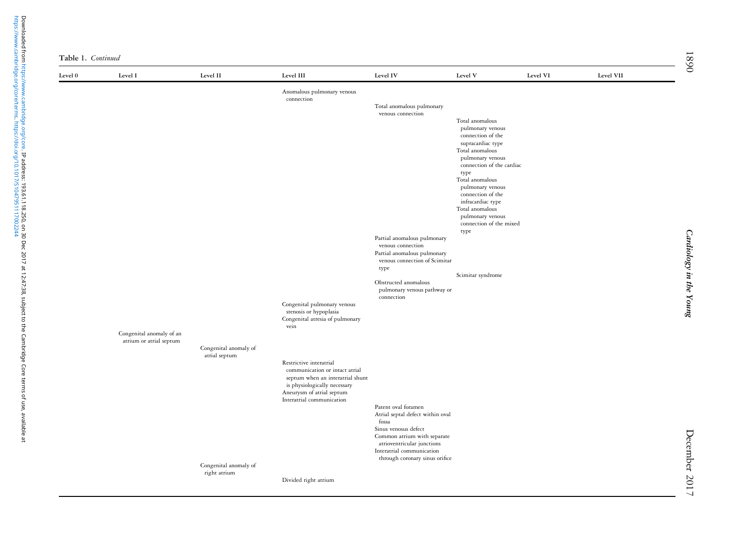**Table 1.** *Continued*

| Level 0 | Level I | Level II | Level III | Level IV | Level V | Level VI | Level VII |
|---|---|---|---|---|---|---|---|
| | | | Anomalous pulmonary venous connection | | | | |
| | | | | Total anomalous pulmonary venous connection | | | |
| | | | | | Total anomalous pulmonary venous connection of the supracardiac type | | |
| | | | | | Total anomalous pulmonary venous connection of the cardiac type | | |
| | | | | | Total anomalous pulmonary venous connection of the infracardiac type | | |
| | | | | | Total anomalous pulmonary venous connection of the mixed type | | |
| | | | | Partial anomalous pulmonary venous connection | | | |
| | | | | Partial anomalous pulmonary venous connection of Scimitar type | | | |
| | | | | | Scimitar syndrome | | |
| | | | | Obstructed anomalous pulmonary venous pathway or connection | | | |
| | | | Congenital pulmonary venous stenosis or hypoplasia | | | | |
| | | | Congenital atresia of pulmonary vein | | | | |
| | Congenital anomaly of an atrium or atrial septum | | | | | | |
| | | Congenital anomaly of atrial septum | | | | | |
| | | | Restrictive interatrial communication or intact atrial septum when an interatrial shunt is physiologically necessary | | | | |
| | | | Aneurysm of atrial septum | | | | |
| | | | Interatrial communication | | | | |
| | | | | Patent oval foramen | | | |
| | | | | Atrial septal defect within oval fossa | | | |
| | | | | Sinus venosus defect | | | |
| | | | | Common atrium with separate atrioventricular junctions | | | |
| | | | | Interatrial communication through coronary sinus orifice | | | |
| | | Congenital anomaly of right atrium | | | | | |
| | | | Divided right atrium | | | | |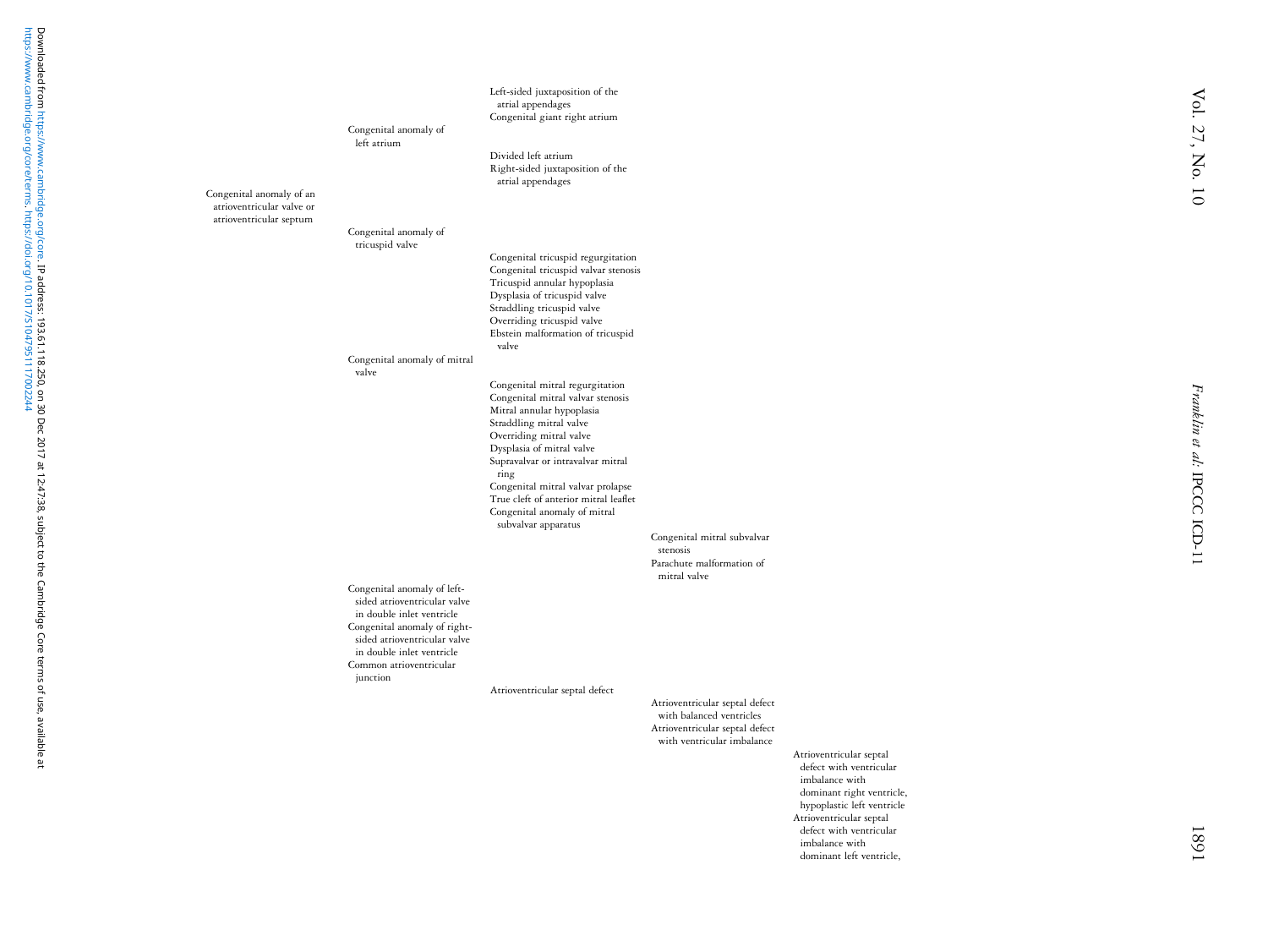- Congenital anomaly of an atrioventricular valve or atrioventricular septum
  - Congenital anomaly of left atrium
    - Left-sided juxtaposition of the atrial appendages
    - Congenital giant right atrium
    - Divided left atrium
    - Right-sided juxtaposition of the atrial appendages
  - Congenital anomaly of tricuspid valve
    - Congenital tricuspid regurgitation
    - Congenital tricuspid valvar stenosis
    - Tricuspid annular hypoplasia
    - Dysplasia of tricuspid valve
    - Straddling tricuspid valve
    - Overriding tricuspid valve
    - Ebstein malformation of tricuspid valve
  - Congenital anomaly of mitral valve
    - Congenital mitral regurgitation
    - Congenital mitral valvar stenosis
    - Mitral annular hypoplasia
    - Straddling mitral valve
    - Overriding mitral valve
    - Dysplasia of mitral valve
    - Supravalvar or intravalvar mitral ring
    - Congenital mitral valvar prolapse
    - True cleft of anterior mitral leaflet
    - Congenital anomaly of mitral subvalvar apparatus
      - Congenital mitral subvalvar stenosis
      - Parachute malformation of mitral valve
  - Congenital anomaly of left-sided atrioventricular valve in double inlet ventricle
  - Congenital anomaly of right-sided atrioventricular valve in double inlet ventricle
  - Common atrioventricular junction
    - Atrioventricular septal defect
      - Atrioventricular septal defect with balanced ventricles
      - Atrioventricular septal defect with ventricular imbalance
        - Atrioventricular septal defect with ventricular imbalance with dominant right ventricle, hypoplastic left ventricle
        - Atrioventricular septal defect with ventricular imbalance with dominant left ventricle,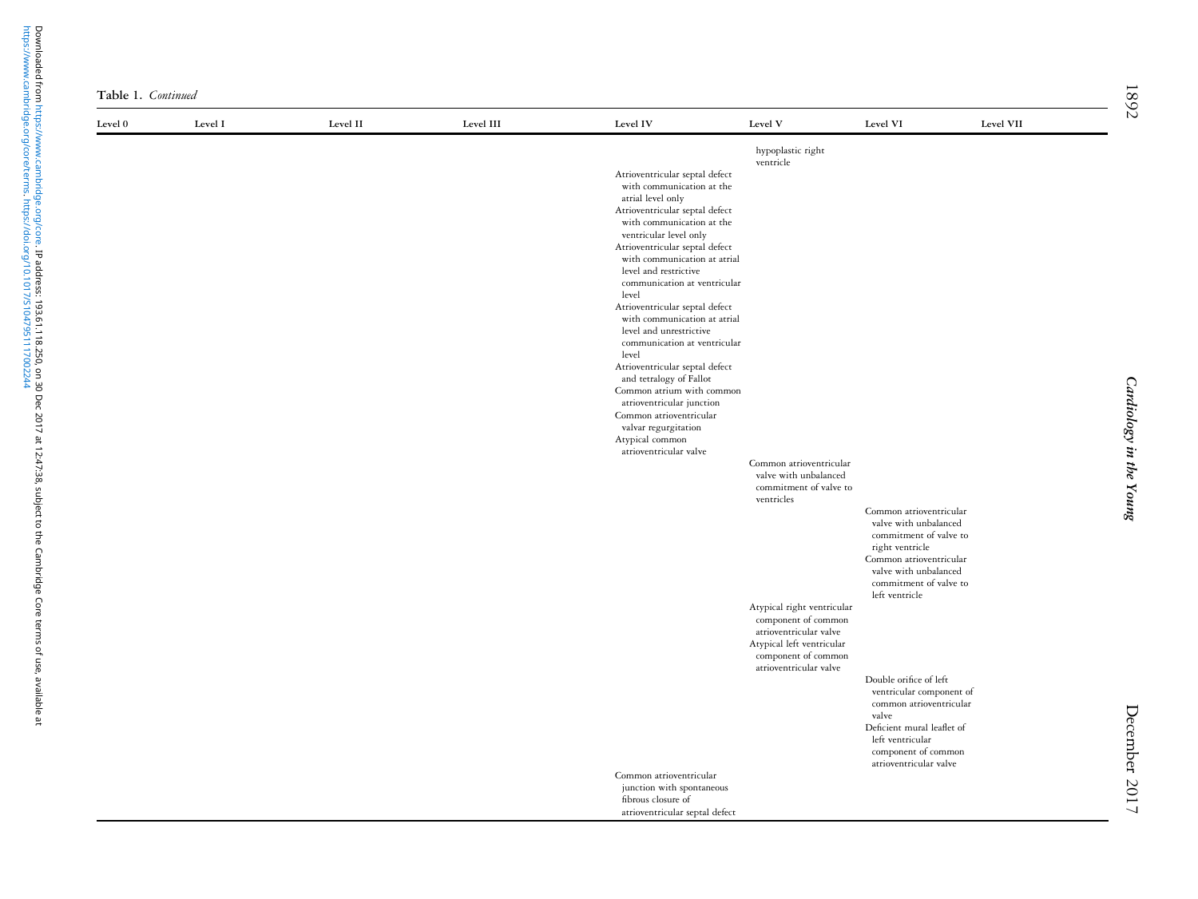Table 1. *Continued*

| Level 0 | Level I | Level II | Level III | Level IV | Level V | Level VI | Level VII |
|---|---|---|---|---|---|---|---|
| | | | | | hypoplastic right ventricle | | |
| | | | | Atrioventricular septal defect with communication at the atrial level only | | | |
| | | | | Atrioventricular septal defect with communication at the ventricular level only | | | |
| | | | | Atrioventricular septal defect with communication at atrial level and restrictive communication at ventricular level | | | |
| | | | | Atrioventricular septal defect with communication at atrial level and unrestrictive communication at ventricular level | | | |
| | | | | Atrioventricular septal defect and tetralogy of Fallot | | | |
| | | | | Common atrium with common atrioventricular junction | | | |
| | | | | Common atrioventricular valvar regurgitation | | | |
| | | | | Atypical common atrioventricular valve | | | |
| | | | | | Common atrioventricular valve with unbalanced commitment of valve to ventricles | | |
| | | | | | | Common atrioventricular valve with unbalanced commitment of valve to right ventricle | |
| | | | | | | Common atrioventricular valve with unbalanced commitment of valve to left ventricle | |
| | | | | | Atypical right ventricular component of common atrioventricular valve | | |
| | | | | | Atypical left ventricular component of common atrioventricular valve | | |
| | | | | | | Double orifice of left ventricular component of common atrioventricular valve | |
| | | | | | | Deficient mural leaflet of left ventricular component of common atrioventricular valve | |
| | | | | Common atrioventricular junction with spontaneous fibrous closure of atrioventricular septal defect | | | |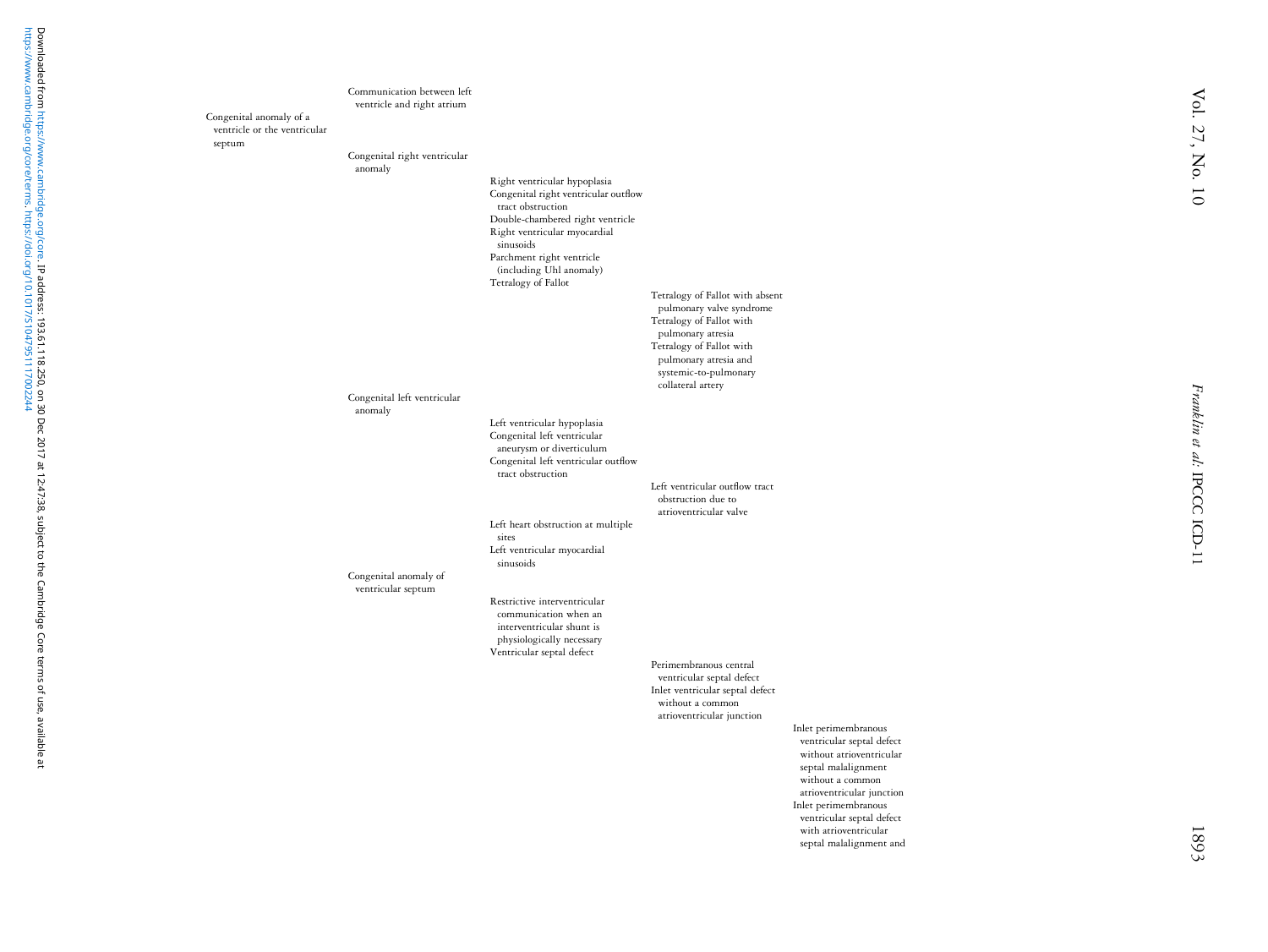- Congenital anomaly of a ventricle or the ventricular septum
  - Communication between left ventricle and right atrium
  - Congenital right ventricular anomaly
    - Right ventricular hypoplasia
    - Congenital right ventricular outflow tract obstruction
    - Double-chambered right ventricle
    - Right ventricular myocardial sinusoids
    - Parchment right ventricle (including Uhl anomaly)
    - Tetralogy of Fallot
      - Tetralogy of Fallot with absent pulmonary valve syndrome
      - Tetralogy of Fallot with pulmonary atresia
      - Tetralogy of Fallot with pulmonary atresia and systemic-to-pulmonary collateral artery
  - Congenital left ventricular anomaly
    - Left ventricular hypoplasia
    - Congenital left ventricular aneurysm or diverticulum
    - Congenital left ventricular outflow tract obstruction
      - Left ventricular outflow tract obstruction due to atrioventricular valve
    - Left heart obstruction at multiple sites
    - Left ventricular myocardial sinusoids
  - Congenital anomaly of ventricular septum
    - Restrictive interventricular communication when an interventricular shunt is physiologically necessary
    - Ventricular septal defect
      - Perimembranous central ventricular septal defect
      - Inlet ventricular septal defect without a common atrioventricular junction
        - Inlet perimembranous ventricular septal defect without atrioventricular septal malalignment without a common atrioventricular junction
        - Inlet perimembranous ventricular septal defect with atrioventricular septal malalignment and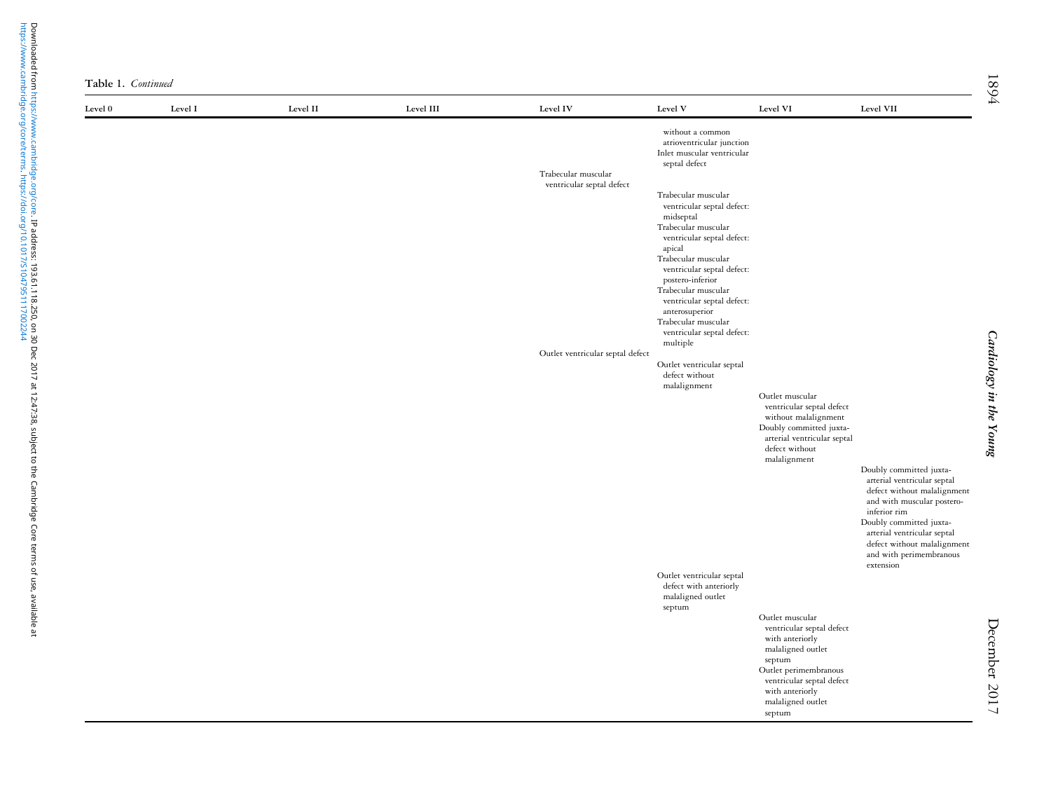Table 1. *Continued*

| Level 0 | Level I | Level II | Level III | Level IV | Level V | Level VI | Level VII |
|---|---|---|---|---|---|---|---|
| | | | | | without a common atrioventricular junction | | |
| | | | | | Inlet muscular ventricular septal defect | | |
| | | | | Trabecular muscular ventricular septal defect | | | |
| | | | | | Trabecular muscular ventricular septal defect: midseptal | | |
| | | | | | Trabecular muscular ventricular septal defect: apical | | |
| | | | | | Trabecular muscular ventricular septal defect: postero-inferior | | |
| | | | | | Trabecular muscular ventricular septal defect: anterosuperior | | |
| | | | | | Trabecular muscular ventricular septal defect: multiple | | |
| | | | | Outlet ventricular septal defect | | | |
| | | | | | Outlet ventricular septal defect without malalignment | | |
| | | | | | | Outlet muscular ventricular septal defect without malalignment | |
| | | | | | | Doubly committed juxta-arterial ventricular septal defect without malalignment | |
| | | | | | | | Doubly committed juxta-arterial ventricular septal defect without malalignment and with muscular postero-inferior rim |
| | | | | | | | Doubly committed juxta-arterial ventricular septal defect without malalignment and with perimembranous extension |
| | | | | | Outlet ventricular septal defect with anteriorly malaligned outlet septum | | |
| | | | | | | Outlet muscular ventricular septal defect with anteriorly malaligned outlet septum | |
| | | | | | | Outlet perimembranous ventricular septal defect with anteriorly malaligned outlet septum | |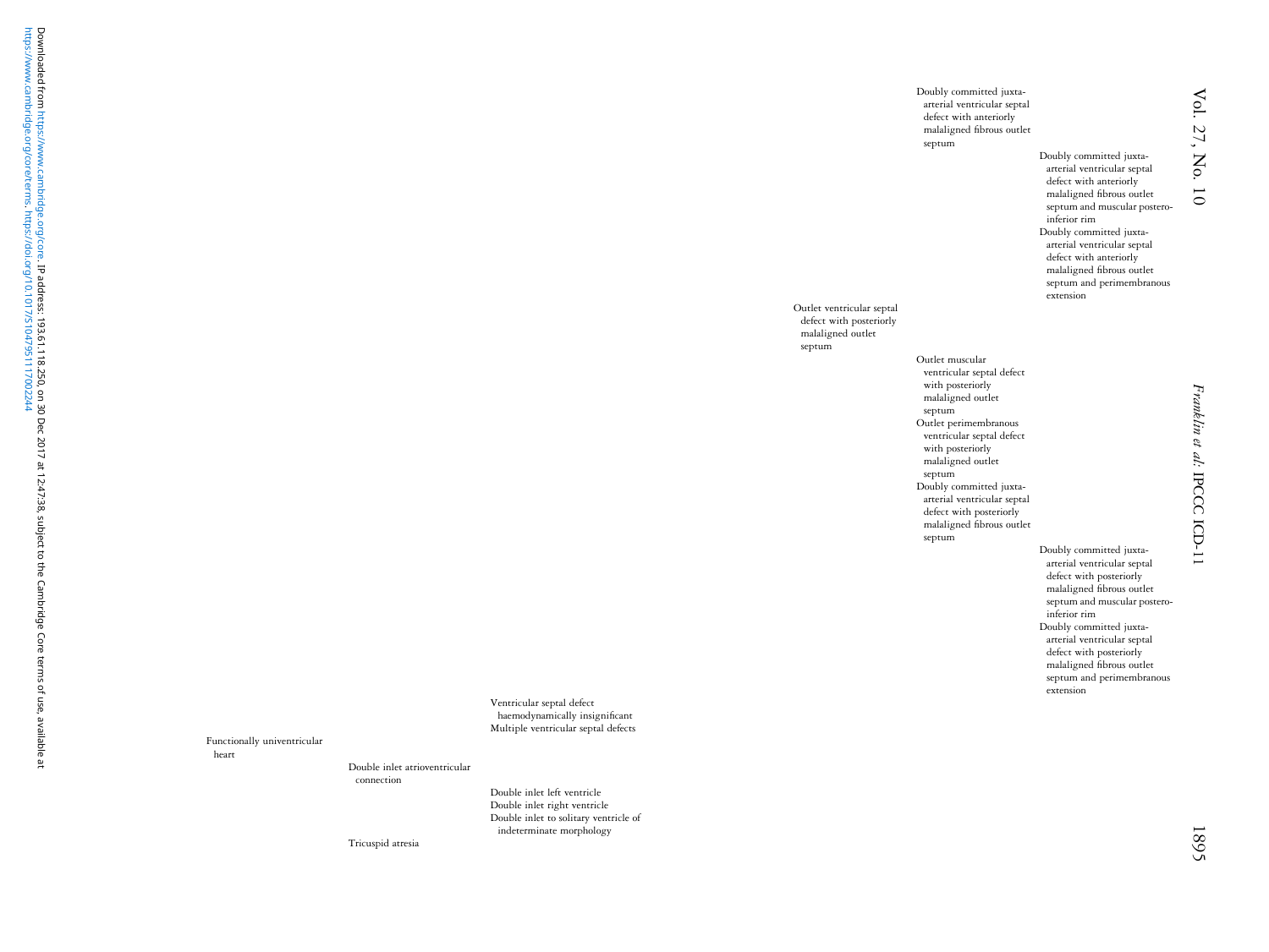- Doubly committed juxta-arterial ventricular septal defect with anteriorly malaligned fibrous outlet septum
  - Doubly committed juxta-arterial ventricular septal defect with anteriorly malaligned fibrous outlet septum and muscular postero-inferior rim
  - Doubly committed juxta-arterial ventricular septal defect with anteriorly malaligned fibrous outlet septum and perimembranous extension
- Outlet ventricular septal defect with posteriorly malaligned outlet septum
  - Outlet muscular ventricular septal defect with posteriorly malaligned outlet septum
  - Outlet perimembranous ventricular septal defect with posteriorly malaligned outlet septum
  - Doubly committed juxta-arterial ventricular septal defect with posteriorly malaligned fibrous outlet septum
    - Doubly committed juxta-arterial ventricular septal defect with posteriorly malaligned fibrous outlet septum and muscular postero-inferior rim
    - Doubly committed juxta-arterial ventricular septal defect with posteriorly malaligned fibrous outlet septum and perimembranous extension
- Ventricular septal defect haemodynamically insignificant
- Multiple ventricular septal defects

- Functionally univentricular heart
  - Double inlet atrioventricular connection
    - Double inlet left ventricle
    - Double inlet right ventricle
    - Double inlet to solitary ventricle of indeterminate morphology
  - Tricuspid atresia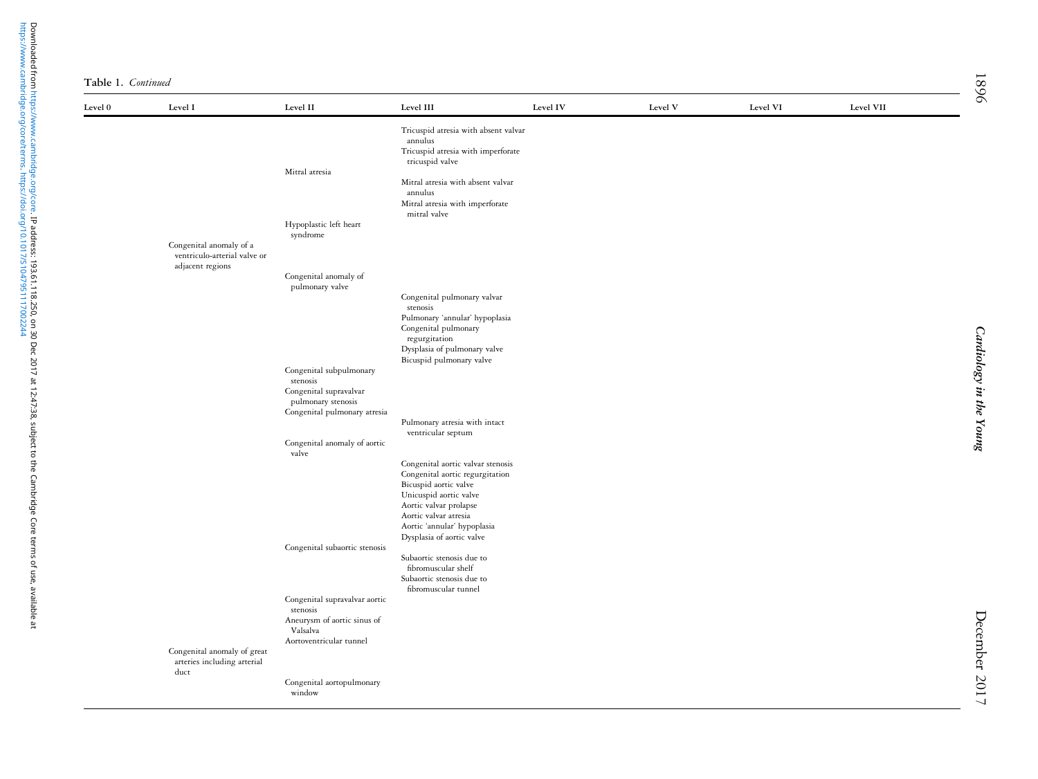**Table 1.** *Continued*

| Level 0 | Level I | Level II | Level III | Level IV | Level V | Level VI | Level VII |
|---|---|---|---|---|---|---|---|
| | | | Tricuspid atresia with absent valvar annulus | | | | |
| | | | Tricuspid atresia with imperforate tricuspid valve | | | | |
| | | Mitral atresia | | | | | |
| | | | Mitral atresia with absent valvar annulus | | | | |
| | | | Mitral atresia with imperforate mitral valve | | | | |
| | | Hypoplastic left heart syndrome | | | | | |
| | Congenital anomaly of a ventriculo-arterial valve or adjacent regions | | | | | | |
| | | Congenital anomaly of pulmonary valve | | | | | |
| | | | Congenital pulmonary valvar stenosis | | | | |
| | | | Pulmonary 'annular' hypoplasia | | | | |
| | | | Congenital pulmonary regurgitation | | | | |
| | | | Dysplasia of pulmonary valve | | | | |
| | | | Bicuspid pulmonary valve | | | | |
| | | Congenital subpulmonary stenosis | | | | | |
| | | Congenital supravalvar pulmonary stenosis | | | | | |
| | | Congenital pulmonary atresia | | | | | |
| | | | Pulmonary atresia with intact ventricular septum | | | | |
| | | Congenital anomaly of aortic valve | | | | | |
| | | | Congenital aortic valvar stenosis | | | | |
| | | | Congenital aortic regurgitation | | | | |
| | | | Bicuspid aortic valve | | | | |
| | | | Unicuspid aortic valve | | | | |
| | | | Aortic valvar prolapse | | | | |
| | | | Aortic valvar atresia | | | | |
| | | | Aortic 'annular' hypoplasia | | | | |
| | | | Dysplasia of aortic valve | | | | |
| | | Congenital subaortic stenosis | | | | | |
| | | | Subaortic stenosis due to fibromuscular shelf | | | | |
| | | | Subaortic stenosis due to fibromuscular tunnel | | | | |
| | | Congenital supravalvar aortic stenosis | | | | | |
| | | Aneurysm of aortic sinus of Valsalva | | | | | |
| | | Aortoventricular tunnel | | | | | |
| | Congenital anomaly of great arteries including arterial duct | | | | | | |
| | | Congenital aortopulmonary window | | | | | |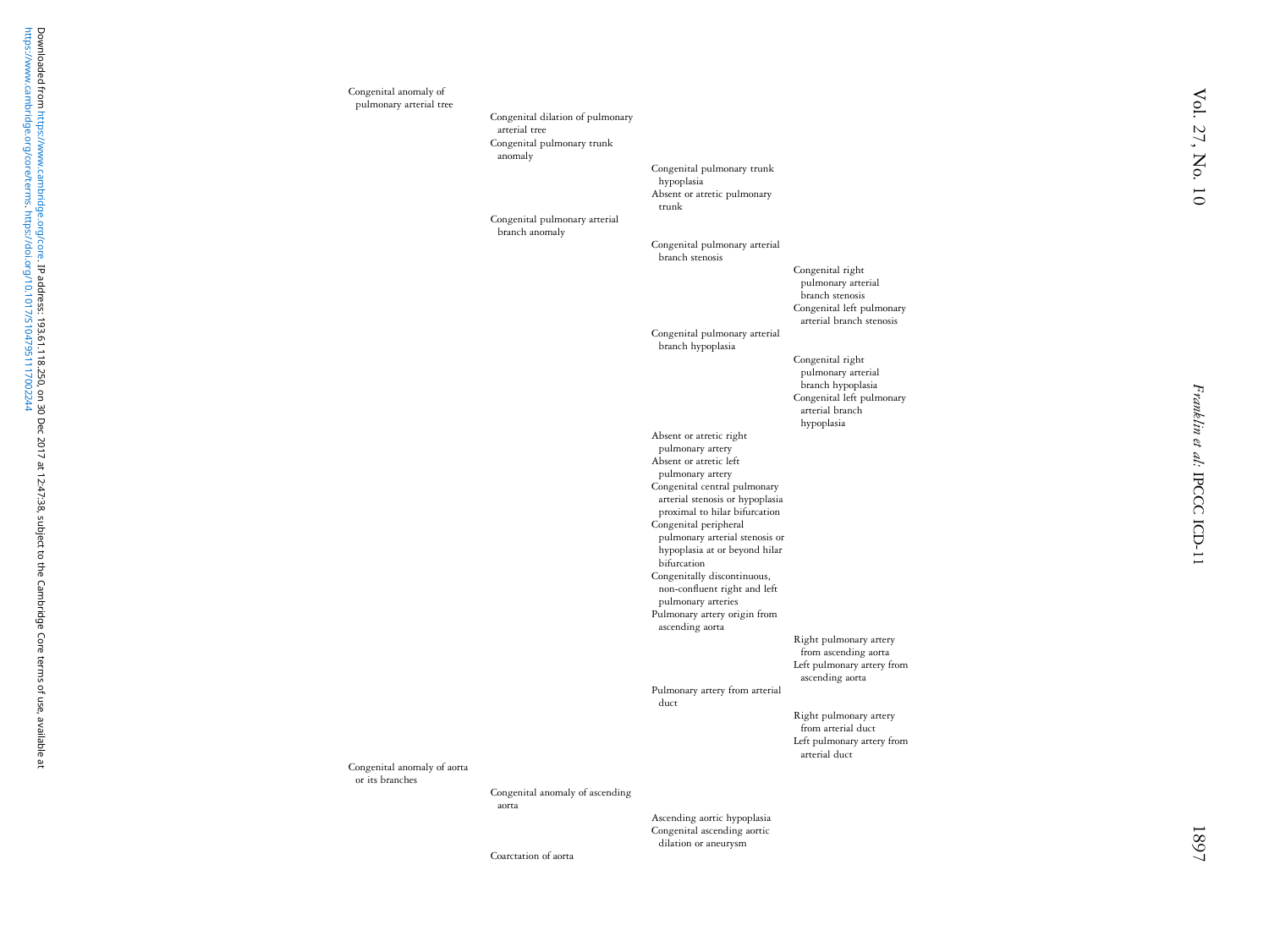- Congenital anomaly of pulmonary arterial tree
  - Congenital dilation of pulmonary arterial tree
  - Congenital pulmonary trunk anomaly
    - Congenital pulmonary trunk hypoplasia
    - Absent or atretic pulmonary trunk
  - Congenital pulmonary arterial branch anomaly
    - Congenital pulmonary arterial branch stenosis
      - Congenital right pulmonary arterial branch stenosis
      - Congenital left pulmonary arterial branch stenosis
    - Congenital pulmonary arterial branch hypoplasia
      - Congenital right pulmonary arterial branch hypoplasia
      - Congenital left pulmonary arterial branch hypoplasia
    - Absent or atretic right pulmonary artery
    - Absent or atretic left pulmonary artery
    - Congenital central pulmonary arterial stenosis or hypoplasia proximal to hilar bifurcation
    - Congenital peripheral pulmonary arterial stenosis or hypoplasia at or beyond hilar bifurcation
    - Congenitally discontinuous, non-confluent right and left pulmonary arteries
    - Pulmonary artery origin from ascending aorta
      - Right pulmonary artery from ascending aorta
      - Left pulmonary artery from ascending aorta
    - Pulmonary artery from arterial duct
      - Right pulmonary artery from arterial duct
      - Left pulmonary artery from arterial duct
- Congenital anomaly of aorta or its branches
  - Congenital anomaly of ascending aorta
    - Ascending aortic hypoplasia
    - Congenital ascending aortic dilation or aneurysm
  - Coarctation of aorta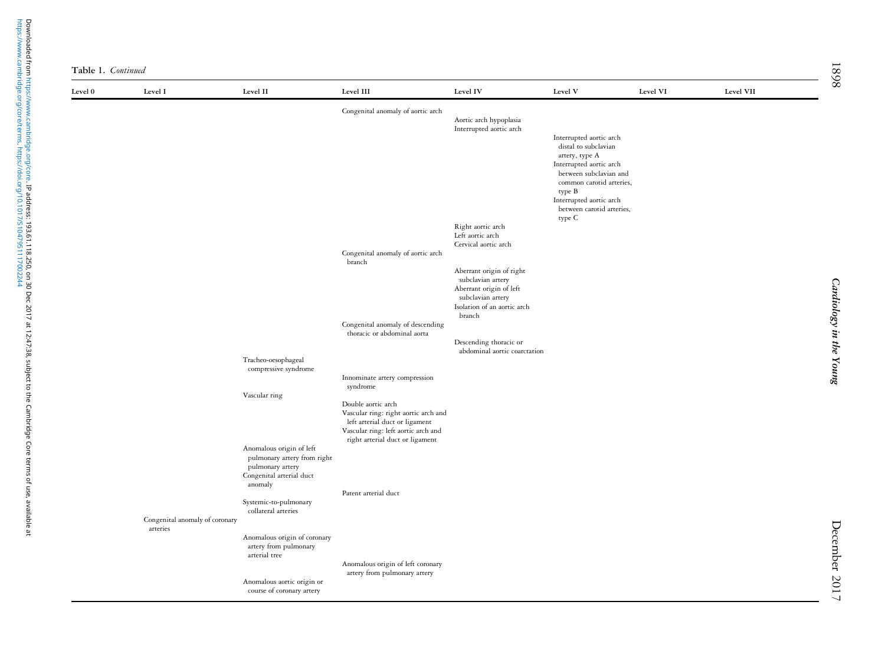**Table 1.** *Continued*

| Level 0 | Level I | Level II | Level III | Level IV | Level V | Level VI | Level VII |
|---|---|---|---|---|---|---|---|
| | | | Congenital anomaly of aortic arch | | | | |
| | | | | Aortic arch hypoplasia | | | |
| | | | | Interrupted aortic arch | | | |
| | | | | | Interrupted aortic arch distal to subclavian artery, type A | | |
| | | | | | Interrupted aortic arch between subclavian and common carotid arteries, type B | | |
| | | | | | Interrupted aortic arch between carotid arteries, type C | | |
| | | | | Right aortic arch | | | |
| | | | | Left aortic arch | | | |
| | | | | Cervical aortic arch | | | |
| | | | Congenital anomaly of aortic arch branch | | | | |
| | | | | Aberrant origin of right subclavian artery | | | |
| | | | | Aberrant origin of left subclavian artery | | | |
| | | | | Isolation of an aortic arch branch | | | |
| | | | Congenital anomaly of descending thoracic or abdominal aorta | | | | |
| | | | | Descending thoracic or abdominal aortic coarctation | | | |
| | | Tracheo-oesophageal compressive syndrome | | | | | |
| | | | Innominate artery compression syndrome | | | | |
| | | Vascular ring | | | | | |
| | | | Double aortic arch | | | | |
| | | | Vascular ring: right aortic arch and left arterial duct or ligament | | | | |
| | | | Vascular ring: left aortic arch and right arterial duct or ligament | | | | |
| | | Anomalous origin of left pulmonary artery from right pulmonary artery | | | | | |
| | | Congenital arterial duct anomaly | | | | | |
| | | | Patent arterial duct | | | | |
| | | Systemic-to-pulmonary collateral arteries | | | | | |
| | Congenital anomaly of coronary arteries | | | | | | |
| | | Anomalous origin of coronary artery from pulmonary arterial tree | | | | | |
| | | | Anomalous origin of left coronary artery from pulmonary artery | | | | |
| | | Anomalous aortic origin or course of coronary artery | | | | | |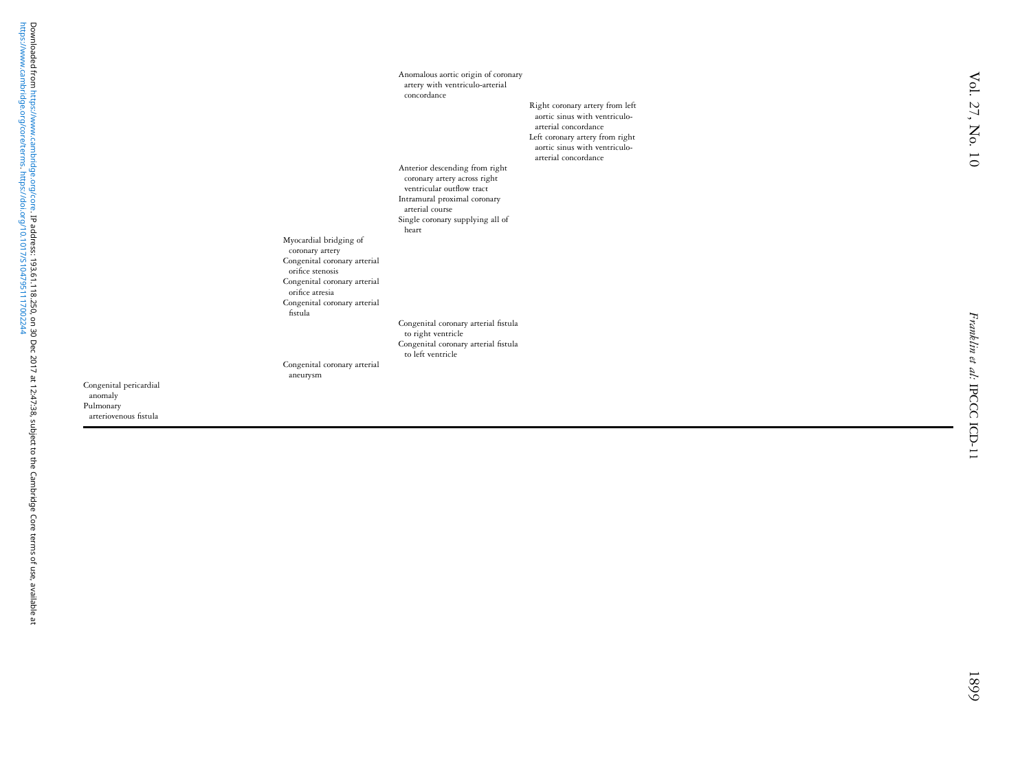| | | | |
|---|---|---|---|
| | | Anomalous aortic origin of coronary artery with ventriculo-arterial concordance | |
| | | | Right coronary artery from left aortic sinus with ventriculo-arterial concordance |
| | | | Left coronary artery from right aortic sinus with ventriculo-arterial concordance |
| | | Anterior descending from right coronary artery across right ventricular outflow tract | |
| | | Intramural proximal coronary arterial course | |
| | | Single coronary supplying all of heart | |
| | Myocardial bridging of coronary artery | | |
| | Congenital coronary arterial orifice stenosis | | |
| | Congenital coronary arterial orifice atresia | | |
| | Congenital coronary arterial fistula | | |
| | | Congenital coronary arterial fistula to right ventricle | |
| | | Congenital coronary arterial fistula to left ventricle | |
| | Congenital coronary arterial aneurysm | | |
| Congenital pericardial anomaly | | | |
| Pulmonary arteriovenous fistula | | | |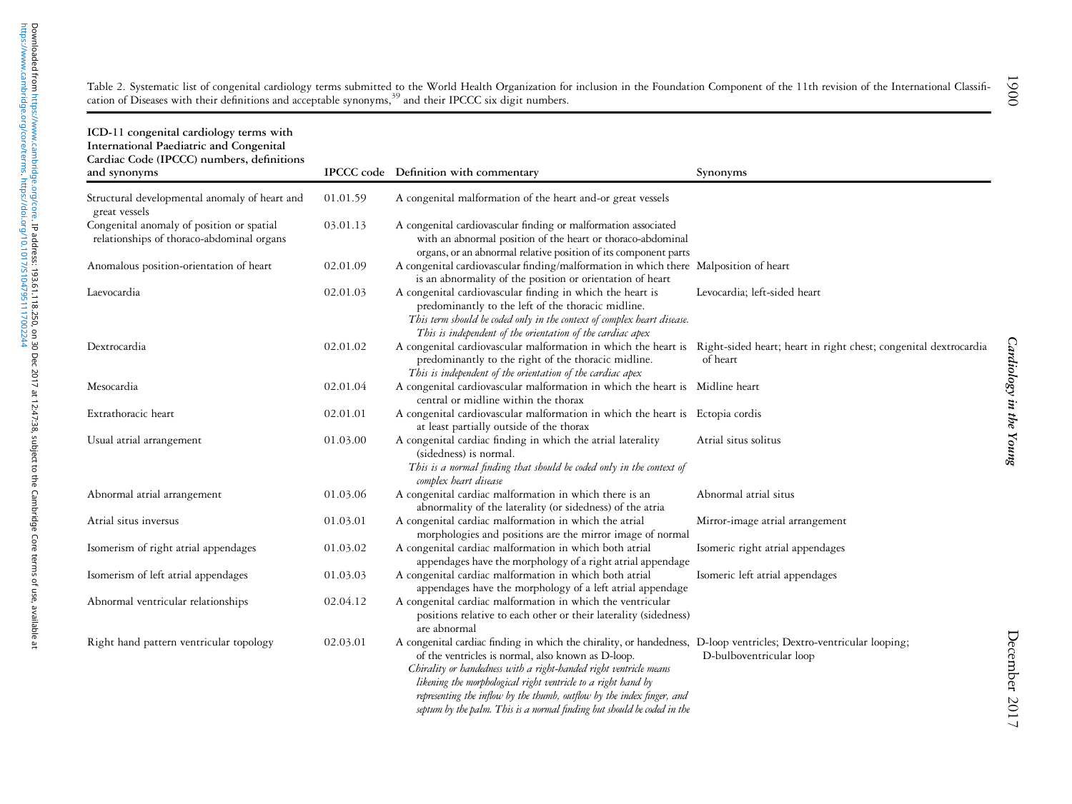Table 2. Systematic list of congenital cardiology terms submitted to the World Health Organization for inclusion in the Foundation Component of the 11th revision of the International Classification of Diseases with their definitions and acceptable synonyms,[39] and their IPCCC six digit numbers.

| ICD-11 congenital cardiology terms with International Paediatric and Congenital Cardiac Code (IPCCC) numbers, definitions and synonyms | IPCCC code | Definition with commentary | Synonyms |
|---|---|---|---|
| Structural developmental anomaly of heart and great vessels | 01.01.59 | A congenital malformation of the heart and-or great vessels | |
| Congenital anomaly of position or spatial relationships of thoraco-abdominal organs | 03.01.13 | A congenital cardiovascular finding or malformation associated with an abnormal position of the heart or thoraco-abdominal organs, or an abnormal relative position of its component parts | |
| Anomalous position-orientation of heart | 02.01.09 | A congenital cardiovascular finding/malformation in which there is an abnormality of the position or orientation of heart | Malposition of heart |
| Laevocardia | 02.01.03 | A congenital cardiovascular finding in which the heart is predominantly to the left of the thoracic midline. *This term should be coded only in the context of complex heart disease. This is independent of the orientation of the cardiac apex* | Levocardia; left-sided heart |
| Dextrocardia | 02.01.02 | A congenital cardiovascular malformation in which the heart is predominantly to the right of the thoracic midline. *This is independent of the orientation of the cardiac apex* | Right-sided heart; heart in right chest; congenital dextrocardia of heart |
| Mesocardia | 02.01.04 | A congenital cardiovascular malformation in which the heart is central or midline within the thorax | Midline heart |
| Extrathoracic heart | 02.01.01 | A congenital cardiovascular malformation in which the heart is at least partially outside of the thorax | Ectopia cordis |
| Usual atrial arrangement | 01.03.00 | A congenital cardiac finding in which the atrial laterality (sidedness) is normal. *This is a normal finding that should be coded only in the context of complex heart disease* | Atrial situs solitus |
| Abnormal atrial arrangement | 01.03.06 | A congenital cardiac malformation in which there is an abnormality of the laterality (or sidedness) of the atria | Abnormal atrial situs |
| Atrial situs inversus | 01.03.01 | A congenital cardiac malformation in which the atrial morphologies and positions are the mirror image of normal | Mirror-image atrial arrangement |
| Isomerism of right atrial appendages | 01.03.02 | A congenital cardiac malformation in which both atrial appendages have the morphology of a right atrial appendage | Isomeric right atrial appendages |
| Isomerism of left atrial appendages | 01.03.03 | A congenital cardiac malformation in which both atrial appendages have the morphology of a left atrial appendage | Isomeric left atrial appendages |
| Abnormal ventricular relationships | 02.04.12 | A congenital cardiac malformation in which the ventricular positions relative to each other or their laterality (sidedness) are abnormal | |
| Right hand pattern ventricular topology | 02.03.01 | A congenital cardiac finding in which the chirality, or handedness, of the ventricles is normal, also known as D-loop. *Chirality or handedness with a right-handed right ventricle means likening the morphological right ventricle to a right hand by representing the inflow by the thumb, outflow by the index finger, and septum by the palm. This is a normal finding but should be coded in the* | D-loop ventricles; Dextro-ventricular looping; D-bulboventricular loop |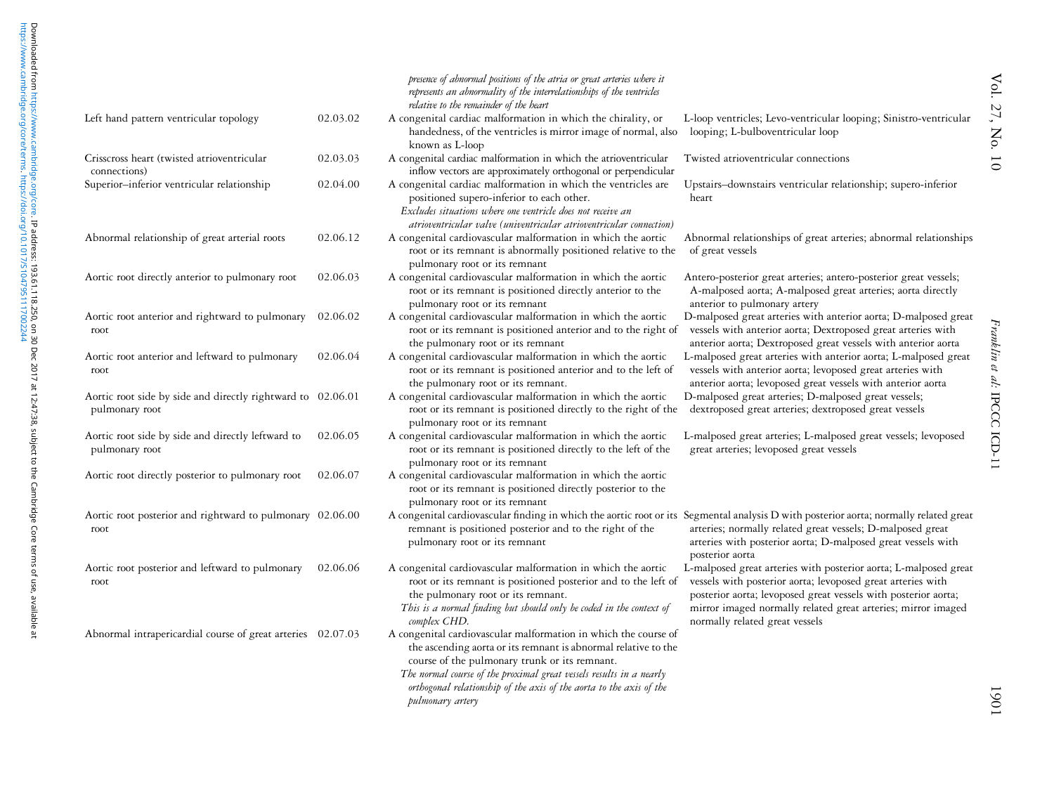| | | | |
|---|---|---|---|
| | | *presence of abnormal positions of the atria or great arteries where it represents an abnormality of the interrelationships of the ventricles relative to the remainder of the heart* | |
| Left hand pattern ventricular topology | 02.03.02 | A congenital cardiac malformation in which the chirality, or handedness, of the ventricles is mirror image of normal, also known as L-loop | L-loop ventricles; Levo-ventricular looping; Sinistro-ventricular looping; L-bulboventricular loop |
| Crisscross heart (twisted atrioventricular connections) | 02.03.03 | A congenital cardiac malformation in which the atrioventricular inflow vectors are approximately orthogonal or perpendicular | Twisted atrioventricular connections |
| Superior–inferior ventricular relationship | 02.04.00 | A congenital cardiac malformation in which the ventricles are positioned supero-inferior to each other. *Excludes situations where one ventricle does not receive an atrioventricular valve (univentricular atrioventricular connection)* | Upstairs–downstairs ventricular relationship; supero-inferior heart |
| Abnormal relationship of great arterial roots | 02.06.12 | A congenital cardiovascular malformation in which the aortic root or its remnant is abnormally positioned relative to the pulmonary root or its remnant | Abnormal relationships of great arteries; abnormal relationships of great vessels |
| Aortic root directly anterior to pulmonary root | 02.06.03 | A congenital cardiovascular malformation in which the aortic root or its remnant is positioned directly anterior to the pulmonary root or its remnant | Antero-posterior great arteries; antero-posterior great vessels; A-malposed aorta; A-malposed great arteries; aorta directly anterior to pulmonary artery |
| Aortic root anterior and rightward to pulmonary root | 02.06.02 | A congenital cardiovascular malformation in which the aortic root or its remnant is positioned anterior and to the right of the pulmonary root or its remnant | D-malposed great arteries with anterior aorta; D-malposed great vessels with anterior aorta; Dextroposed great arteries with anterior aorta; Dextroposed great vessels with anterior aorta |
| Aortic root anterior and leftward to pulmonary root | 02.06.04 | A congenital cardiovascular malformation in which the aortic root or its remnant is positioned anterior and to the left of the pulmonary root or its remnant. | L-malposed great arteries with anterior aorta; L-malposed great vessels with anterior aorta; levoposed great arteries with anterior aorta; levoposed great vessels with anterior aorta |
| Aortic root side by side and directly rightward to pulmonary root | 02.06.01 | A congenital cardiovascular malformation in which the aortic root or its remnant is positioned directly to the right of the pulmonary root or its remnant | D-malposed great arteries; D-malposed great vessels; dextroposed great arteries; dextroposed great vessels |
| Aortic root side by side and directly leftward to pulmonary root | 02.06.05 | A congenital cardiovascular malformation in which the aortic root or its remnant is positioned directly to the left of the pulmonary root or its remnant | L-malposed great arteries; L-malposed great vessels; levoposed great arteries; levoposed great vessels |
| Aortic root directly posterior to pulmonary root | 02.06.07 | A congenital cardiovascular malformation in which the aortic root or its remnant is positioned directly posterior to the pulmonary root or its remnant | |
| Aortic root posterior and rightward to pulmonary root | 02.06.00 | A congenital cardiovascular finding in which the aortic root or its remnant is positioned posterior and to the right of the pulmonary root or its remnant | Segmental analysis D with posterior aorta; normally related great arteries; normally related great vessels; D-malposed great arteries with posterior aorta; D-malposed great vessels with posterior aorta |
| Aortic root posterior and leftward to pulmonary root | 02.06.06 | A congenital cardiovascular malformation in which the aortic root or its remnant is positioned posterior and to the left of the pulmonary root or its remnant. *This is a normal finding but should only be coded in the context of complex CHD.* | L-malposed great arteries with posterior aorta; L-malposed great vessels with posterior aorta; levoposed great arteries with posterior aorta; levoposed great vessels with posterior aorta; mirror imaged normally related great arteries; mirror imaged normally related great vessels |
| Abnormal intrapericardial course of great arteries | 02.07.03 | A congenital cardiovascular malformation in which the course of the ascending aorta or its remnant is abnormal relative to the course of the pulmonary trunk or its remnant. *The normal course of the proximal great vessels results in a nearly orthogonal relationship of the axis of the aorta to the axis of the pulmonary artery* | |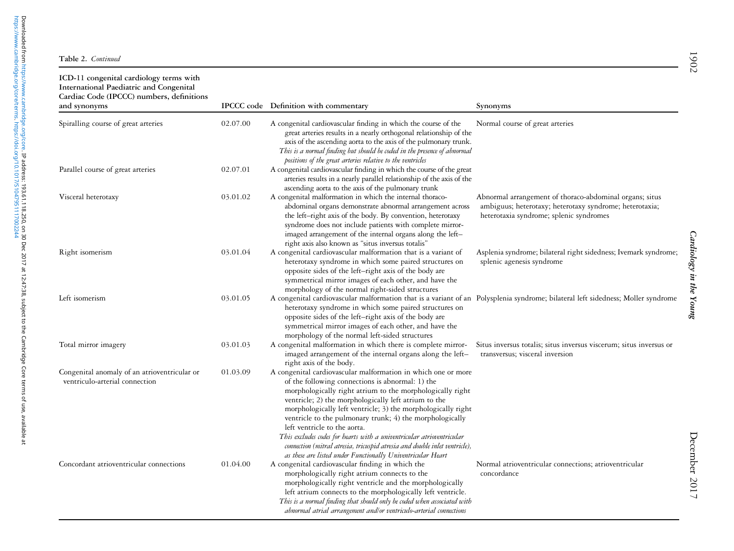**Table 2.** *Continued*

| ICD-11 congenital cardiology terms with International Paediatric and Congenital Cardiac Code (IPCCC) numbers, definitions and synonyms | IPCCC code | Definition with commentary | Synonyms |
|---|---|---|---|
| Spiralling course of great arteries | 02.07.00 | A congenital cardiovascular finding in which the course of the great arteries results in a nearly orthogonal relationship of the axis of the ascending aorta to the axis of the pulmonary trunk. *This is a normal finding but should be coded in the presence of abnormal positions of the great arteries relative to the ventricles* | Normal course of great arteries |
| Parallel course of great arteries | 02.07.01 | A congenital cardiovascular finding in which the course of the great arteries results in a nearly parallel relationship of the axis of the ascending aorta to the axis of the pulmonary trunk | |
| Visceral heterotaxy | 03.01.02 | A congenital malformation in which the internal thoraco-abdominal organs demonstrate abnormal arrangement across the left–right axis of the body. By convention, heterotaxy syndrome does not include patients with complete mirror-imaged arrangement of the internal organs along the left–right axis also known as "situs inversus totalis" | Abnormal arrangement of thoraco-abdominal organs; situs ambiguus; heterotaxy; heterotaxy syndrome; heterotaxia; heterotaxia syndrome; splenic syndromes |
| Right isomerism | 03.01.04 | A congenital cardiovascular malformation that is a variant of heterotaxy syndrome in which some paired structures on opposite sides of the left–right axis of the body are symmetrical mirror images of each other, and have the morphology of the normal right-sided structures | Asplenia syndrome; bilateral right sidedness; Ivemark syndrome; splenic agenesis syndrome |
| Left isomerism | 03.01.05 | A congenital cardiovascular malformation that is a variant of an heterotaxy syndrome in which some paired structures on opposite sides of the left–right axis of the body are symmetrical mirror images of each other, and have the morphology of the normal left-sided structures | Polysplenia syndrome; bilateral left sidedness; Moller syndrome |
| Total mirror imagery | 03.01.03 | A congenital malformation in which there is complete mirror-imaged arrangement of the internal organs along the left–right axis of the body. | Situs inversus totalis; situs inversus viscerum; situs inversus or transversus; visceral inversion |
| Congenital anomaly of an atrioventricular or ventriculo-arterial connection | 01.03.09 | A congenital cardiovascular malformation in which one or more of the following connections is abnormal: 1) the morphologically right atrium to the morphologically right ventricle; 2) the morphologically left atrium to the morphologically left ventricle; 3) the morphologically right ventricle to the pulmonary trunk; 4) the morphologically left ventricle to the aorta. *This excludes codes for hearts with a univentricular atrioventricular connection (mitral atresia, tricuspid atresia and double inlet ventricle), as these are listed under Functionally Univentricular Heart* | |
| Concordant atrioventricular connections | 01.04.00 | A congenital cardiovascular finding in which the morphologically right atrium connects to the morphologically right ventricle and the morphologically left atrium connects to the morphologically left ventricle. *This is a normal finding that should only be coded when associated with abnormal atrial arrangement and/or ventriculo-arterial connections* | Normal atrioventricular connections; atrioventricular concordance |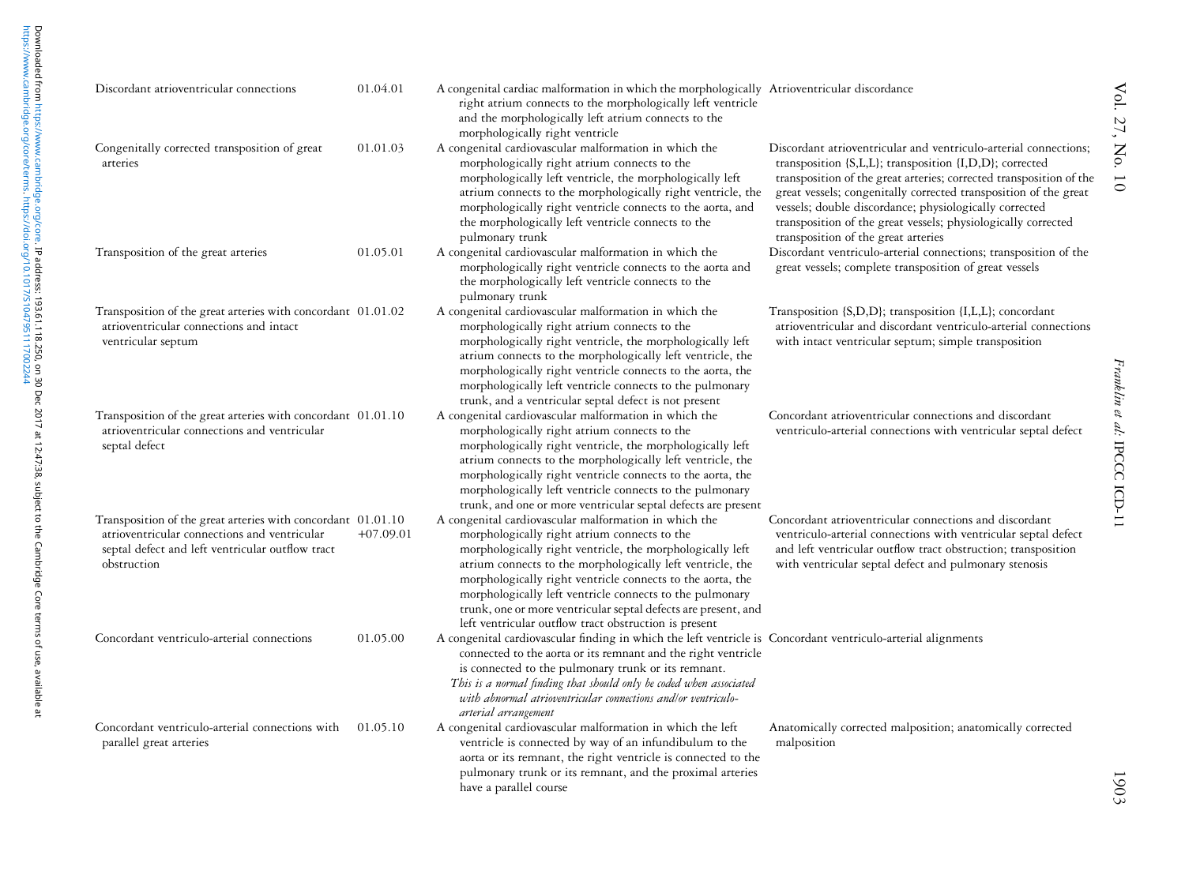| | | | |
|---|---|---|---|
| Discordant atrioventricular connections | 01.04.01 | A congenital cardiac malformation in which the morphologically right atrium connects to the morphologically left ventricle and the morphologically left atrium connects to the morphologically right ventricle | Atrioventricular discordance |
| Congenitally corrected transposition of great arteries | 01.01.03 | A congenital cardiovascular malformation in which the morphologically right atrium connects to the morphologically left ventricle, the morphologically left atrium connects to the morphologically right ventricle, the morphologically right ventricle connects to the aorta, and the morphologically left ventricle connects to the pulmonary trunk | Discordant atrioventricular and ventriculo-arterial connections; transposition {S,L,L}; transposition {I,D,D}; corrected transposition of the great arteries; corrected transposition of the great vessels; congenitally corrected transposition of the great vessels; double discordance; physiologically corrected transposition of the great vessels; physiologically corrected transposition of the great arteries |
| Transposition of the great arteries | 01.05.01 | A congenital cardiovascular malformation in which the morphologically right ventricle connects to the aorta and the morphologically left ventricle connects to the pulmonary trunk | Discordant ventriculo-arterial connections; transposition of the great vessels; complete transposition of great vessels |
| Transposition of the great arteries with concordant atrioventricular connections and intact ventricular septum | 01.01.02 | A congenital cardiovascular malformation in which the morphologically right atrium connects to the morphologically right ventricle, the morphologically left atrium connects to the morphologically left ventricle, the morphologically right ventricle connects to the aorta, the morphologically left ventricle connects to the pulmonary trunk, and a ventricular septal defect is not present | Transposition {S,D,D}; transposition {I,L,L}; concordant atrioventricular and discordant ventriculo-arterial connections with intact ventricular septum; simple transposition |
| Transposition of the great arteries with concordant atrioventricular connections and ventricular septal defect | 01.01.10 | A congenital cardiovascular malformation in which the morphologically right atrium connects to the morphologically right ventricle, the morphologically left atrium connects to the morphologically left ventricle, the morphologically right ventricle connects to the aorta, the morphologically left ventricle connects to the pulmonary trunk, and one or more ventricular septal defects are present | Concordant atrioventricular connections and discordant ventriculo-arterial connections with ventricular septal defect |
| Transposition of the great arteries with concordant atrioventricular connections and ventricular septal defect and left ventricular outflow tract obstruction | 01.01.10 +07.09.01 | A congenital cardiovascular malformation in which the morphologically right atrium connects to the morphologically right ventricle, the morphologically left atrium connects to the morphologically left ventricle, the morphologically right ventricle connects to the aorta, the morphologically left ventricle connects to the pulmonary trunk, one or more ventricular septal defects are present, and left ventricular outflow tract obstruction is present | Concordant atrioventricular connections and discordant ventriculo-arterial connections with ventricular septal defect and left ventricular outflow tract obstruction; transposition with ventricular septal defect and pulmonary stenosis |
| Concordant ventriculo-arterial connections | 01.05.00 | A congenital cardiovascular finding in which the left ventricle is connected to the aorta or its remnant and the right ventricle is connected to the pulmonary trunk or its remnant. *This is a normal finding that should only be coded when associated with abnormal atrioventricular connections and/or ventriculo-arterial arrangement* | Concordant ventriculo-arterial alignments |
| Concordant ventriculo-arterial connections with parallel great arteries | 01.05.10 | A congenital cardiovascular malformation in which the left ventricle is connected by way of an infundibulum to the aorta or its remnant, the right ventricle is connected to the pulmonary trunk or its remnant, and the proximal arteries have a parallel course | Anatomically corrected malposition; anatomically corrected malposition |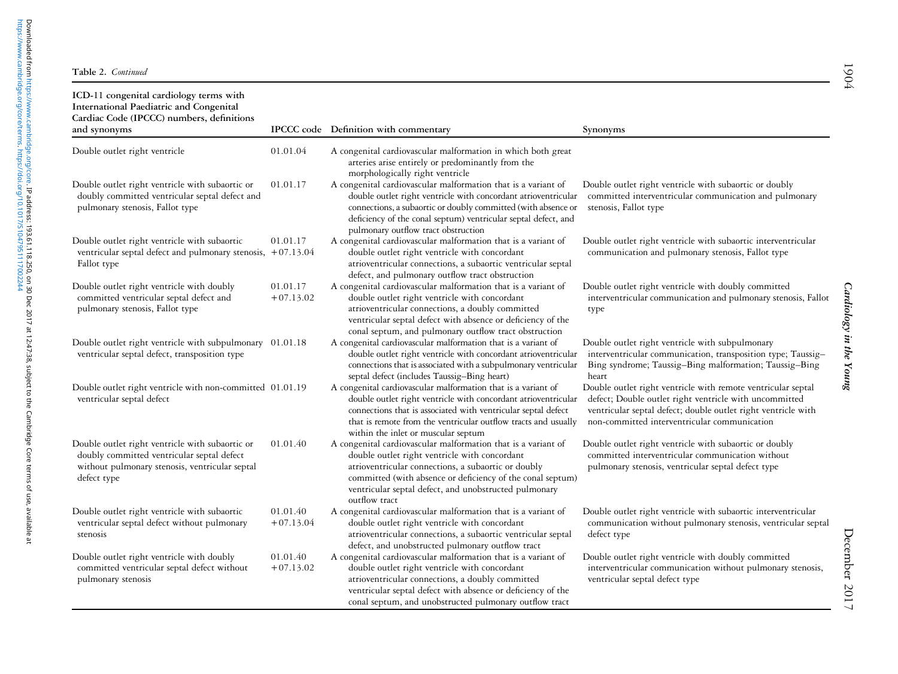**Table 2.** *Continued*

| ICD-11 congenital cardiology terms with International Paediatric and Congenital Cardiac Code (IPCCC) numbers, definitions and synonyms | IPCCC code | Definition with commentary | Synonyms |
|---|---|---|---|
| Double outlet right ventricle | 01.01.04 | A congenital cardiovascular malformation in which both great arteries arise entirely or predominantly from the morphologically right ventricle | |
| Double outlet right ventricle with subaortic or doubly committed ventricular septal defect and pulmonary stenosis, Fallot type | 01.01.17 | A congenital cardiovascular malformation that is a variant of double outlet right ventricle with concordant atrioventricular connections, a subaortic or doubly committed (with absence or deficiency of the conal septum) ventricular septal defect, and pulmonary outflow tract obstruction | Double outlet right ventricle with subaortic or doubly committed interventricular communication and pulmonary stenosis, Fallot type |
| Double outlet right ventricle with subaortic ventricular septal defect and pulmonary stenosis, Fallot type | 01.01.17 +07.13.04 | A congenital cardiovascular malformation that is a variant of double outlet right ventricle with concordant atrioventricular connections, a subaortic ventricular septal defect, and pulmonary outflow tract obstruction | Double outlet right ventricle with subaortic interventricular communication and pulmonary stenosis, Fallot type |
| Double outlet right ventricle with doubly committed ventricular septal defect and pulmonary stenosis, Fallot type | 01.01.17 +07.13.02 | A congenital cardiovascular malformation that is a variant of double outlet right ventricle with concordant atrioventricular connections, a doubly committed ventricular septal defect with absence or deficiency of the conal septum, and pulmonary outflow tract obstruction | Double outlet right ventricle with doubly committed interventricular communication and pulmonary stenosis, Fallot type |
| Double outlet right ventricle with subpulmonary ventricular septal defect, transposition type | 01.01.18 | A congenital cardiovascular malformation that is a variant of double outlet right ventricle with concordant atrioventricular connections that is associated with a subpulmonary ventricular septal defect (includes Taussig–Bing heart) | Double outlet right ventricle with subpulmonary interventricular communication, transposition type; Taussig–Bing syndrome; Taussig–Bing malformation; Taussig–Bing heart |
| Double outlet right ventricle with non-committed ventricular septal defect | 01.01.19 | A congenital cardiovascular malformation that is a variant of double outlet right ventricle with concordant atrioventricular connections that is associated with ventricular septal defect that is remote from the ventricular outflow tracts and usually within the inlet or muscular septum | Double outlet right ventricle with remote ventricular septal defect; Double outlet right ventricle with uncommitted ventricular septal defect; double outlet right ventricle with non-committed interventricular communication |
| Double outlet right ventricle with subaortic or doubly committed ventricular septal defect without pulmonary stenosis, ventricular septal defect type | 01.01.40 | A congenital cardiovascular malformation that is a variant of double outlet right ventricle with concordant atrioventricular connections, a subaortic or doubly committed (with absence or deficiency of the conal septum) ventricular septal defect, and unobstructed pulmonary outflow tract | Double outlet right ventricle with subaortic or doubly committed interventricular communication without pulmonary stenosis, ventricular septal defect type |
| Double outlet right ventricle with subaortic ventricular septal defect without pulmonary stenosis | 01.01.40 +07.13.04 | A congenital cardiovascular malformation that is a variant of double outlet right ventricle with concordant atrioventricular connections, a subaortic ventricular septal defect, and unobstructed pulmonary outflow tract | Double outlet right ventricle with subaortic interventricular communication without pulmonary stenosis, ventricular septal defect type |
| Double outlet right ventricle with doubly committed ventricular septal defect without pulmonary stenosis | 01.01.40 +07.13.02 | A congenital cardiovascular malformation that is a variant of double outlet right ventricle with concordant atrioventricular connections, a doubly committed ventricular septal defect with absence or deficiency of the conal septum, and unobstructed pulmonary outflow tract | Double outlet right ventricle with doubly committed interventricular communication without pulmonary stenosis, ventricular septal defect type |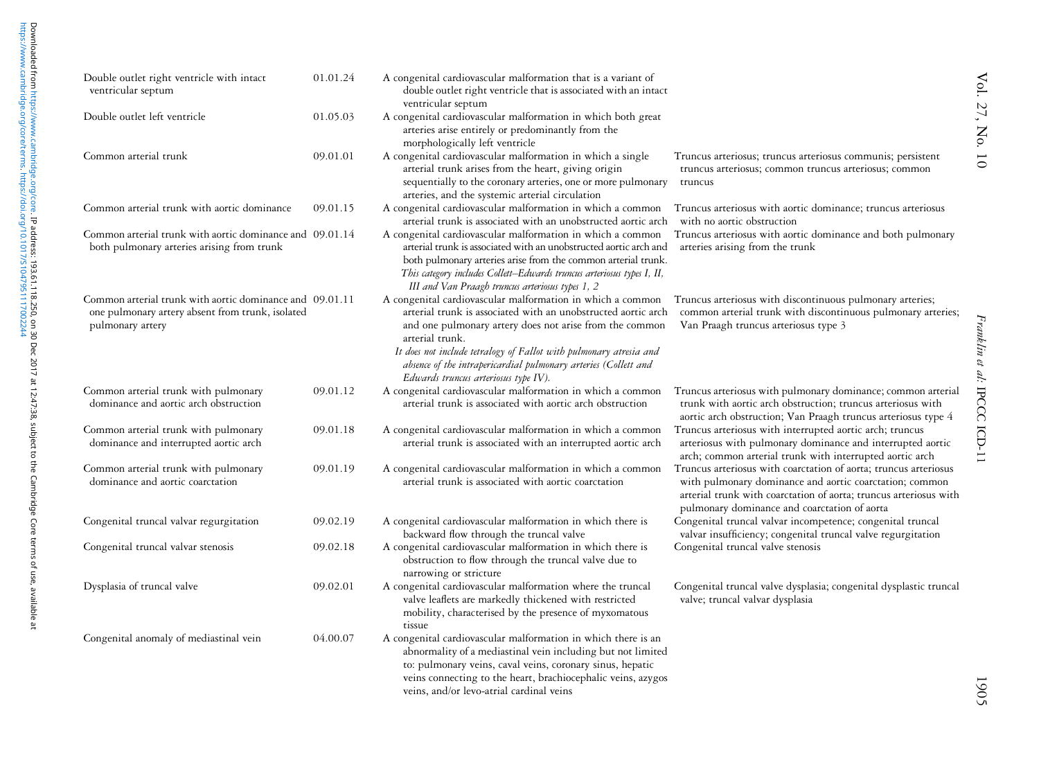| | | | |
|---|---|---|---|
| Double outlet right ventricle with intact ventricular septum | 01.01.24 | A congenital cardiovascular malformation that is a variant of double outlet right ventricle that is associated with an intact ventricular septum | |
| Double outlet left ventricle | 01.05.03 | A congenital cardiovascular malformation in which both great arteries arise entirely or predominantly from the morphologically left ventricle | |
| Common arterial trunk | 09.01.01 | A congenital cardiovascular malformation in which a single arterial trunk arises from the heart, giving origin sequentially to the coronary arteries, one or more pulmonary arteries, and the systemic arterial circulation | Truncus arteriosus; truncus arteriosus communis; persistent truncus arteriosus; common truncus arteriosus; common truncus |
| Common arterial trunk with aortic dominance | 09.01.15 | A congenital cardiovascular malformation in which a common arterial trunk is associated with an unobstructed aortic arch | Truncus arteriosus with aortic dominance; truncus arteriosus with no aortic obstruction |
| Common arterial trunk with aortic dominance and both pulmonary arteries arising from trunk | 09.01.14 | A congenital cardiovascular malformation in which a common arterial trunk is associated with an unobstructed aortic arch and both pulmonary arteries arise from the common arterial trunk. *This category includes Collett–Edwards truncus arteriosus types I, II, III and Van Praagh truncus arteriosus types 1, 2* | Truncus arteriosus with aortic dominance and both pulmonary arteries arising from the trunk |
| Common arterial trunk with aortic dominance and one pulmonary artery absent from trunk, isolated pulmonary artery | 09.01.11 | A congenital cardiovascular malformation in which a common arterial trunk is associated with an unobstructed aortic arch and one pulmonary artery does not arise from the common arterial trunk. *It does not include tetralogy of Fallot with pulmonary atresia and absence of the intrapericardial pulmonary arteries (Collett and Edwards truncus arteriosus type IV).* | Truncus arteriosus with discontinuous pulmonary arteries; common arterial trunk with discontinuous pulmonary arteries; Van Praagh truncus arteriosus type 3 |
| Common arterial trunk with pulmonary dominance and aortic arch obstruction | 09.01.12 | A congenital cardiovascular malformation in which a common arterial trunk is associated with aortic arch obstruction | Truncus arteriosus with pulmonary dominance; common arterial trunk with aortic arch obstruction; truncus arteriosus with aortic arch obstruction; Van Praagh truncus arteriosus type 4 |
| Common arterial trunk with pulmonary dominance and interrupted aortic arch | 09.01.18 | A congenital cardiovascular malformation in which a common arterial trunk is associated with an interrupted aortic arch | Truncus arteriosus with interrupted aortic arch; truncus arteriosus with pulmonary dominance and interrupted aortic arch; common arterial trunk with interrupted aortic arch |
| Common arterial trunk with pulmonary dominance and aortic coarctation | 09.01.19 | A congenital cardiovascular malformation in which a common arterial trunk is associated with aortic coarctation | Truncus arteriosus with coarctation of aorta; truncus arteriosus with pulmonary dominance and aortic coarctation; common arterial trunk with coarctation of aorta; truncus arteriosus with pulmonary dominance and coarctation of aorta |
| Congenital truncal valvar regurgitation | 09.02.19 | A congenital cardiovascular malformation in which there is backward flow through the truncal valve | Congenital truncal valvar incompetence; congenital truncal valvar insufficiency; congenital truncal valve regurgitation |
| Congenital truncal valvar stenosis | 09.02.18 | A congenital cardiovascular malformation in which there is obstruction to flow through the truncal valve due to narrowing or stricture | Congenital truncal valve stenosis |
| Dysplasia of truncal valve | 09.02.01 | A congenital cardiovascular malformation where the truncal valve leaflets are markedly thickened with restricted mobility, characterised by the presence of myxomatous tissue | Congenital truncal valve dysplasia; congenital dysplastic truncal valve; truncal valvar dysplasia |
| Congenital anomaly of mediastinal vein | 04.00.07 | A congenital cardiovascular malformation in which there is an abnormality of a mediastinal vein including but not limited to: pulmonary veins, caval veins, coronary sinus, hepatic veins connecting to the heart, brachiocephalic veins, azygos veins, and/or levo-atrial cardinal veins | |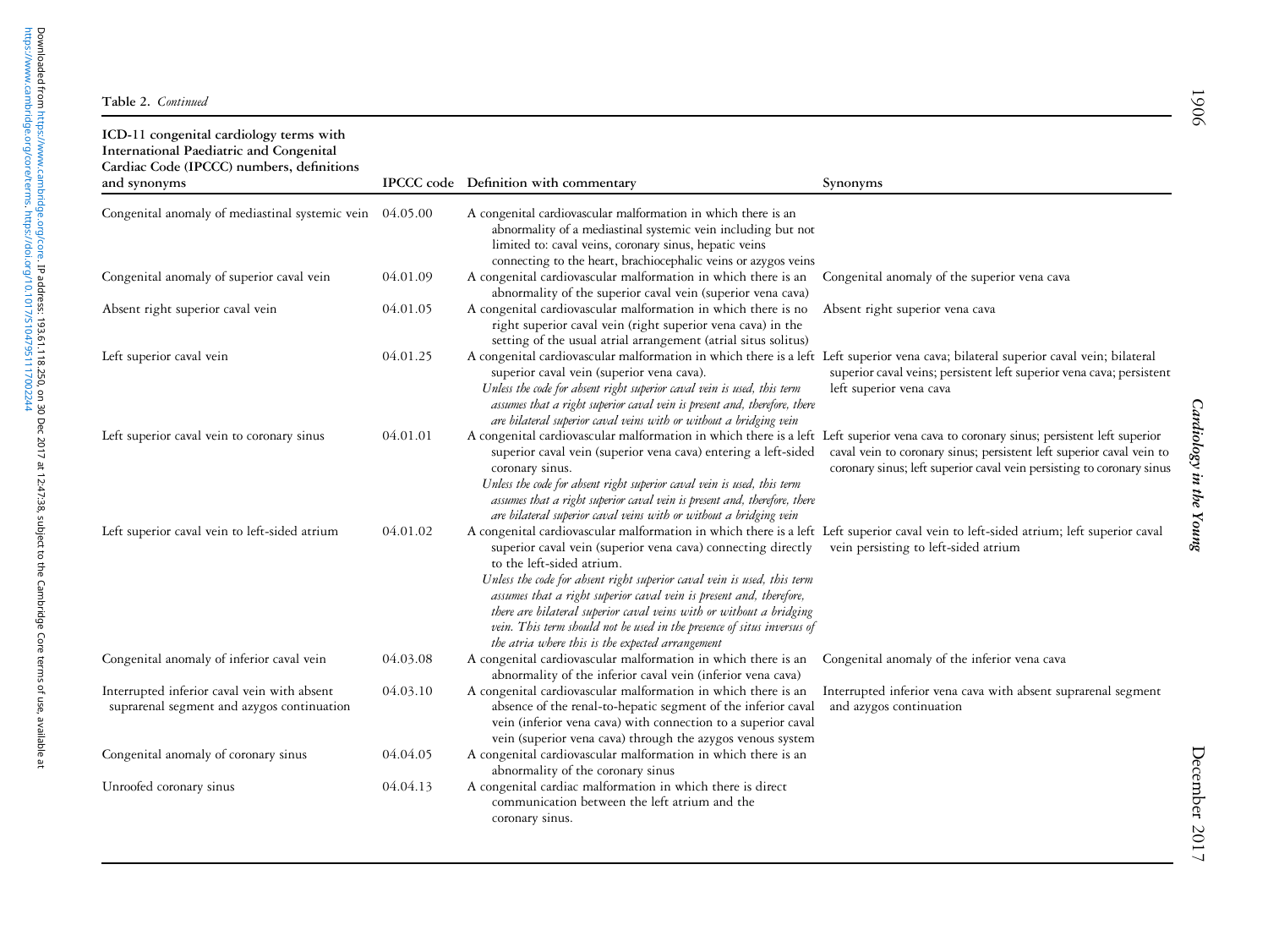**Table 2.** *Continued*

| ICD-11 congenital cardiology terms with International Paediatric and Congenital Cardiac Code (IPCCC) numbers, definitions and synonyms | IPCCC code | Definition with commentary | Synonyms |
|---|---|---|---|
| Congenital anomaly of mediastinal systemic vein | 04.05.00 | A congenital cardiovascular malformation in which there is an abnormality of a mediastinal systemic vein including but not limited to: caval veins, coronary sinus, hepatic veins connecting to the heart, brachiocephalic veins or azygos veins | |
| Congenital anomaly of superior caval vein | 04.01.09 | A congenital cardiovascular malformation in which there is an abnormality of the superior caval vein (superior vena cava) | Congenital anomaly of the superior vena cava |
| Absent right superior caval vein | 04.01.05 | A congenital cardiovascular malformation in which there is no right superior caval vein (right superior vena cava) in the setting of the usual atrial arrangement (atrial situs solitus) | Absent right superior vena cava |
| Left superior caval vein | 04.01.25 | A congenital cardiovascular malformation in which there is a left superior caval vein (superior vena cava). *Unless the code for absent right superior caval vein is used, this term assumes that a right superior caval vein is present and, therefore, there are bilateral superior caval veins with or without a bridging vein* | Left superior vena cava; bilateral superior caval vein; bilateral superior caval veins; persistent left superior vena cava; persistent left superior vena cava |
| Left superior caval vein to coronary sinus | 04.01.01 | A congenital cardiovascular malformation in which there is a left superior caval vein (superior vena cava) entering a left-sided coronary sinus. *Unless the code for absent right superior caval vein is used, this term assumes that a right superior caval vein is present and, therefore, there are bilateral superior caval veins with or without a bridging vein* | Left superior vena cava to coronary sinus; persistent left superior caval vein to coronary sinus; persistent left superior caval vein to coronary sinus; left superior caval vein persisting to coronary sinus |
| Left superior caval vein to left-sided atrium | 04.01.02 | A congenital cardiovascular malformation in which there is a left superior caval vein (superior vena cava) connecting directly to the left-sided atrium. *Unless the code for absent right superior caval vein is used, this term assumes that a right superior caval vein is present and, therefore, there are bilateral superior caval veins with or without a bridging vein. This term should not be used in the presence of situs inversus of the atria where this is the expected arrangement* | Left superior caval vein to left-sided atrium; left superior caval vein persisting to left-sided atrium |
| Congenital anomaly of inferior caval vein | 04.03.08 | A congenital cardiovascular malformation in which there is an abnormality of the inferior caval vein (inferior vena cava) | Congenital anomaly of the inferior vena cava |
| Interrupted inferior caval vein with absent suprarenal segment and azygos continuation | 04.03.10 | A congenital cardiovascular malformation in which there is an absence of the renal-to-hepatic segment of the inferior caval vein (inferior vena cava) with connection to a superior caval vein (superior vena cava) through the azygos venous system | Interrupted inferior vena cava with absent suprarenal segment and azygos continuation |
| Congenital anomaly of coronary sinus | 04.04.05 | A congenital cardiovascular malformation in which there is an abnormality of the coronary sinus | |
| Unroofed coronary sinus | 04.04.13 | A congenital cardiac malformation in which there is direct communication between the left atrium and the coronary sinus. | |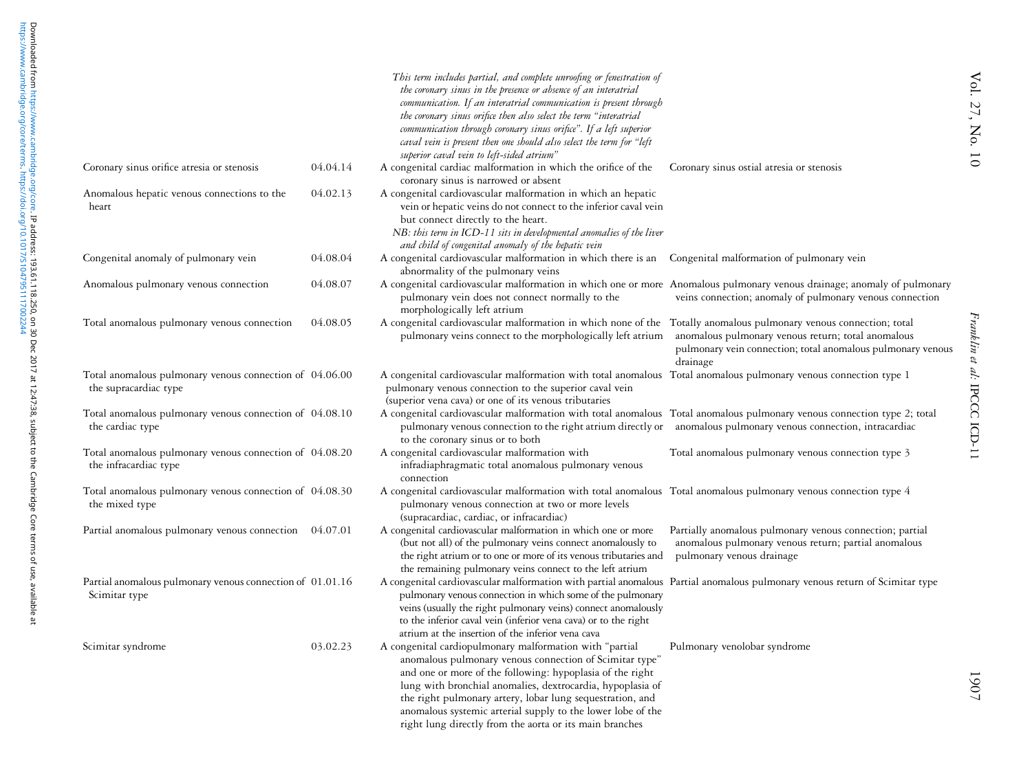| | | | |
|---|---|---|---|
| | | *This term includes partial, and complete unroofing or fenestration of the coronary sinus in the presence or absence of an interatrial communication. If an interatrial communication is present through the coronary sinus orifice then also select the term "interatrial communication through coronary sinus orifice". If a left superior caval vein is present then one should also select the term for "left superior caval vein to left-sided atrium"* | |
| Coronary sinus orifice atresia or stenosis | 04.04.14 | A congenital cardiac malformation in which the orifice of the coronary sinus is narrowed or absent | Coronary sinus ostial atresia or stenosis |
| Anomalous hepatic venous connections to the heart | 04.02.13 | A congenital cardiovascular malformation in which an hepatic vein or hepatic veins do not connect to the inferior caval vein but connect directly to the heart. *NB: this term in ICD-11 sits in developmental anomalies of the liver and child of congenital anomaly of the hepatic vein* | |
| Congenital anomaly of pulmonary vein | 04.08.04 | A congenital cardiovascular malformation in which there is an abnormality of the pulmonary veins | Congenital malformation of pulmonary vein |
| Anomalous pulmonary venous connection | 04.08.07 | A congenital cardiovascular malformation in which one or more pulmonary vein does not connect normally to the morphologically left atrium | Anomalous pulmonary venous drainage; anomaly of pulmonary veins connection; anomaly of pulmonary venous connection |
| Total anomalous pulmonary venous connection | 04.08.05 | A congenital cardiovascular malformation in which none of the pulmonary veins connect to the morphologically left atrium | Totally anomalous pulmonary venous connection; total anomalous pulmonary venous return; total anomalous pulmonary vein connection; total anomalous pulmonary venous drainage |
| Total anomalous pulmonary venous connection of the supracardiac type | 04.06.00 | A congenital cardiovascular malformation with total anomalous pulmonary venous connection to the superior caval vein (superior vena cava) or one of its venous tributaries | Total anomalous pulmonary venous connection type 1 |
| Total anomalous pulmonary venous connection of the cardiac type | 04.08.10 | A congenital cardiovascular malformation with total anomalous pulmonary venous connection to the right atrium directly or to the coronary sinus or to both | Total anomalous pulmonary venous connection type 2; total anomalous pulmonary venous connection, intracardiac |
| Total anomalous pulmonary venous connection of the infracardiac type | 04.08.20 | A congenital cardiovascular malformation with infradiaphragmatic total anomalous pulmonary venous connection | Total anomalous pulmonary venous connection type 3 |
| Total anomalous pulmonary venous connection of the mixed type | 04.08.30 | A congenital cardiovascular malformation with total anomalous pulmonary venous connection at two or more levels (supracardiac, cardiac, or infracardiac) | Total anomalous pulmonary venous connection type 4 |
| Partial anomalous pulmonary venous connection | 04.07.01 | A congenital cardiovascular malformation in which one or more (but not all) of the pulmonary veins connect anomalously to the right atrium or to one or more of its venous tributaries and the remaining pulmonary veins connect to the left atrium | Partially anomalous pulmonary venous connection; partial anomalous pulmonary venous return; partial anomalous pulmonary venous drainage |
| Partial anomalous pulmonary venous connection of Scimitar type | 01.01.16 | A congenital cardiovascular malformation with partial anomalous pulmonary venous connection in which some of the pulmonary veins (usually the right pulmonary veins) connect anomalously to the inferior caval vein (inferior vena cava) or to the right atrium at the insertion of the inferior vena cava | Partial anomalous pulmonary venous return of Scimitar type |
| Scimitar syndrome | 03.02.23 | A congenital cardiopulmonary malformation with "partial anomalous pulmonary venous connection of Scimitar type" and one or more of the following: hypoplasia of the right lung with bronchial anomalies, dextrocardia, hypoplasia of the right pulmonary artery, lobar lung sequestration, and anomalous systemic arterial supply to the lower lobe of the right lung directly from the aorta or its main branches | Pulmonary venolobar syndrome |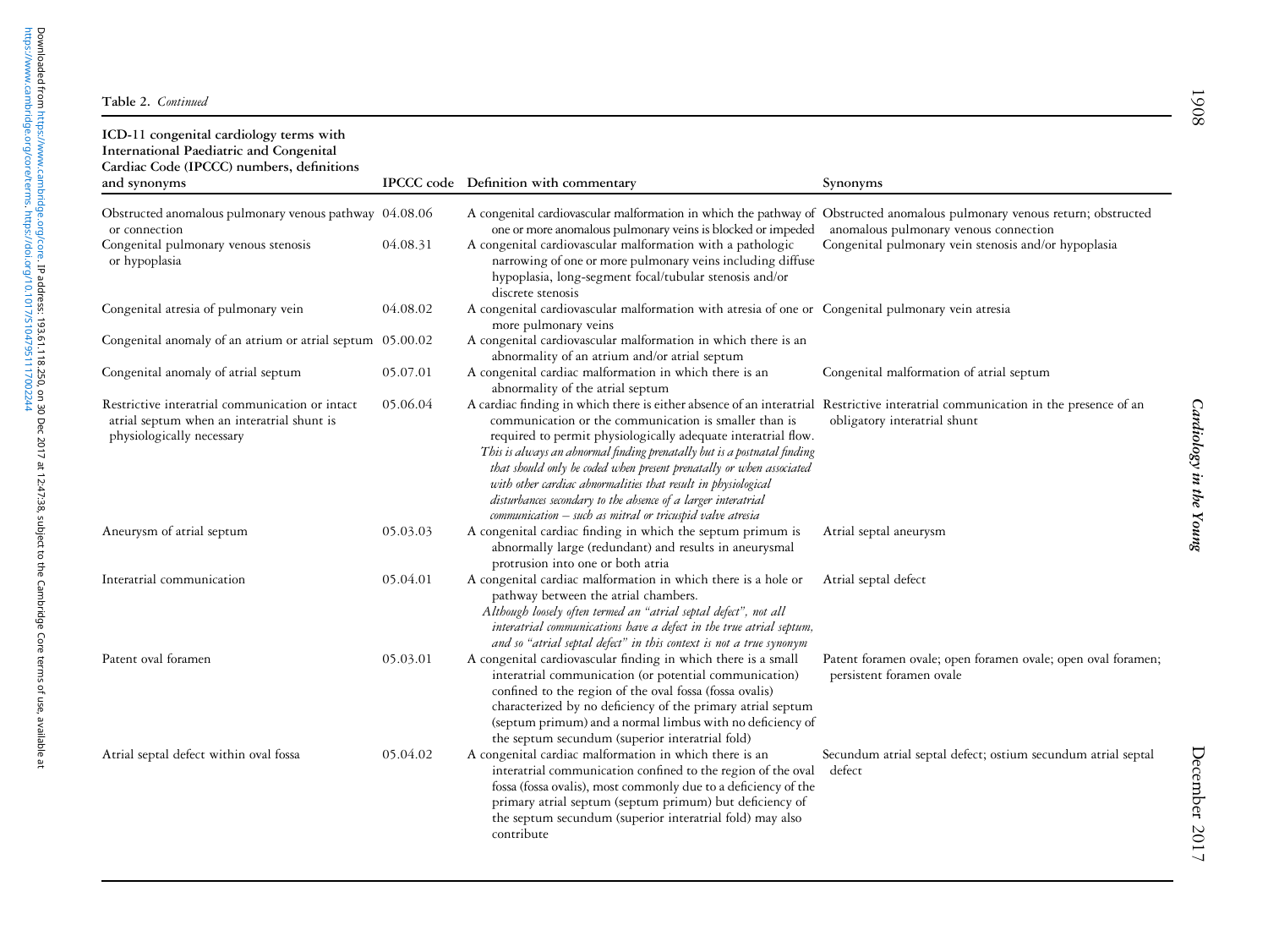Table 2. *Continued*

| ICD-11 congenital cardiology terms with International Paediatric and Congenital Cardiac Code (IPCCC) numbers, definitions and synonyms | IPCCC code | Definition with commentary | Synonyms |
|---|---|---|---|
| Obstructed anomalous pulmonary venous pathway or connection | 04.08.06 | A congenital cardiovascular malformation in which the pathway of one or more anomalous pulmonary veins is blocked or impeded | Obstructed anomalous pulmonary venous return; obstructed anomalous pulmonary venous connection |
| Congenital pulmonary venous stenosis or hypoplasia | 04.08.31 | A congenital cardiovascular malformation with a pathologic narrowing of one or more pulmonary veins including diffuse hypoplasia, long-segment focal/tubular stenosis and/or discrete stenosis | Congenital pulmonary vein stenosis and/or hypoplasia |
| Congenital atresia of pulmonary vein | 04.08.02 | A congenital cardiovascular malformation with atresia of one or more pulmonary veins | Congenital pulmonary vein atresia |
| Congenital anomaly of an atrium or atrial septum | 05.00.02 | A congenital cardiovascular malformation in which there is an abnormality of an atrium and/or atrial septum | |
| Congenital anomaly of atrial septum | 05.07.01 | A congenital cardiac malformation in which there is an abnormality of the atrial septum | Congenital malformation of atrial septum |
| Restrictive interatrial communication or intact atrial septum when an interatrial shunt is physiologically necessary | 05.06.04 | A cardiac finding in which there is either absence of an interatrial communication or the communication is smaller than is required to permit physiologically adequate interatrial flow. *This is always an abnormal finding prenatally but is a postnatal finding that should only be coded when present prenatally or when associated with other cardiac abnormalities that result in physiological disturbances secondary to the absence of a larger interatrial communication – such as mitral or tricuspid valve atresia* | Restrictive interatrial communication in the presence of an obligatory interatrial shunt |
| Aneurysm of atrial septum | 05.03.03 | A congenital cardiac finding in which the septum primum is abnormally large (redundant) and results in aneurysmal protrusion into one or both atria | Atrial septal aneurysm |
| Interatrial communication | 05.04.01 | A congenital cardiac malformation in which there is a hole or pathway between the atrial chambers. *Although loosely often termed an "atrial septal defect", not all interatrial communications have a defect in the true atrial septum, and so "atrial septal defect" in this context is not a true synonym* | Atrial septal defect |
| Patent oval foramen | 05.03.01 | A congenital cardiovascular finding in which there is a small interatrial communication (or potential communication) confined to the region of the oval fossa (fossa ovalis) characterized by no deficiency of the primary atrial septum (septum primum) and a normal limbus with no deficiency of the septum secundum (superior interatrial fold) | Patent foramen ovale; open foramen ovale; open oval foramen; persistent foramen ovale |
| Atrial septal defect within oval fossa | 05.04.02 | A congenital cardiac malformation in which there is an interatrial communication confined to the region of the oval fossa (fossa ovalis), most commonly due to a deficiency of the primary atrial septum (septum primum) but deficiency of the septum secundum (superior interatrial fold) may also contribute | Secundum atrial septal defect; ostium secundum atrial septal defect |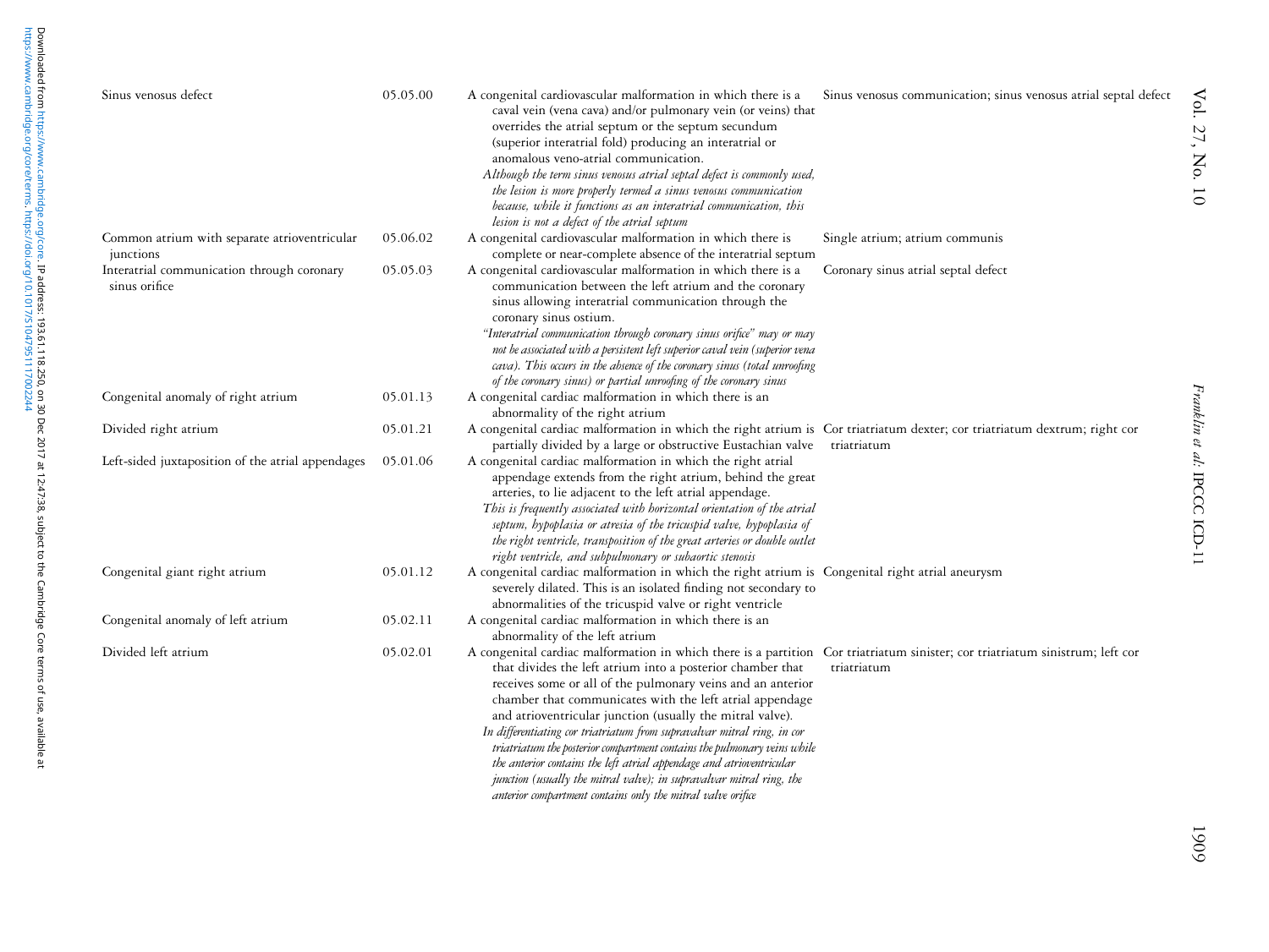| | | | |
|---|---|---|---|
| Sinus venosus defect | 05.05.00 | A congenital cardiovascular malformation in which there is a caval vein (vena cava) and/or pulmonary vein (or veins) that overrides the atrial septum or the septum secundum (superior interatrial fold) producing an interatrial or anomalous veno-atrial communication. *Although the term sinus venosus atrial septal defect is commonly used, the lesion is more properly termed a sinus venosus communication because, while it functions as an interatrial communication, this lesion is not a defect of the atrial septum* | Sinus venosus communication; sinus venosus atrial septal defect |
| Common atrium with separate atrioventricular junctions | 05.06.02 | A congenital cardiovascular malformation in which there is complete or near-complete absence of the interatrial septum | Single atrium; atrium communis |
| Interatrial communication through coronary sinus orifice | 05.05.03 | A congenital cardiovascular malformation in which there is a communication between the left atrium and the coronary sinus allowing interatrial communication through the coronary sinus ostium. *"Interatrial communication through coronary sinus orifice" may or may not be associated with a persistent left superior caval vein (superior vena cava). This occurs in the absence of the coronary sinus (total unroofing of the coronary sinus) or partial unroofing of the coronary sinus* | Coronary sinus atrial septal defect |
| Congenital anomaly of right atrium | 05.01.13 | A congenital cardiac malformation in which there is an abnormality of the right atrium | |
| Divided right atrium | 05.01.21 | A congenital cardiac malformation in which the right atrium is partially divided by a large or obstructive Eustachian valve | Cor triatriatum dexter; cor triatriatum dextrum; right cor triatriatum |
| Left-sided juxtaposition of the atrial appendages | 05.01.06 | A congenital cardiac malformation in which the right atrial appendage extends from the right atrium, behind the great arteries, to lie adjacent to the left atrial appendage. *This is frequently associated with horizontal orientation of the atrial septum, hypoplasia or atresia of the tricuspid valve, hypoplasia of the right ventricle, transposition of the great arteries or double outlet right ventricle, and subpulmonary or subaortic stenosis* | |
| Congenital giant right atrium | 05.01.12 | A congenital cardiac malformation in which the right atrium is severely dilated. This is an isolated finding not secondary to abnormalities of the tricuspid valve or right ventricle | Congenital right atrial aneurysm |
| Congenital anomaly of left atrium | 05.02.11 | A congenital cardiac malformation in which there is an abnormality of the left atrium | |
| Divided left atrium | 05.02.01 | A congenital cardiac malformation in which there is a partition that divides the left atrium into a posterior chamber that receives some or all of the pulmonary veins and an anterior chamber that communicates with the left atrial appendage and atrioventricular junction (usually the mitral valve). *In differentiating cor triatriatum from supravalvar mitral ring, in cor triatriatum the posterior compartment contains the pulmonary veins while the anterior contains the left atrial appendage and atrioventricular junction (usually the mitral valve); in supravalvar mitral ring, the anterior compartment contains only the mitral valve orifice* | Cor triatriatum sinister; cor triatriatum sinistrum; left cor triatriatum |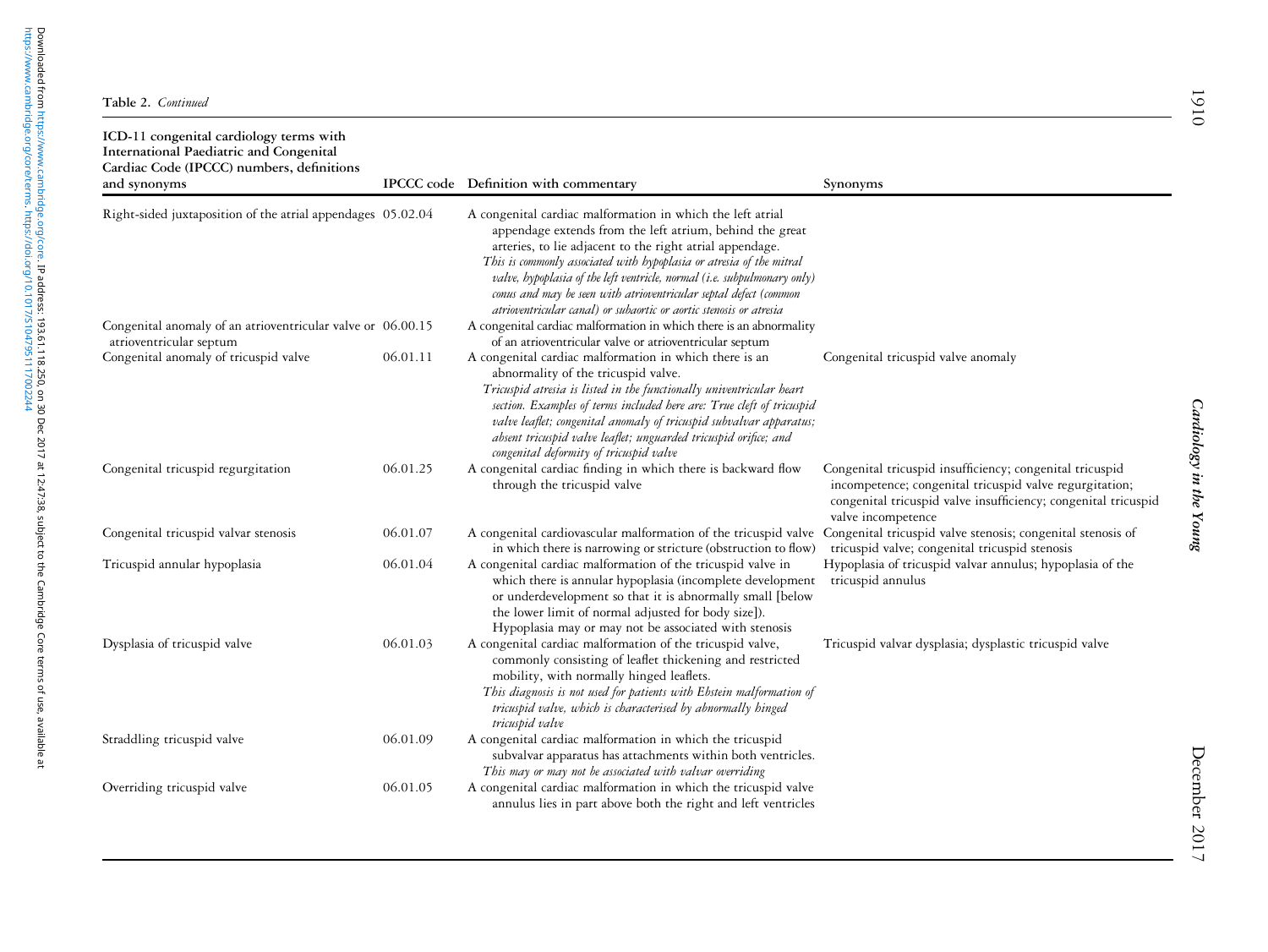**Table 2.** *Continued*

| ICD-11 congenital cardiology terms with International Paediatric and Congenital Cardiac Code (IPCCC) numbers, definitions and synonyms | IPCCC code | Definition with commentary | Synonyms |
|---|---|---|---|
| Right-sided juxtaposition of the atrial appendages | 05.02.04 | A congenital cardiac malformation in which the left atrial appendage extends from the left atrium, behind the great arteries, to lie adjacent to the right atrial appendage. *This is commonly associated with hypoplasia or atresia of the mitral valve, hypoplasia of the left ventricle, normal (i.e. subpulmonary only) conus and may be seen with atrioventricular septal defect (common atrioventricular canal) or subaortic or aortic stenosis or atresia* | |
| Congenital anomaly of an atrioventricular valve or atrioventricular septum | 06.00.15 | A congenital cardiac malformation in which there is an abnormality of an atrioventricular valve or atrioventricular septum | |
| Congenital anomaly of tricuspid valve | 06.01.11 | A congenital cardiac malformation in which there is an abnormality of the tricuspid valve. *Tricuspid atresia is listed in the functionally univentricular heart section. Examples of terms included here are: True cleft of tricuspid valve leaflet; congenital anomaly of tricuspid subvalvar apparatus; absent tricuspid valve leaflet; unguarded tricuspid orifice; and congenital deformity of tricuspid valve* | Congenital tricuspid valve anomaly |
| Congenital tricuspid regurgitation | 06.01.25 | A congenital cardiac finding in which there is backward flow through the tricuspid valve | Congenital tricuspid insufficiency; congenital tricuspid incompetence; congenital tricuspid valve regurgitation; congenital tricuspid valve insufficiency; congenital tricuspid valve incompetence |
| Congenital tricuspid valvar stenosis | 06.01.07 | A congenital cardiovascular malformation of the tricuspid valve in which there is narrowing or stricture (obstruction to flow) | Congenital tricuspid valve stenosis; congenital stenosis of tricuspid valve; congenital tricuspid stenosis |
| Tricuspid annular hypoplasia | 06.01.04 | A congenital cardiac malformation of the tricuspid valve in which there is annular hypoplasia (incomplete development or underdevelopment so that it is abnormally small [below the lower limit of normal adjusted for body size]). Hypoplasia may or may not be associated with stenosis | Hypoplasia of tricuspid valvar annulus; hypoplasia of the tricuspid annulus |
| Dysplasia of tricuspid valve | 06.01.03 | A congenital cardiac malformation of the tricuspid valve, commonly consisting of leaflet thickening and restricted mobility, with normally hinged leaflets. *This diagnosis is not used for patients with Ebstein malformation of tricuspid valve, which is characterised by abnormally hinged tricuspid valve* | Tricuspid valvar dysplasia; dysplastic tricuspid valve |
| Straddling tricuspid valve | 06.01.09 | A congenital cardiac malformation in which the tricuspid subvalvar apparatus has attachments within both ventricles. *This may or may not be associated with valvar overriding* | |
| Overriding tricuspid valve | 06.01.05 | A congenital cardiac malformation in which the tricuspid valve annulus lies in part above both the right and left ventricles | |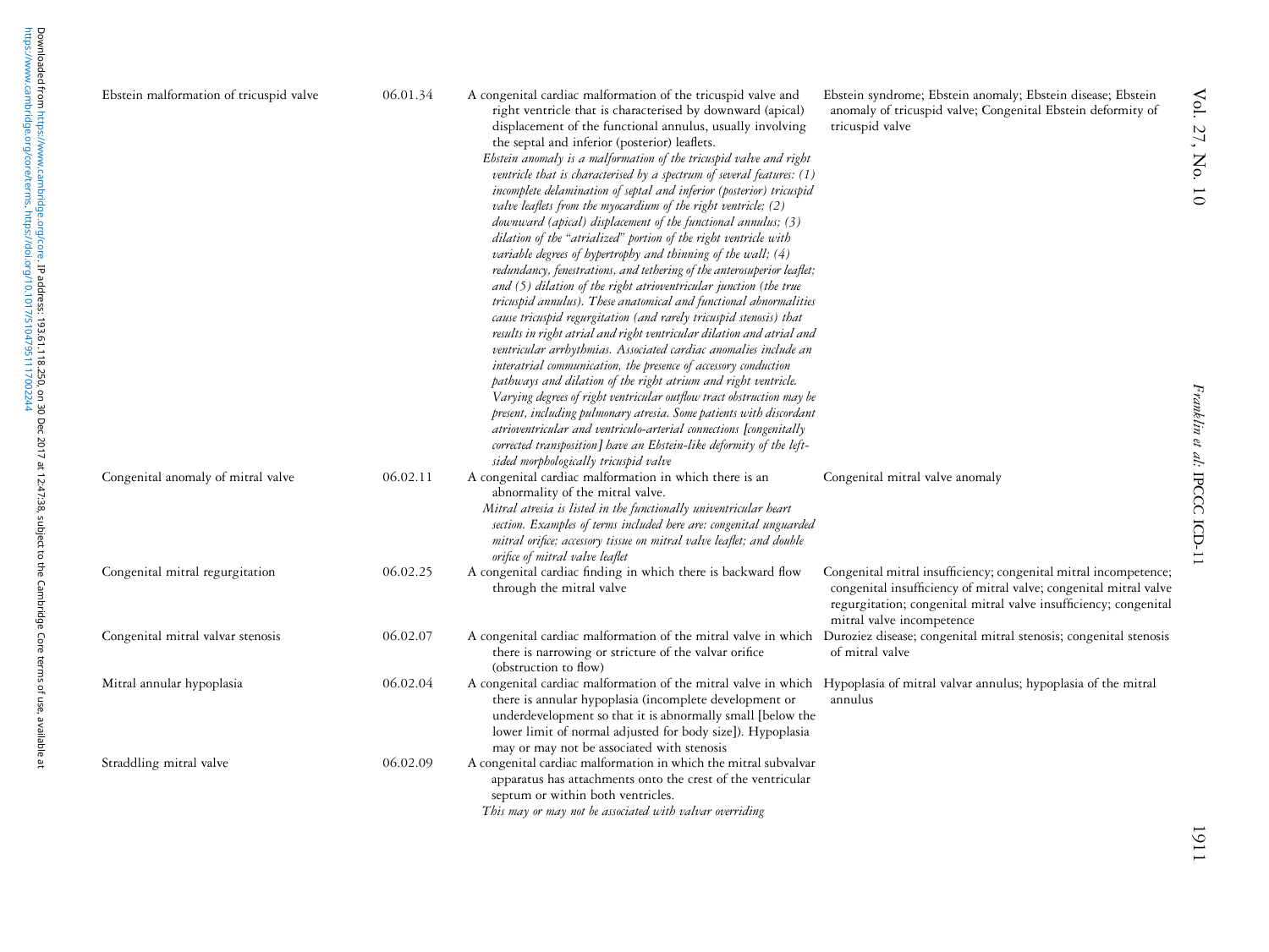| | | | |
|---|---|---|---|
| Ebstein malformation of tricuspid valve | 06.01.34 | A congenital cardiac malformation of the tricuspid valve and right ventricle that is characterised by downward (apical) displacement of the functional annulus, usually involving the septal and inferior (posterior) leaflets.<br>*Ebstein anomaly is a malformation of the tricuspid valve and right ventricle that is characterised by a spectrum of several features: (1) incomplete delamination of septal and inferior (posterior) tricuspid valve leaflets from the myocardium of the right ventricle; (2) downward (apical) displacement of the functional annulus; (3) dilation of the "atrialized" portion of the right ventricle with variable degrees of hypertrophy and thinning of the wall; (4) redundancy, fenestrations, and tethering of the anterosuperior leaflet; and (5) dilation of the right atrioventricular junction (the true tricuspid annulus). These anatomical and functional abnormalities cause tricuspid regurgitation (and rarely tricuspid stenosis) that results in right atrial and right ventricular dilation and atrial and ventricular arrhythmias. Associated cardiac anomalies include an interatrial communication, the presence of accessory conduction pathways and dilation of the right atrium and right ventricle. Varying degrees of right ventricular outflow tract obstruction may be present, including pulmonary atresia. Some patients with discordant atrioventricular and ventriculo-arterial connections [congenitally corrected transposition] have an Ebstein-like deformity of the left-sided morphologically tricuspid valve* | Ebstein syndrome; Ebstein anomaly; Ebstein disease; Ebstein anomaly of tricuspid valve; Congenital Ebstein deformity of tricuspid valve |
| Congenital anomaly of mitral valve | 06.02.11 | A congenital cardiac malformation in which there is an abnormality of the mitral valve.<br>*Mitral atresia is listed in the functionally univentricular heart section. Examples of terms included here are: congenital unguarded mitral orifice; accessory tissue on mitral valve leaflet; and double orifice of mitral valve leaflet* | Congenital mitral valve anomaly |
| Congenital mitral regurgitation | 06.02.25 | A congenital cardiac finding in which there is backward flow through the mitral valve | Congenital mitral insufficiency; congenital mitral incompetence; congenital insufficiency of mitral valve; congenital mitral valve regurgitation; congenital mitral valve insufficiency; congenital mitral valve incompetence |
| Congenital mitral valvar stenosis | 06.02.07 | A congenital cardiac malformation of the mitral valve in which there is narrowing or stricture of the valvar orifice (obstruction to flow) | Duroziez disease; congenital mitral stenosis; congenital stenosis of mitral valve |
| Mitral annular hypoplasia | 06.02.04 | A congenital cardiac malformation of the mitral valve in which there is annular hypoplasia (incomplete development or underdevelopment so that it is abnormally small [below the lower limit of normal adjusted for body size]). Hypoplasia may or may not be associated with stenosis | Hypoplasia of mitral valvar annulus; hypoplasia of the mitral annulus |
| Straddling mitral valve | 06.02.09 | A congenital cardiac malformation in which the mitral subvalvar apparatus has attachments onto the crest of the ventricular septum or within both ventricles.<br>*This may or may not be associated with valvar overriding* | |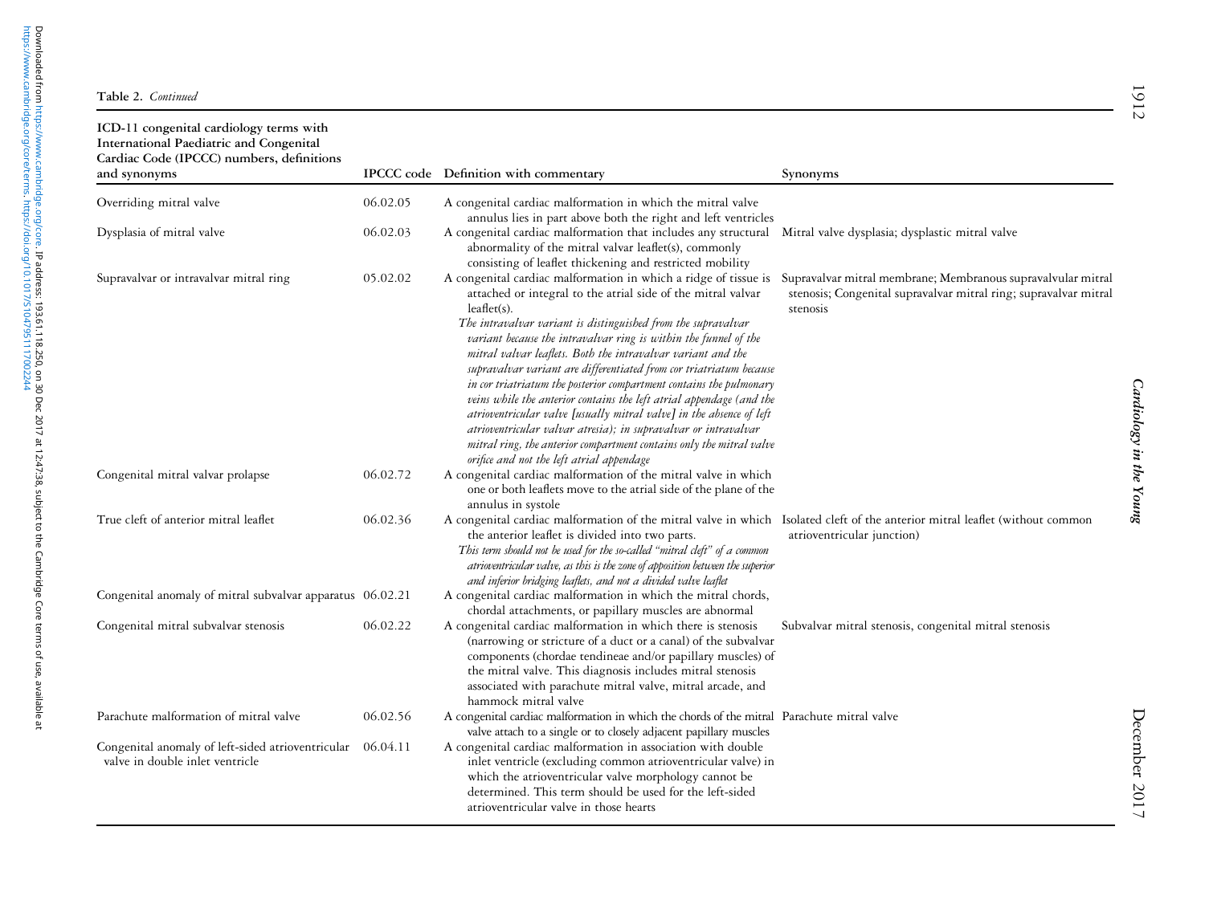**Table 2.** *Continued*

| ICD-11 congenital cardiology terms with International Paediatric and Congenital Cardiac Code (IPCCC) numbers, definitions and synonyms | IPCCC code | Definition with commentary | Synonyms |
|---|---|---|---|
| Overriding mitral valve | 06.02.05 | A congenital cardiac malformation in which the mitral valve annulus lies in part above both the right and left ventricles | |
| Dysplasia of mitral valve | 06.02.03 | A congenital cardiac malformation that includes any structural abnormality of the mitral valvar leaflet(s), commonly consisting of leaflet thickening and restricted mobility | Mitral valve dysplasia; dysplastic mitral valve |
| Supravalvar or intravalvar mitral ring | 05.02.02 | A congenital cardiac malformation in which a ridge of tissue is attached or integral to the atrial side of the mitral valvar leaflet(s). *The intravalvar variant is distinguished from the supravalvar variant because the intravalvar ring is within the funnel of the mitral valvar leaflets. Both the intravalvar variant and the supravalvar variant are differentiated from cor triatriatum because in cor triatriatum the posterior compartment contains the pulmonary veins while the anterior contains the left atrial appendage (and the atrioventricular valve [usually mitral valve] in the absence of left atrioventricular valvar atresia); in supravalvar or intravalvar mitral ring, the anterior compartment contains only the mitral valve orifice and not the left atrial appendage* | Supravalvar mitral membrane; Membranous supravalvular mitral stenosis; Congenital supravalvar mitral ring; supravalvar mitral stenosis |
| Congenital mitral valvar prolapse | 06.02.72 | A congenital cardiac malformation of the mitral valve in which one or both leaflets move to the atrial side of the plane of the annulus in systole | |
| True cleft of anterior mitral leaflet | 06.02.36 | A congenital cardiac malformation of the mitral valve in which the anterior leaflet is divided into two parts. *This term should not be used for the so-called "mitral cleft" of a common atrioventricular valve, as this is the zone of apposition between the superior and inferior bridging leaflets, and not a divided valve leaflet* | Isolated cleft of the anterior mitral leaflet (without common atrioventricular junction) |
| Congenital anomaly of mitral subvalvar apparatus | 06.02.21 | A congenital cardiac malformation in which the mitral chords, chordal attachments, or papillary muscles are abnormal | |
| Congenital mitral subvalvar stenosis | 06.02.22 | A congenital cardiac malformation in which there is stenosis (narrowing or stricture of a duct or a canal) of the subvalvar components (chordae tendineae and/or papillary muscles) of the mitral valve. This diagnosis includes mitral stenosis associated with parachute mitral valve, mitral arcade, and hammock mitral valve | Subvalvar mitral stenosis, congenital mitral stenosis |
| Parachute malformation of mitral valve | 06.02.56 | A congenital cardiac malformation in which the chords of the mitral valve attach to a single or to closely adjacent papillary muscles | Parachute mitral valve |
| Congenital anomaly of left-sided atrioventricular valve in double inlet ventricle | 06.04.11 | A congenital cardiac malformation in association with double inlet ventricle (excluding common atrioventricular valve) in which the atrioventricular valve morphology cannot be determined. This term should be used for the left-sided atrioventricular valve in those hearts | |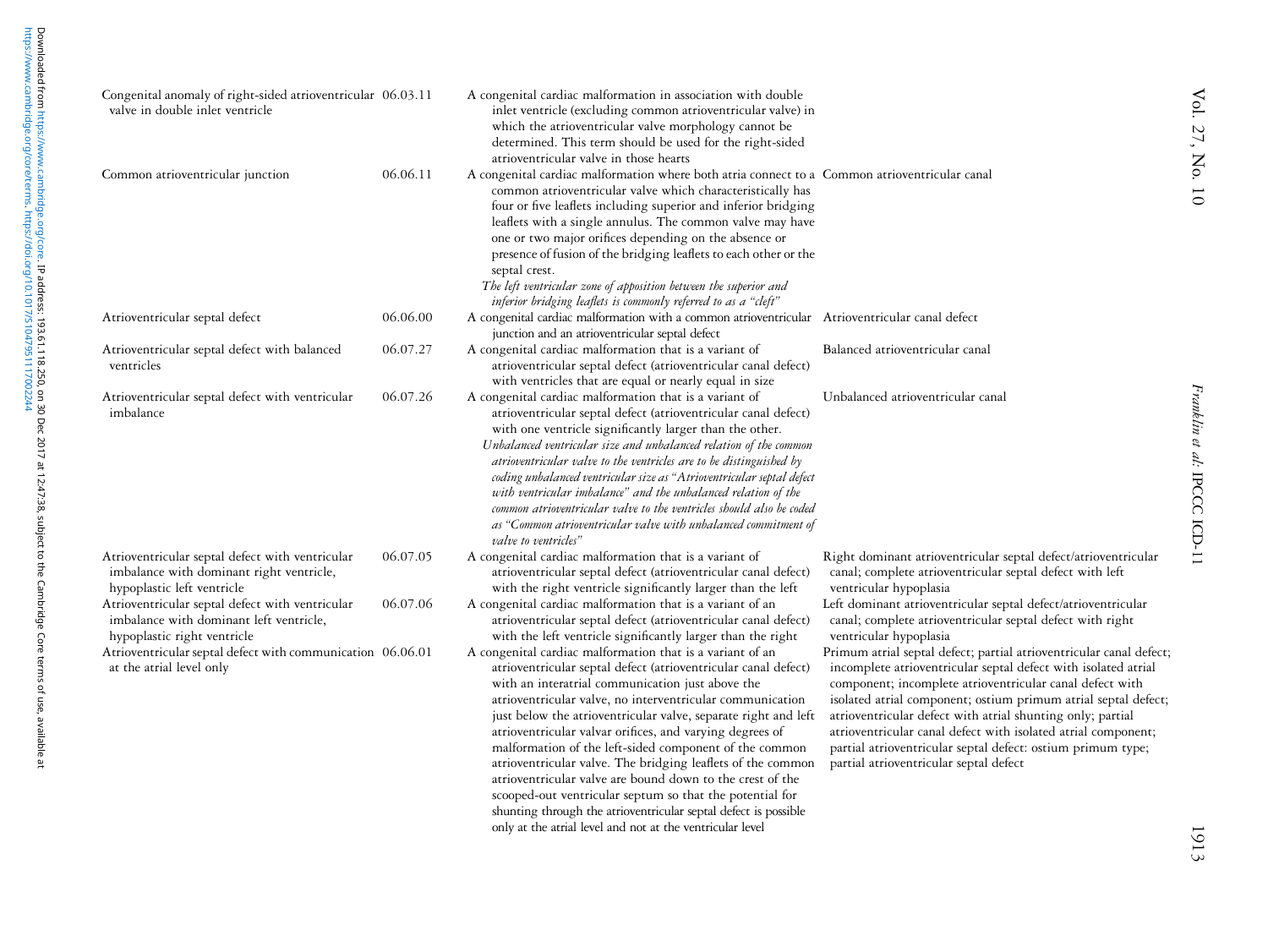| | | | |
|---|---|---|---|
| Congenital anomaly of right-sided atrioventricular valve in double inlet ventricle | 06.03.11 | A congenital cardiac malformation in association with double inlet ventricle (excluding common atrioventricular valve) in which the atrioventricular valve morphology cannot be determined. This term should be used for the right-sided atrioventricular valve in those hearts | |
| Common atrioventricular junction | 06.06.11 | A congenital cardiac malformation where both atria connect to a common atrioventricular valve which characteristically has four or five leaflets including superior and inferior bridging leaflets with a single annulus. The common valve may have one or two major orifices depending on the absence or presence of fusion of the bridging leaflets to each other or the septal crest. *The left ventricular zone of apposition between the superior and inferior bridging leaflets is commonly referred to as a "cleft"* | Common atrioventricular canal |
| Atrioventricular septal defect | 06.06.00 | A congenital cardiac malformation with a common atrioventricular junction and an atrioventricular septal defect | Atrioventricular canal defect |
| Atrioventricular septal defect with balanced ventricles | 06.07.27 | A congenital cardiac malformation that is a variant of atrioventricular septal defect (atrioventricular canal defect) with ventricles that are equal or nearly equal in size | Balanced atrioventricular canal |
| Atrioventricular septal defect with ventricular imbalance | 06.07.26 | A congenital cardiac malformation that is a variant of atrioventricular septal defect (atrioventricular canal defect) with one ventricle significantly larger than the other. *Unbalanced ventricular size and unbalanced relation of the common atrioventricular valve to the ventricles are to be distinguished by coding unbalanced ventricular size as "Atrioventricular septal defect with ventricular imbalance" and the unbalanced relation of the common atrioventricular valve to the ventricles should also be coded as "Common atrioventricular valve with unbalanced commitment of valve to ventricles"* | Unbalanced atrioventricular canal |
| Atrioventricular septal defect with ventricular imbalance with dominant right ventricle, hypoplastic left ventricle | 06.07.05 | A congenital cardiac malformation that is a variant of atrioventricular septal defect (atrioventricular canal defect) with the right ventricle significantly larger than the left | Right dominant atrioventricular septal defect/atrioventricular canal; complete atrioventricular septal defect with left ventricular hypoplasia |
| Atrioventricular septal defect with ventricular imbalance with dominant left ventricle, hypoplastic right ventricle | 06.07.06 | A congenital cardiac malformation that is a variant of an atrioventricular septal defect (atrioventricular canal defect) with the left ventricle significantly larger than the right | Left dominant atrioventricular septal defect/atrioventricular canal; complete atrioventricular septal defect with right ventricular hypoplasia |
| Atrioventricular septal defect with communication at the atrial level only | 06.06.01 | A congenital cardiac malformation that is a variant of an atrioventricular septal defect (atrioventricular canal defect) with an interatrial communication just above the atrioventricular valve, no interventricular communication just below the atrioventricular valve, separate right and left atrioventricular valvar orifices, and varying degrees of malformation of the left-sided component of the common atrioventricular valve. The bridging leaflets of the common atrioventricular valve are bound down to the crest of the scooped-out ventricular septum so that the potential for shunting through the atrioventricular septal defect is possible only at the atrial level and not at the ventricular level | Primum atrial septal defect; partial atrioventricular canal defect; incomplete atrioventricular septal defect with isolated atrial component; incomplete atrioventricular canal defect with isolated atrial component; ostium primum atrial septal defect; atrioventricular defect with atrial shunting only; partial atrioventricular canal defect with isolated atrial component; partial atrioventricular septal defect: ostium primum type; partial atrioventricular septal defect |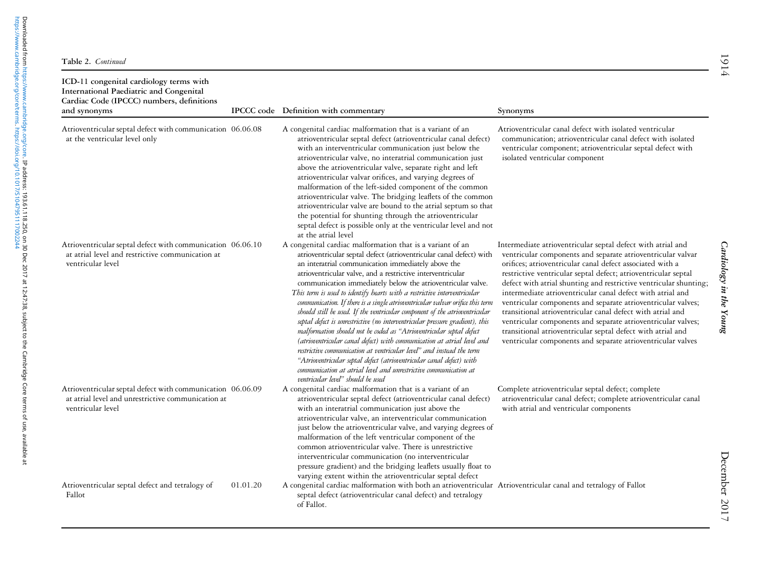**Table 2.** *Continued*

| ICD-11 congenital cardiology terms with International Paediatric and Congenital Cardiac Code (IPCCC) numbers, definitions and synonyms | IPCCC code | Definition with commentary | Synonyms |
|---|---|---|---|
| Atrioventricular septal defect with communication at the ventricular level only | 06.06.08 | A congenital cardiac malformation that is a variant of an atrioventricular septal defect (atrioventricular canal defect) with an interventricular communication just below the atrioventricular valve, no interatrial communication just above the atrioventricular valve, separate right and left atrioventricular valvar orifices, and varying degrees of malformation of the left-sided component of the common atrioventricular valve. The bridging leaflets of the common atrioventricular valve are bound to the atrial septum so that the potential for shunting through the atrioventricular septal defect is possible only at the ventricular level and not at the atrial level | Atrioventricular canal defect with isolated ventricular communication; atrioventricular canal defect with isolated ventricular component; atrioventricular septal defect with isolated ventricular component |
| Atrioventricular septal defect with communication at atrial level and restrictive communication at ventricular level | 06.06.10 | A congenital cardiac malformation that is a variant of an atrioventricular septal defect (atrioventricular canal defect) with an interatrial communication immediately above the atrioventricular valve, and a restrictive interventricular communication immediately below the atrioventricular valve. *This term is used to identify hearts with a restrictive interventricular communication. If there is a single atrioventricular valvar orifice this term should still be used. If the ventricular component of the atrioventricular septal defect is unrestrictive (no interventricular pressure gradient), this malformation should not be coded as "Atrioventricular septal defect (atrioventricular canal defect) with communication at atrial level and restrictive communication at ventricular level" and instead the term "Atrioventricular septal defect (atrioventricular canal defect) with communication at atrial level and unrestrictive communication at ventricular level" should be used* | Intermediate atrioventricular septal defect with atrial and ventricular components and separate atrioventricular valvar orifices; atrioventricular canal defect associated with a restrictive ventricular septal defect; atrioventricular septal defect with atrial shunting and restrictive ventricular shunting; intermediate atrioventricular canal defect with atrial and ventricular components and separate atrioventricular valves; transitional atrioventricular canal defect with atrial and ventricular components and separate atrioventricular valves; transitional atrioventricular septal defect with atrial and ventricular components and separate atrioventricular valves |
| Atrioventricular septal defect with communication at atrial level and unrestrictive communication at ventricular level | 06.06.09 | A congenital cardiac malformation that is a variant of an atrioventricular septal defect (atrioventricular canal defect) with an interatrial communication just above the atrioventricular valve, an interventricular communication just below the atrioventricular valve, and varying degrees of malformation of the left ventricular component of the common atrioventricular valve. There is unrestrictive interventricular communication (no interventricular pressure gradient) and the bridging leaflets usually float to varying extent within the atrioventricular septal defect | Complete atrioventricular septal defect; complete atrioventricular canal defect; complete atrioventricular canal with atrial and ventricular components |
| Atrioventricular septal defect and tetralogy of Fallot | 01.01.20 | A congenital cardiac malformation with both an atrioventricular septal defect (atrioventricular canal defect) and tetralogy of Fallot. | Atrioventricular canal and tetralogy of Fallot |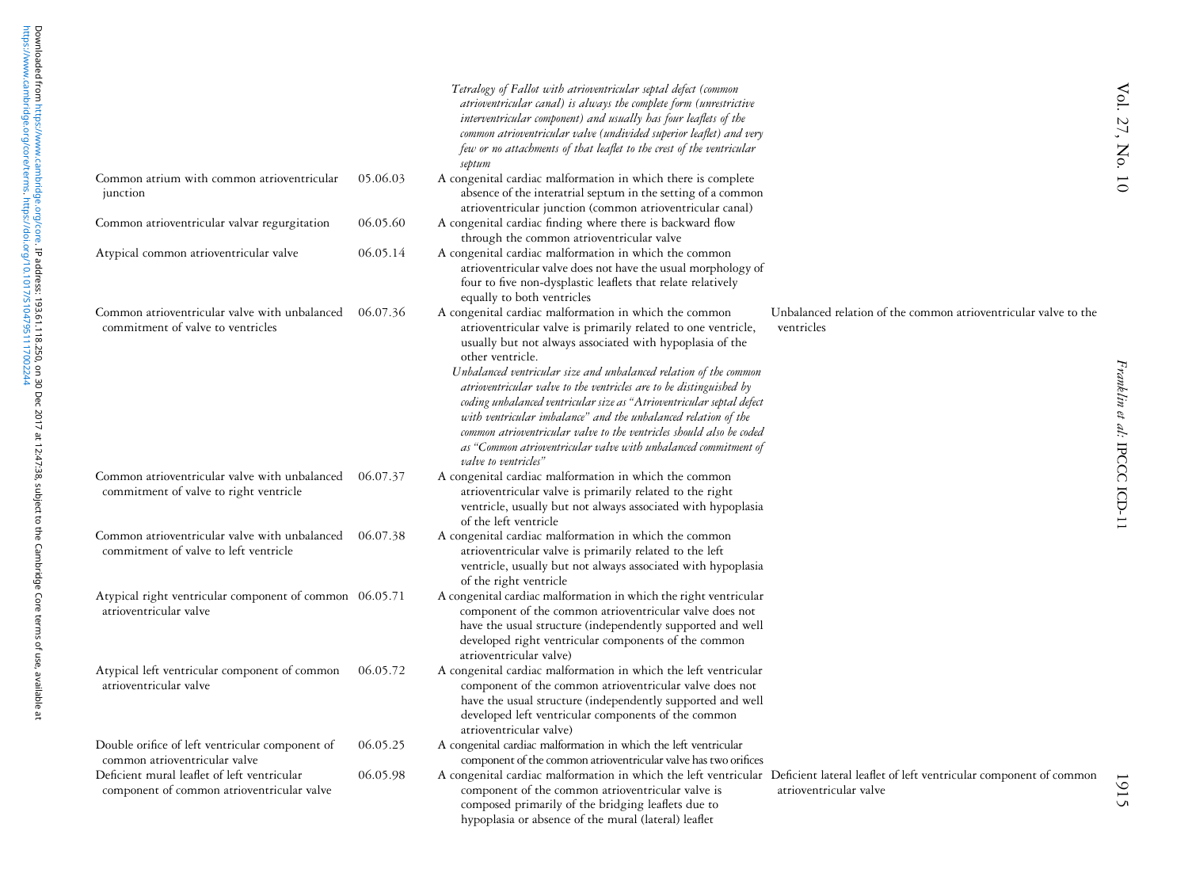| | | | |
|---|---|---|---|
| | | *Tetralogy of Fallot with atrioventricular septal defect (common atrioventricular canal) is always the complete form (unrestrictive interventricular component) and usually has four leaflets of the common atrioventricular valve (undivided superior leaflet) and very few or no attachments of that leaflet to the crest of the ventricular septum* | |
| Common atrium with common atrioventricular junction | 05.06.03 | A congenital cardiac malformation in which there is complete absence of the interatrial septum in the setting of a common atrioventricular junction (common atrioventricular canal) | |
| Common atrioventricular valvar regurgitation | 06.05.60 | A congenital cardiac finding where there is backward flow through the common atrioventricular valve | |
| Atypical common atrioventricular valve | 06.05.14 | A congenital cardiac malformation in which the common atrioventricular valve does not have the usual morphology of four to five non-dysplastic leaflets that relate relatively equally to both ventricles | |
| Common atrioventricular valve with unbalanced commitment of valve to ventricles | 06.07.36 | A congenital cardiac malformation in which the common atrioventricular valve is primarily related to one ventricle, usually but not always associated with hypoplasia of the other ventricle. *Unbalanced ventricular size and unbalanced relation of the common atrioventricular valve to the ventricles are to be distinguished by coding unbalanced ventricular size as "Atrioventricular septal defect with ventricular imbalance" and the unbalanced relation of the common atrioventricular valve to the ventricles should also be coded as "Common atrioventricular valve with unbalanced commitment of valve to ventricles"* | Unbalanced relation of the common atrioventricular valve to the ventricles |
| Common atrioventricular valve with unbalanced commitment of valve to right ventricle | 06.07.37 | A congenital cardiac malformation in which the common atrioventricular valve is primarily related to the right ventricle, usually but not always associated with hypoplasia of the left ventricle | |
| Common atrioventricular valve with unbalanced commitment of valve to left ventricle | 06.07.38 | A congenital cardiac malformation in which the common atrioventricular valve is primarily related to the left ventricle, usually but not always associated with hypoplasia of the right ventricle | |
| Atypical right ventricular component of common atrioventricular valve | 06.05.71 | A congenital cardiac malformation in which the right ventricular component of the common atrioventricular valve does not have the usual structure (independently supported and well developed right ventricular components of the common atrioventricular valve) | |
| Atypical left ventricular component of common atrioventricular valve | 06.05.72 | A congenital cardiac malformation in which the left ventricular component of the common atrioventricular valve does not have the usual structure (independently supported and well developed left ventricular components of the common atrioventricular valve) | |
| Double orifice of left ventricular component of common atrioventricular valve | 06.05.25 | A congenital cardiac malformation in which the left ventricular component of the common atrioventricular valve has two orifices | |
| Deficient mural leaflet of left ventricular component of common atrioventricular valve | 06.05.98 | A congenital cardiac malformation in which the left ventricular component of the common atrioventricular valve is composed primarily of the bridging leaflets due to hypoplasia or absence of the mural (lateral) leaflet | Deficient lateral leaflet of left ventricular component of common atrioventricular valve |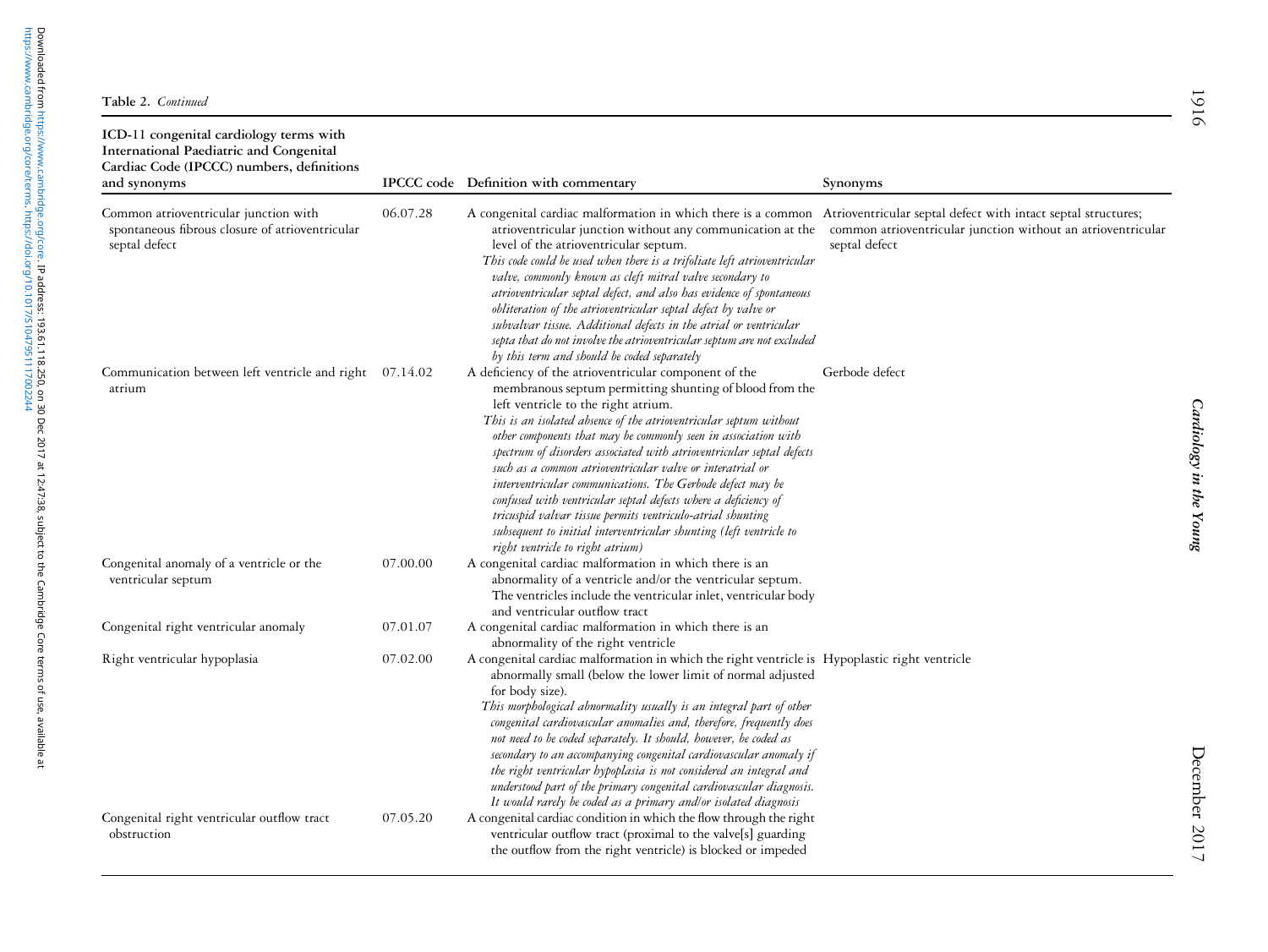**Table 2.** *Continued*

| ICD-11 congenital cardiology terms with International Paediatric and Congenital Cardiac Code (IPCCC) numbers, definitions and synonyms | IPCCC code | Definition with commentary | Synonyms |
|---|---|---|---|
| Common atrioventricular junction with spontaneous fibrous closure of atrioventricular septal defect | 06.07.28 | A congenital cardiac malformation in which there is a common atrioventricular junction without any communication at the level of the atrioventricular septum. *This code could be used when there is a trifoliate left atrioventricular valve, commonly known as cleft mitral valve secondary to atrioventricular septal defect, and also has evidence of spontaneous obliteration of the atrioventricular septal defect by valve or subvalvar tissue. Additional defects in the atrial or ventricular septa that do not involve the atrioventricular septum are not excluded by this term and should be coded separately* | Atrioventricular septal defect with intact septal structures; common atrioventricular junction without an atrioventricular septal defect |
| Communication between left ventricle and right atrium | 07.14.02 | A deficiency of the atrioventricular component of the membranous septum permitting shunting of blood from the left ventricle to the right atrium. *This is an isolated absence of the atrioventricular septum without other components that may be commonly seen in association with spectrum of disorders associated with atrioventricular septal defects such as a common atrioventricular valve or interatrial or interventricular communications. The Gerbode defect may be confused with ventricular septal defects where a deficiency of tricuspid valvar tissue permits ventriculo-atrial shunting subsequent to initial interventricular shunting (left ventricle to right atrium)* | Gerbode defect |
| Congenital anomaly of a ventricle or the ventricular septum | 07.00.00 | A congenital cardiac malformation in which there is an abnormality of a ventricle and/or the ventricular septum. The ventricles include the ventricular inlet, ventricular body and ventricular outflow tract | |
| Congenital right ventricular anomaly | 07.01.07 | A congenital cardiac malformation in which there is an abnormality of the right ventricle | |
| Right ventricular hypoplasia | 07.02.00 | A congenital cardiac malformation in which the right ventricle is abnormally small (below the lower limit of normal adjusted for body size). *This morphological abnormality usually is an integral part of other congenital cardiovascular anomalies and, therefore, frequently does not need to be coded separately. It should, however, be coded as secondary to an accompanying congenital cardiovascular anomaly if the right ventricular hypoplasia is not considered an integral and understood part of the primary congenital cardiovascular diagnosis. It would rarely be coded as a primary and/or isolated diagnosis* | Hypoplastic right ventricle |
| Congenital right ventricular outflow tract obstruction | 07.05.20 | A congenital cardiac condition in which the flow through the right ventricular outflow tract (proximal to the valve[s] guarding the outflow from the right ventricle) is blocked or impeded | |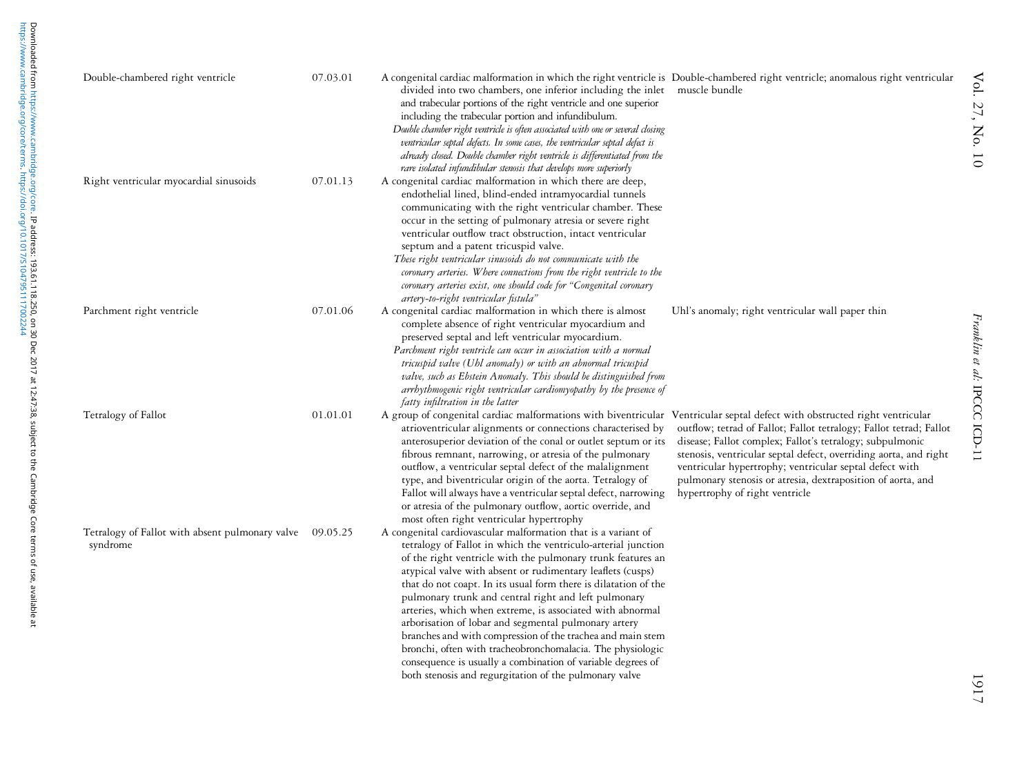| | | | |
|---|---|---|---|
| Double-chambered right ventricle | 07.03.01 | A congenital cardiac malformation in which the right ventricle is divided into two chambers, one inferior including the inlet and trabecular portions of the right ventricle and one superior including the trabecular portion and infundibulum. *Double chamber right ventricle is often associated with one or several closing ventricular septal defects. In some cases, the ventricular septal defect is already closed. Double chamber right ventricle is differentiated from the rare isolated infundibular stenosis that develops more superiorly* | Double-chambered right ventricle; anomalous right ventricular muscle bundle |
| Right ventricular myocardial sinusoids | 07.01.13 | A congenital cardiac malformation in which there are deep, endothelial lined, blind-ended intramyocardial tunnels communicating with the right ventricular chamber. These occur in the setting of pulmonary atresia or severe right ventricular outflow tract obstruction, intact ventricular septum and a patent tricuspid valve. *These right ventricular sinusoids do not communicate with the coronary arteries. Where connections from the right ventricle to the coronary arteries exist, one should code for "Congenital coronary artery-to-right ventricular fistula"* | |
| Parchment right ventricle | 07.01.06 | A congenital cardiac malformation in which there is almost complete absence of right ventricular myocardium and preserved septal and left ventricular myocardium. *Parchment right ventricle can occur in association with a normal tricuspid valve (Uhl anomaly) or with an abnormal tricuspid valve, such as Ebstein Anomaly. This should be distinguished from arrhythmogenic right ventricular cardiomyopathy by the presence of fatty infiltration in the latter* | Uhl's anomaly; right ventricular wall paper thin |
| Tetralogy of Fallot | 01.01.01 | A group of congenital cardiac malformations with biventricular atrioventricular alignments or connections characterised by anterosuperior deviation of the conal or outlet septum or its fibrous remnant, narrowing, or atresia of the pulmonary outflow, a ventricular septal defect of the malalignment type, and biventricular origin of the aorta. Tetralogy of Fallot will always have a ventricular septal defect, narrowing or atresia of the pulmonary outflow, aortic override, and most often right ventricular hypertrophy | Ventricular septal defect with obstructed right ventricular outflow; tetrad of Fallot; Fallot tetralogy; Fallot tetrad; Fallot disease; Fallot complex; Fallot's tetralogy; subpulmonic stenosis, ventricular septal defect, overriding aorta, and right ventricular hypertrophy; ventricular septal defect with pulmonary stenosis or atresia, dextraposition of aorta, and hypertrophy of right ventricle |
| Tetralogy of Fallot with absent pulmonary valve syndrome | 09.05.25 | A congenital cardiovascular malformation that is a variant of tetralogy of Fallot in which the ventriculo-arterial junction of the right ventricle with the pulmonary trunk features an atypical valve with absent or rudimentary leaflets (cusps) that do not coapt. In its usual form there is dilatation of the pulmonary trunk and central right and left pulmonary arteries, which when extreme, is associated with abnormal arborisation of lobar and segmental pulmonary artery branches and with compression of the trachea and main stem bronchi, often with tracheobronchomalacia. The physiologic consequence is usually a combination of variable degrees of both stenosis and regurgitation of the pulmonary valve | |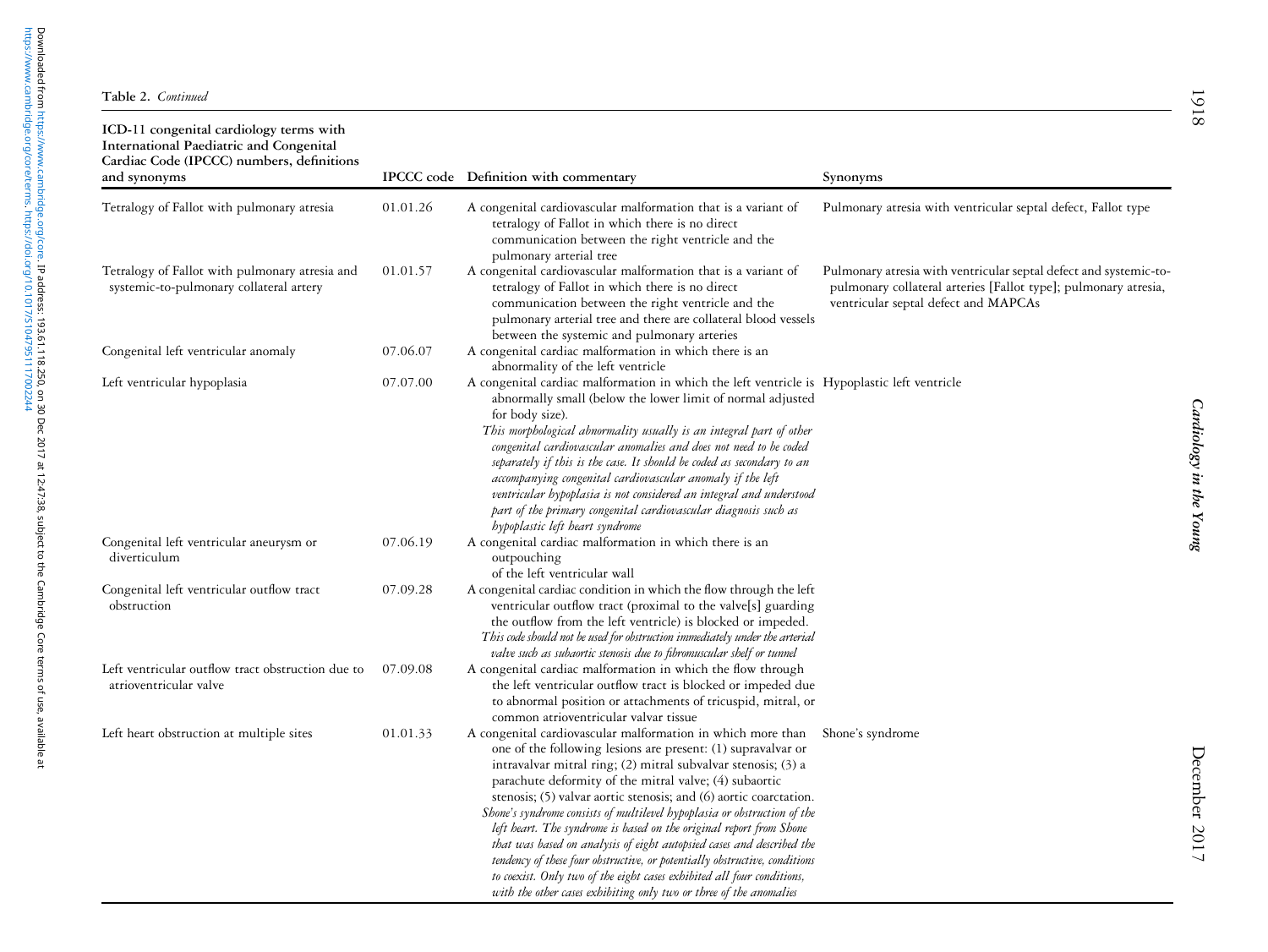**Table 2.** *Continued*

| ICD-11 congenital cardiology terms with International Paediatric and Congenital Cardiac Code (IPCCC) numbers, definitions and synonyms | IPCCC code | Definition with commentary | Synonyms |
|---|---|---|---|
| Tetralogy of Fallot with pulmonary atresia | 01.01.26 | A congenital cardiovascular malformation that is a variant of tetralogy of Fallot in which there is no direct communication between the right ventricle and the pulmonary arterial tree | Pulmonary atresia with ventricular septal defect, Fallot type |
| Tetralogy of Fallot with pulmonary atresia and systemic-to-pulmonary collateral artery | 01.01.57 | A congenital cardiovascular malformation that is a variant of tetralogy of Fallot in which there is no direct communication between the right ventricle and the pulmonary arterial tree and there are collateral blood vessels between the systemic and pulmonary arteries | Pulmonary atresia with ventricular septal defect and systemic-to-pulmonary collateral arteries [Fallot type]; pulmonary atresia, ventricular septal defect and MAPCAs |
| Congenital left ventricular anomaly | 07.06.07 | A congenital cardiac malformation in which there is an abnormality of the left ventricle | |
| Left ventricular hypoplasia | 07.07.00 | A congenital cardiac malformation in which the left ventricle is abnormally small (below the lower limit of normal adjusted for body size). *This morphological abnormality usually is an integral part of other congenital cardiovascular anomalies and does not need to be coded separately if this is the case. It should be coded as secondary to an accompanying congenital cardiovascular anomaly if the left ventricular hypoplasia is not considered an integral and understood part of the primary congenital cardiovascular diagnosis such as hypoplastic left heart syndrome* | Hypoplastic left ventricle |
| Congenital left ventricular aneurysm or diverticulum | 07.06.19 | A congenital cardiac malformation in which there is an outpouching of the left ventricular wall | |
| Congenital left ventricular outflow tract obstruction | 07.09.28 | A congenital cardiac condition in which the flow through the left ventricular outflow tract (proximal to the valve[s] guarding the outflow from the left ventricle) is blocked or impeded. *This code should not be used for obstruction immediately under the arterial valve such as subaortic stenosis due to fibromuscular shelf or tunnel* | |
| Left ventricular outflow tract obstruction due to atrioventricular valve | 07.09.08 | A congenital cardiac malformation in which the flow through the left ventricular outflow tract is blocked or impeded due to abnormal position or attachments of tricuspid, mitral, or common atrioventricular valvar tissue | |
| Left heart obstruction at multiple sites | 01.01.33 | A congenital cardiovascular malformation in which more than one of the following lesions are present: (1) supravalvar or intravalvar mitral ring; (2) mitral subvalvar stenosis; (3) a parachute deformity of the mitral valve; (4) subaortic stenosis; (5) valvar aortic stenosis; and (6) aortic coarctation. *Shone's syndrome consists of multilevel hypoplasia or obstruction of the left heart. The syndrome is based on the original report from Shone that was based on analysis of eight autopsied cases and described the tendency of these four obstructive, or potentially obstructive, conditions to coexist. Only two of the eight cases exhibited all four conditions, with the other cases exhibiting only two or three of the anomalies* | Shone's syndrome |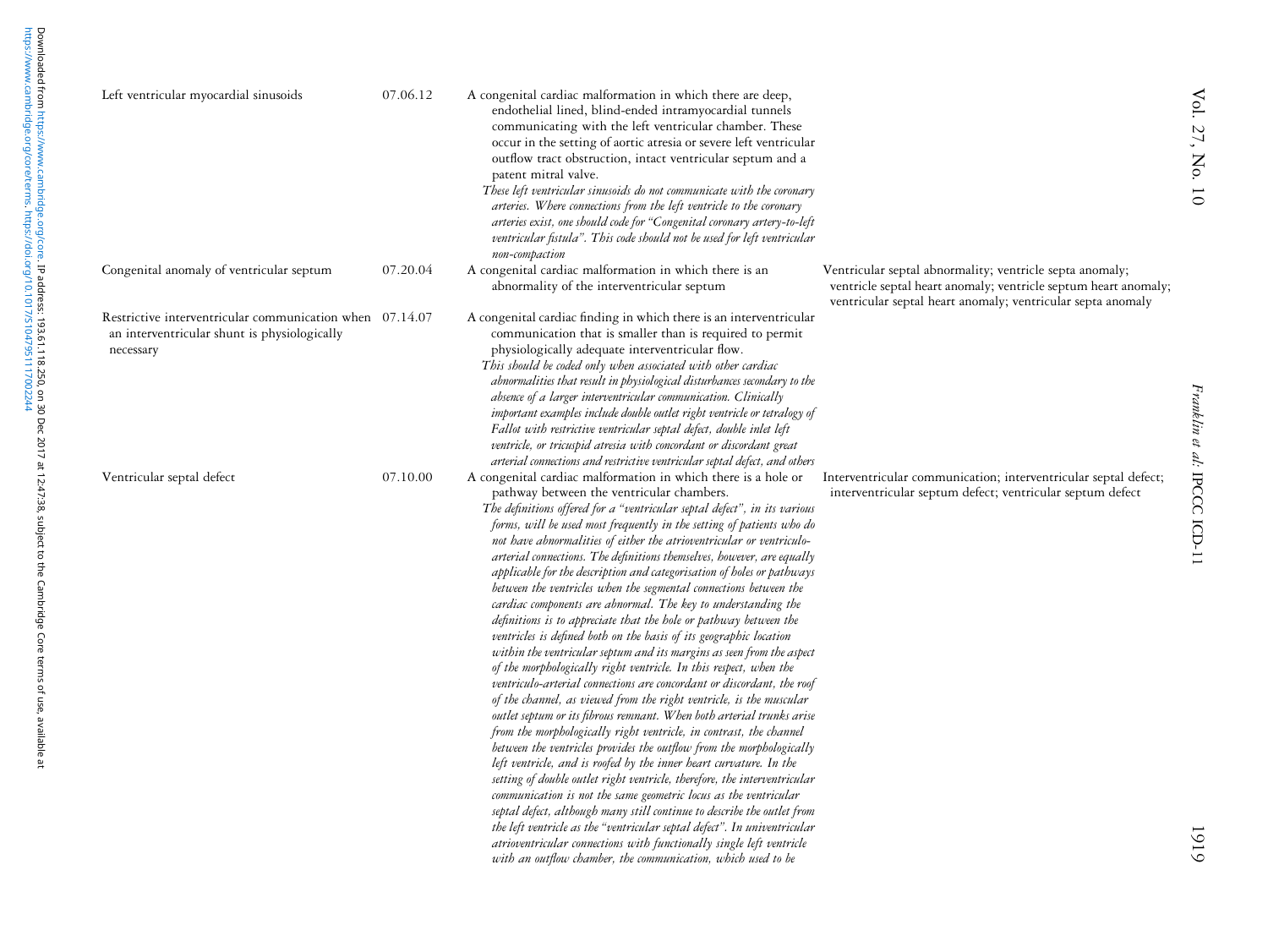| | | | |
|---|---|---|---|
| Left ventricular myocardial sinusoids | 07.06.12 | A congenital cardiac malformation in which there are deep, endothelial lined, blind-ended intramyocardial tunnels communicating with the left ventricular chamber. These occur in the setting of aortic atresia or severe left ventricular outflow tract obstruction, intact ventricular septum and a patent mitral valve.<br>*These left ventricular sinusoids do not communicate with the coronary arteries. Where connections from the left ventricle to the coronary arteries exist, one should code for "Congenital coronary artery-to-left ventricular fistula". This code should not be used for left ventricular non-compaction* | |
| Congenital anomaly of ventricular septum | 07.20.04 | A congenital cardiac malformation in which there is an abnormality of the interventricular septum | Ventricular septal abnormality; ventricle septa anomaly; ventricle septal heart anomaly; ventricle septum heart anomaly; ventricular septal heart anomaly; ventricular septa anomaly |
| Restrictive interventricular communication when an interventricular shunt is physiologically necessary | 07.14.07 | A congenital cardiac finding in which there is an interventricular communication that is smaller than is required to permit physiologically adequate interventricular flow.<br>*This should be coded only when associated with other cardiac abnormalities that result in physiological disturbances secondary to the absence of a larger interventricular communication. Clinically important examples include double outlet right ventricle or tetralogy of Fallot with restrictive ventricular septal defect, double inlet left ventricle, or tricuspid atresia with concordant or discordant great arterial connections and restrictive ventricular septal defect, and others* | |
| Ventricular septal defect | 07.10.00 | A congenital cardiac malformation in which there is a hole or pathway between the ventricular chambers.<br>*The definitions offered for a "ventricular septal defect", in its various forms, will be used most frequently in the setting of patients who do not have abnormalities of either the atrioventricular or ventriculo-arterial connections. The definitions themselves, however, are equally applicable for the description and categorisation of holes or pathways between the ventricles when the segmental connections between the cardiac components are abnormal. The key to understanding the definitions is to appreciate that the hole or pathway between the ventricles is defined both on the basis of its geographic location within the ventricular septum and its margins as seen from the aspect of the morphologically right ventricle. In this respect, when the ventriculo-arterial connections are concordant or discordant, the roof of the channel, as viewed from the right ventricle, is the muscular outlet septum or its fibrous remnant. When both arterial trunks arise from the morphologically right ventricle, in contrast, the channel between the ventricles provides the outflow from the morphologically left ventricle, and is roofed by the inner heart curvature. In the setting of double outlet right ventricle, therefore, the interventricular communication is not the same geometric locus as the ventricular septal defect, although many still continue to describe the outlet from the left ventricle as the "ventricular septal defect". In univentricular atrioventricular connections with functionally single left ventricle with an outflow chamber, the communication, which used to be* | Interventricular communication; interventricular septal defect; interventricular septum defect; ventricular septum defect |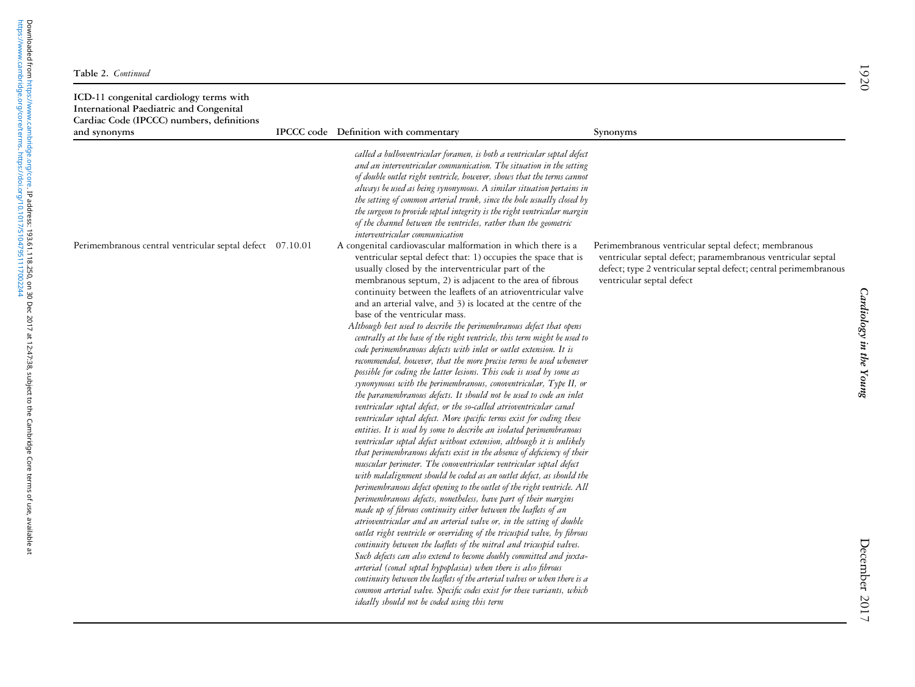**Table 2.** *Continued*

| ICD-11 congenital cardiology terms with International Paediatric and Congenital Cardiac Code (IPCCC) numbers, definitions and synonyms | IPCCC code | Definition with commentary | Synonyms |
|---|---|---|---|
| | | *called a bulboventricular foramen, is both a ventricular septal defect and an interventricular communication. The situation in the setting of double outlet right ventricle, however, shows that the terms cannot always be used as being synonymous. A similar situation pertains in the setting of common arterial trunk, since the hole usually closed by the surgeon to provide septal integrity is the right ventricular margin of the channel between the ventricles, rather than the geometric interventricular communication* | |
| Perimembranous central ventricular septal defect | 07.10.01 | A congenital cardiovascular malformation in which there is a ventricular septal defect that: 1) occupies the space that is usually closed by the interventricular part of the membranous septum, 2) is adjacent to the area of fibrous continuity between the leaflets of an atrioventricular valve and an arterial valve, and 3) is located at the centre of the base of the ventricular mass. *Although best used to describe the perimembranous defect that opens centrally at the base of the right ventricle, this term might be used to code perimembranous defects with inlet or outlet extension. It is recommended, however, that the more precise terms be used whenever possible for coding the latter lesions. This code is used by some as synonymous with the perimembranous, conoventricular, Type II, or the paramembranous defects. It should not be used to code an inlet ventricular septal defect, or the so-called atrioventricular canal ventricular septal defect. More specific terms exist for coding these entities. It is used by some to describe an isolated perimembranous ventricular septal defect without extension, although it is unlikely that perimembranous defects exist in the absence of deficiency of their muscular perimeter. The conoventricular ventricular septal defect with malalignment should be coded as an outlet defect, as should the perimembranous defect opening to the outlet of the right ventricle. All perimembranous defects, nonetheless, have part of their margins made up of fibrous continuity either between the leaflets of an atrioventricular and an arterial valve or, in the setting of double outlet right ventricle or overriding of the tricuspid valve, by fibrous continuity between the leaflets of the mitral and tricuspid valves. Such defects can also extend to become doubly committed and juxta-arterial (conal septal hypoplasia) when there is also fibrous continuity between the leaflets of the arterial valves or when there is a common arterial valve. Specific codes exist for these variants, which ideally should not be coded using this term* | Perimembranous ventricular septal defect; membranous ventricular septal defect; paramembranous ventricular septal defect; type 2 ventricular septal defect; central perimembranous ventricular septal defect |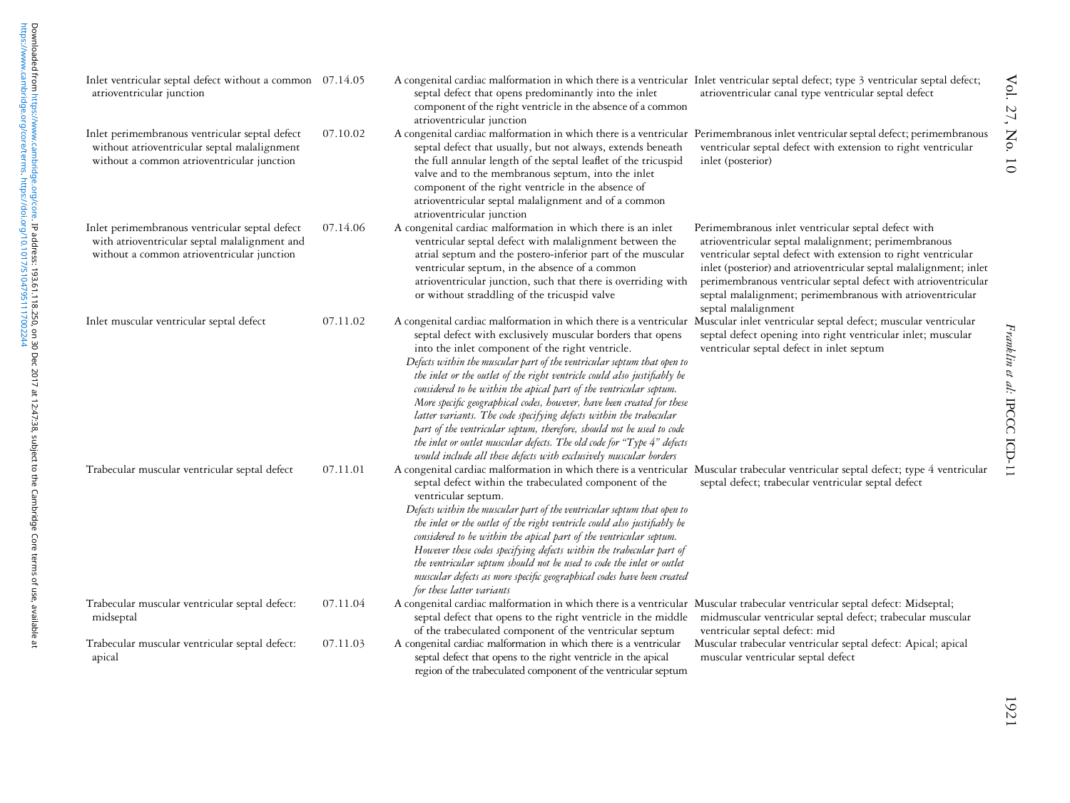| | | | |
|---|---|---|---|
| Inlet ventricular septal defect without a common atrioventricular junction | 07.14.05 | A congenital cardiac malformation in which there is a ventricular septal defect that opens predominantly into the inlet component of the right ventricle in the absence of a common atrioventricular junction | Inlet ventricular septal defect; type 3 ventricular septal defect; atrioventricular canal type ventricular septal defect |
| Inlet perimembranous ventricular septal defect without atrioventricular septal malalignment without a common atrioventricular junction | 07.10.02 | A congenital cardiac malformation in which there is a ventricular septal defect that usually, but not always, extends beneath the full annular length of the septal leaflet of the tricuspid valve and to the membranous septum, into the inlet component of the right ventricle in the absence of atrioventricular septal malalignment and of a common atrioventricular junction | Perimembranous inlet ventricular septal defect; perimembranous ventricular septal defect with extension to right ventricular inlet (posterior) |
| Inlet perimembranous ventricular septal defect with atrioventricular septal malalignment and without a common atrioventricular junction | 07.14.06 | A congenital cardiac malformation in which there is an inlet ventricular septal defect with malalignment between the atrial septum and the postero-inferior part of the muscular ventricular septum, in the absence of a common atrioventricular junction, such that there is overriding with or without straddling of the tricuspid valve | Perimembranous inlet ventricular septal defect with atrioventricular septal malalignment; perimembranous ventricular septal defect with extension to right ventricular inlet (posterior) and atrioventricular septal malalignment; inlet perimembranous ventricular septal defect with atrioventricular septal malalignment; perimembranous with atrioventricular septal malalignment |
| Inlet muscular ventricular septal defect | 07.11.02 | A congenital cardiac malformation in which there is a ventricular septal defect with exclusively muscular borders that opens into the inlet component of the right ventricle. *Defects within the muscular part of the ventricular septum that open to the inlet or the outlet of the right ventricle could also justifiably be considered to be within the apical part of the ventricular septum. More specific geographical codes, however, have been created for these latter variants. The code specifying defects within the trabecular part of the ventricular septum, therefore, should not be used to code the inlet or outlet muscular defects. The old code for "Type 4" defects would include all these defects with exclusively muscular borders* | Muscular inlet ventricular septal defect; muscular ventricular septal defect opening into right ventricular inlet; muscular ventricular septal defect in inlet septum |
| Trabecular muscular ventricular septal defect | 07.11.01 | A congenital cardiac malformation in which there is a ventricular septal defect within the trabeculated component of the ventricular septum. *Defects within the muscular part of the ventricular septum that open to the inlet or the outlet of the right ventricle could also justifiably be considered to be within the apical part of the ventricular septum. However these codes specifying defects within the trabecular part of the ventricular septum should not be used to code the inlet or outlet muscular defects as more specific geographical codes have been created for these latter variants* | Muscular trabecular ventricular septal defect; type 4 ventricular septal defect; trabecular ventricular septal defect |
| Trabecular muscular ventricular septal defect: midseptal | 07.11.04 | A congenital cardiac malformation in which there is a ventricular septal defect that opens to the right ventricle in the middle of the trabeculated component of the ventricular septum | Muscular trabecular ventricular septal defect: Midseptal; midmuscular ventricular septal defect; trabecular muscular ventricular septal defect: mid |
| Trabecular muscular ventricular septal defect: apical | 07.11.03 | A congenital cardiac malformation in which there is a ventricular septal defect that opens to the right ventricle in the apical region of the trabeculated component of the ventricular septum | Muscular trabecular ventricular septal defect: Apical; apical muscular ventricular septal defect |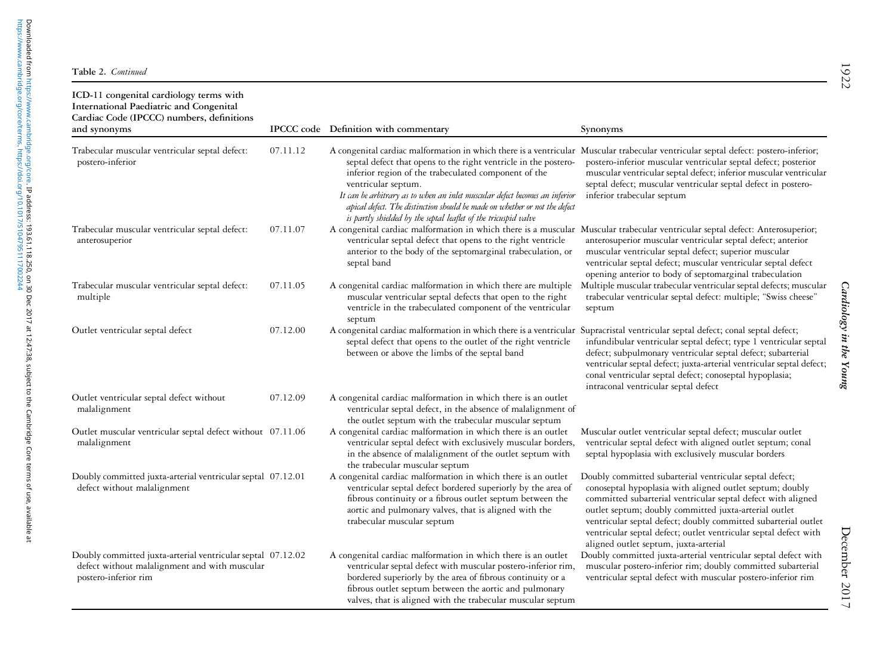**Table 2.** *Continued*

| ICD-11 congenital cardiology terms with International Paediatric and Congenital Cardiac Code (IPCCC) numbers, definitions and synonyms | IPCCC code | Definition with commentary | Synonyms |
|---|---|---|---|
| Trabecular muscular ventricular septal defect: postero-inferior | 07.11.12 | A congenital cardiac malformation in which there is a ventricular septal defect that opens to the right ventricle in the postero-inferior region of the trabeculated component of the ventricular septum. *It can be arbitrary as to when an inlet muscular defect becomes an inferior apical defect. The distinction should be made on whether or not the defect is partly shielded by the septal leaflet of the tricuspid valve* | Muscular trabecular ventricular septal defect: postero-inferior; postero-inferior muscular ventricular septal defect; posterior muscular ventricular septal defect; inferior muscular ventricular septal defect; muscular ventricular septal defect in postero-inferior trabecular septum |
| Trabecular muscular ventricular septal defect: anterosuperior | 07.11.07 | A congenital cardiac malformation in which there is a muscular ventricular septal defect that opens to the right ventricle anterior to the body of the septomarginal trabeculation, or septal band | Muscular trabecular ventricular septal defect: Anterosuperior; anterosuperior muscular ventricular septal defect; anterior muscular ventricular septal defect; superior muscular ventricular septal defect; muscular ventricular septal defect opening anterior to body of septomarginal trabeculation |
| Trabecular muscular ventricular septal defect: multiple | 07.11.05 | A congenital cardiac malformation in which there are multiple muscular ventricular septal defects that open to the right ventricle in the trabeculated component of the ventricular septum | Multiple muscular trabecular ventricular septal defects; muscular trabecular ventricular septal defect: multiple; "Swiss cheese" septum |
| Outlet ventricular septal defect | 07.12.00 | A congenital cardiac malformation in which there is a ventricular septal defect that opens to the outlet of the right ventricle between or above the limbs of the septal band | Supracristal ventricular septal defect; conal septal defect; infundibular ventricular septal defect; type 1 ventricular septal defect; subpulmonary ventricular septal defect; subarterial ventricular septal defect; juxta-arterial ventricular septal defect; conal ventricular septal defect; conoseptal hypoplasia; intraconal ventricular septal defect |
| Outlet ventricular septal defect without malalignment | 07.12.09 | A congenital cardiac malformation in which there is an outlet ventricular septal defect, in the absence of malalignment of the outlet septum with the trabecular muscular septum | |
| Outlet muscular ventricular septal defect without malalignment | 07.11.06 | A congenital cardiac malformation in which there is an outlet ventricular septal defect with exclusively muscular borders, in the absence of malalignment of the outlet septum with the trabecular muscular septum | Muscular outlet ventricular septal defect; muscular outlet ventricular septal defect with aligned outlet septum; conal septal hypoplasia with exclusively muscular borders |
| Doubly committed juxta-arterial ventricular septal defect without malalignment | 07.12.01 | A congenital cardiac malformation in which there is an outlet ventricular septal defect bordered superiorly by the area of fibrous continuity or a fibrous outlet septum between the aortic and pulmonary valves, that is aligned with the trabecular muscular septum | Doubly committed subarterial ventricular septal defect; conoseptal hypoplasia with aligned outlet septum; doubly committed subarterial ventricular septal defect with aligned outlet septum; doubly committed juxta-arterial outlet ventricular septal defect; doubly committed subarterial outlet ventricular septal defect; outlet ventricular septal defect with aligned outlet septum, juxta-arterial |
| Doubly committed juxta-arterial ventricular septal defect without malalignment and with muscular postero-inferior rim | 07.12.02 | A congenital cardiac malformation in which there is an outlet ventricular septal defect with muscular postero-inferior rim, bordered superiorly by the area of fibrous continuity or a fibrous outlet septum between the aortic and pulmonary valves, that is aligned with the trabecular muscular septum | Doubly committed juxta-arterial ventricular septal defect with muscular postero-inferior rim; doubly committed subarterial ventricular septal defect with muscular postero-inferior rim |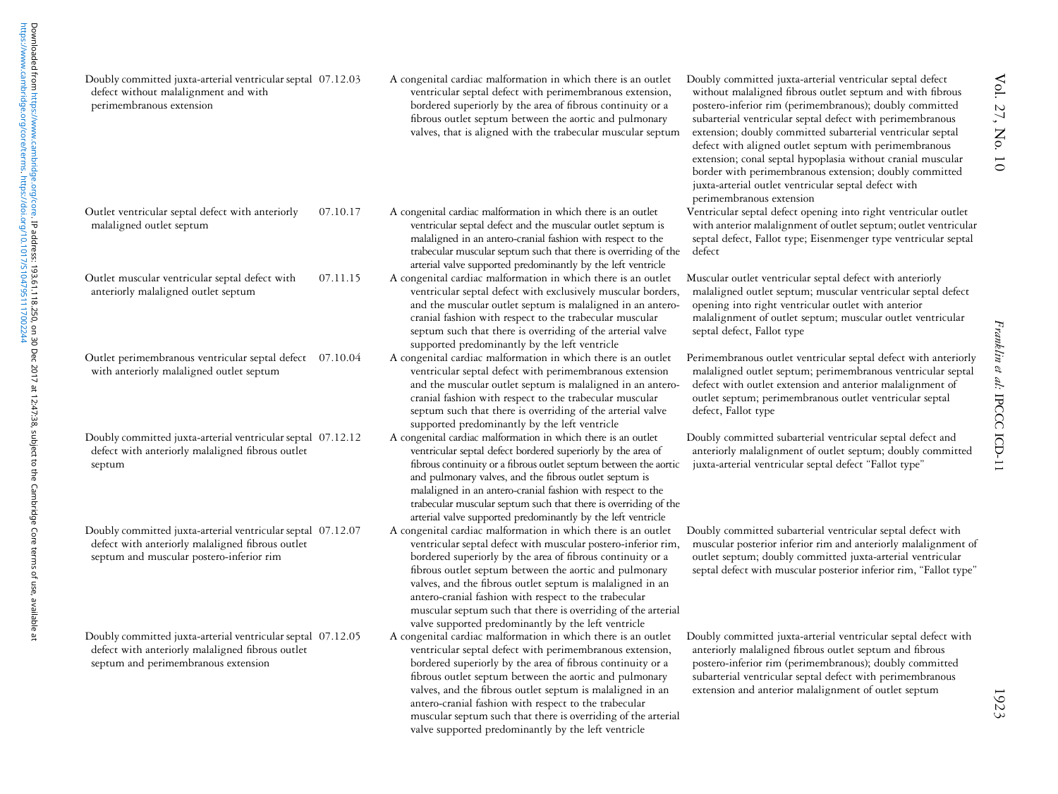| | | | |
|---|---|---|---|
| Doubly committed juxta-arterial ventricular septal defect without malalignment and with perimembranous extension | 07.12.03 | A congenital cardiac malformation in which there is an outlet ventricular septal defect with perimembranous extension, bordered superiorly by the area of fibrous continuity or a fibrous outlet septum between the aortic and pulmonary valves, that is aligned with the trabecular muscular septum | Doubly committed juxta-arterial ventricular septal defect without malaligned fibrous outlet septum and with fibrous postero-inferior rim (perimembranous); doubly committed subarterial ventricular septal defect with perimembranous extension; doubly committed subarterial ventricular septal defect with aligned outlet septum with perimembranous extension; conal septal hypoplasia without cranial muscular border with perimembranous extension; doubly committed juxta-arterial outlet ventricular septal defect with perimembranous extension |
| Outlet ventricular septal defect with anteriorly malaligned outlet septum | 07.10.17 | A congenital cardiac malformation in which there is an outlet ventricular septal defect and the muscular outlet septum is malaligned in an antero-cranial fashion with respect to the trabecular muscular septum such that there is overriding of the arterial valve supported predominantly by the left ventricle | Ventricular septal defect opening into right ventricular outlet with anterior malalignment of outlet septum; outlet ventricular septal defect, Fallot type; Eisenmenger type ventricular septal defect |
| Outlet muscular ventricular septal defect with anteriorly malaligned outlet septum | 07.11.15 | A congenital cardiac malformation in which there is an outlet ventricular septal defect with exclusively muscular borders, and the muscular outlet septum is malaligned in an antero-cranial fashion with respect to the trabecular muscular septum such that there is overriding of the arterial valve supported predominantly by the left ventricle | Muscular outlet ventricular septal defect with anteriorly malaligned outlet septum; muscular ventricular septal defect opening into right ventricular outlet with anterior malalignment of outlet septum; muscular outlet ventricular septal defect, Fallot type |
| Outlet perimembranous ventricular septal defect with anteriorly malaligned outlet septum | 07.10.04 | A congenital cardiac malformation in which there is an outlet ventricular septal defect with perimembranous extension and the muscular outlet septum is malaligned in an antero-cranial fashion with respect to the trabecular muscular septum such that there is overriding of the arterial valve supported predominantly by the left ventricle | Perimembranous outlet ventricular septal defect with anteriorly malaligned outlet septum; perimembranous ventricular septal defect with outlet extension and anterior malalignment of outlet septum; perimembranous outlet ventricular septal defect, Fallot type |
| Doubly committed juxta-arterial ventricular septal defect with anteriorly malaligned fibrous outlet septum | 07.12.12 | A congenital cardiac malformation in which there is an outlet ventricular septal defect bordered superiorly by the area of fibrous continuity or a fibrous outlet septum between the aortic and pulmonary valves, and the fibrous outlet septum is malaligned in an antero-cranial fashion with respect to the trabecular muscular septum such that there is overriding of the arterial valve supported predominantly by the left ventricle | Doubly committed subarterial ventricular septal defect and anteriorly malalignment of outlet septum; doubly committed juxta-arterial ventricular septal defect "Fallot type" |
| Doubly committed juxta-arterial ventricular septal defect with anteriorly malaligned fibrous outlet septum and muscular postero-inferior rim | 07.12.07 | A congenital cardiac malformation in which there is an outlet ventricular septal defect with muscular postero-inferior rim, bordered superiorly by the area of fibrous continuity or a fibrous outlet septum between the aortic and pulmonary valves, and the fibrous outlet septum is malaligned in an antero-cranial fashion with respect to the trabecular muscular septum such that there is overriding of the arterial valve supported predominantly by the left ventricle | Doubly committed subarterial ventricular septal defect with muscular posterior inferior rim and anteriorly malalignment of outlet septum; doubly committed juxta-arterial ventricular septal defect with muscular posterior inferior rim, "Fallot type" |
| Doubly committed juxta-arterial ventricular septal defect with anteriorly malaligned fibrous outlet septum and perimembranous extension | 07.12.05 | A congenital cardiac malformation in which there is an outlet ventricular septal defect with perimembranous extension, bordered superiorly by the area of fibrous continuity or a fibrous outlet septum between the aortic and pulmonary valves, and the fibrous outlet septum is malaligned in an antero-cranial fashion with respect to the trabecular muscular septum such that there is overriding of the arterial valve supported predominantly by the left ventricle | Doubly committed juxta-arterial ventricular septal defect with anteriorly malaligned fibrous outlet septum and fibrous postero-inferior rim (perimembranous); doubly committed subarterial ventricular septal defect with perimembranous extension and anterior malalignment of outlet septum |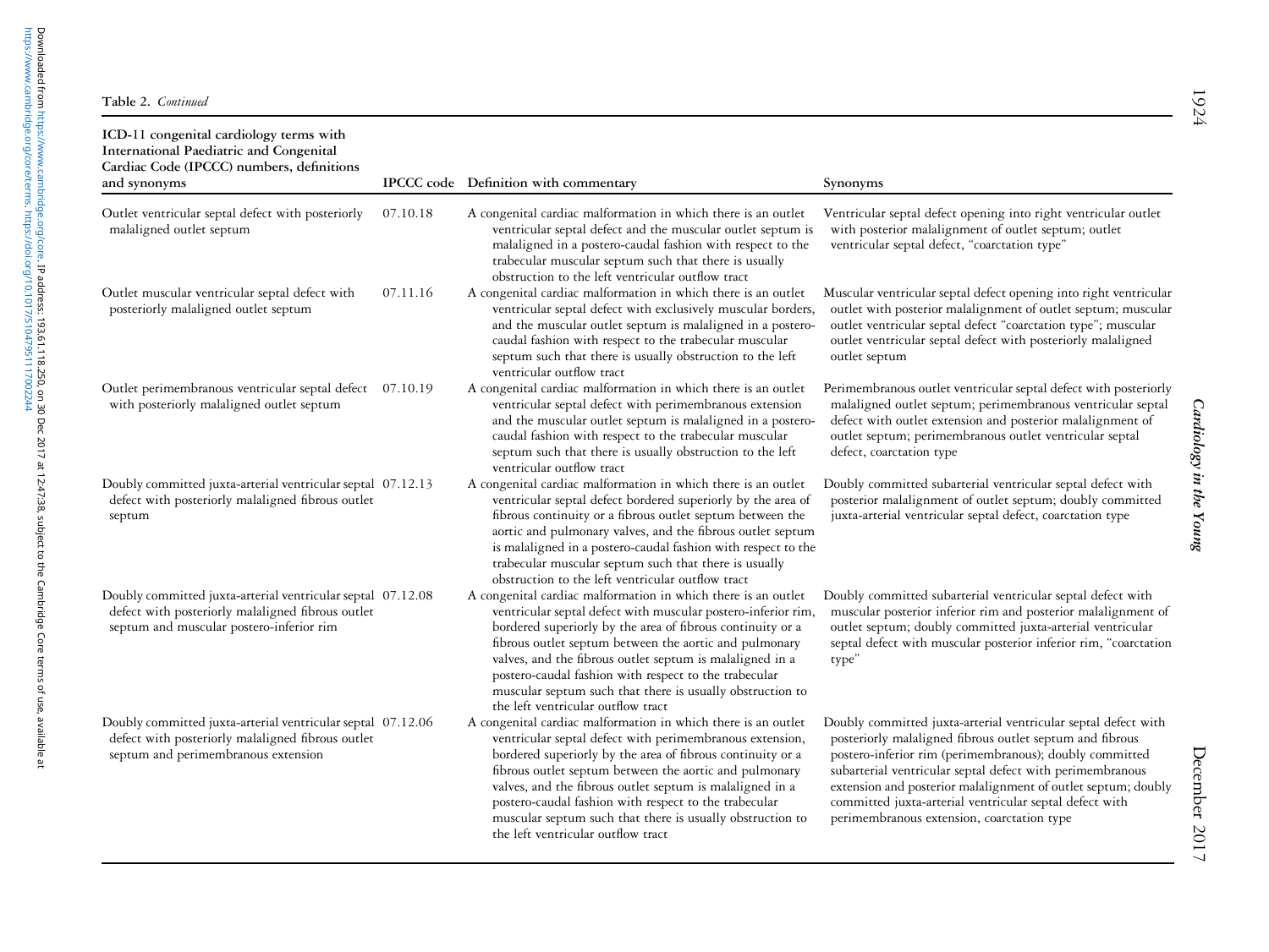**Table 2.** *Continued*

| ICD-11 congenital cardiology terms with International Paediatric and Congenital Cardiac Code (IPCCC) numbers, definitions and synonyms | IPCCC code | Definition with commentary | Synonyms |
|---|---|---|---|
| Outlet ventricular septal defect with posteriorly malaligned outlet septum | 07.10.18 | A congenital cardiac malformation in which there is an outlet ventricular septal defect and the muscular outlet septum is malaligned in a postero-caudal fashion with respect to the trabecular muscular septum such that there is usually obstruction to the left ventricular outflow tract | Ventricular septal defect opening into right ventricular outlet with posterior malalignment of outlet septum; outlet ventricular septal defect, "coarctation type" |
| Outlet muscular ventricular septal defect with posteriorly malaligned outlet septum | 07.11.16 | A congenital cardiac malformation in which there is an outlet ventricular septal defect with exclusively muscular borders, and the muscular outlet septum is malaligned in a postero-caudal fashion with respect to the trabecular muscular septum such that there is usually obstruction to the left ventricular outflow tract | Muscular ventricular septal defect opening into right ventricular outlet with posterior malalignment of outlet septum; muscular outlet ventricular septal defect "coarctation type"; muscular outlet ventricular septal defect with posteriorly malaligned outlet septum |
| Outlet perimembranous ventricular septal defect with posteriorly malaligned outlet septum | 07.10.19 | A congenital cardiac malformation in which there is an outlet ventricular septal defect with perimembranous extension and the muscular outlet septum is malaligned in a postero-caudal fashion with respect to the trabecular muscular septum such that there is usually obstruction to the left ventricular outflow tract | Perimembranous outlet ventricular septal defect with posteriorly malaligned outlet septum; perimembranous ventricular septal defect with outlet extension and posterior malalignment of outlet septum; perimembranous outlet ventricular septal defect, coarctation type |
| Doubly committed juxta-arterial ventricular septal defect with posteriorly malaligned fibrous outlet septum | 07.12.13 | A congenital cardiac malformation in which there is an outlet ventricular septal defect bordered superiorly by the area of fibrous continuity or a fibrous outlet septum between the aortic and pulmonary valves, and the fibrous outlet septum is malaligned in a postero-caudal fashion with respect to the trabecular muscular septum such that there is usually obstruction to the left ventricular outflow tract | Doubly committed subarterial ventricular septal defect with posterior malalignment of outlet septum; doubly committed juxta-arterial ventricular septal defect, coarctation type |
| Doubly committed juxta-arterial ventricular septal defect with posteriorly malaligned fibrous outlet septum and muscular postero-inferior rim | 07.12.08 | A congenital cardiac malformation in which there is an outlet ventricular septal defect with muscular postero-inferior rim, bordered superiorly by the area of fibrous continuity or a fibrous outlet septum between the aortic and pulmonary valves, and the fibrous outlet septum is malaligned in a postero-caudal fashion with respect to the trabecular muscular septum such that there is usually obstruction to the left ventricular outflow tract | Doubly committed subarterial ventricular septal defect with muscular posterior inferior rim and posterior malalignment of outlet septum; doubly committed juxta-arterial ventricular septal defect with muscular posterior inferior rim, "coarctation type" |
| Doubly committed juxta-arterial ventricular septal defect with posteriorly malaligned fibrous outlet septum and perimembranous extension | 07.12.06 | A congenital cardiac malformation in which there is an outlet ventricular septal defect with perimembranous extension, bordered superiorly by the area of fibrous continuity or a fibrous outlet septum between the aortic and pulmonary valves, and the fibrous outlet septum is malaligned in a postero-caudal fashion with respect to the trabecular muscular septum such that there is usually obstruction to the left ventricular outflow tract | Doubly committed juxta-arterial ventricular septal defect with posteriorly malaligned fibrous outlet septum and fibrous postero-inferior rim (perimembranous); doubly committed subarterial ventricular septal defect with perimembranous extension and posterior malalignment of outlet septum; doubly committed juxta-arterial ventricular septal defect with perimembranous extension, coarctation type |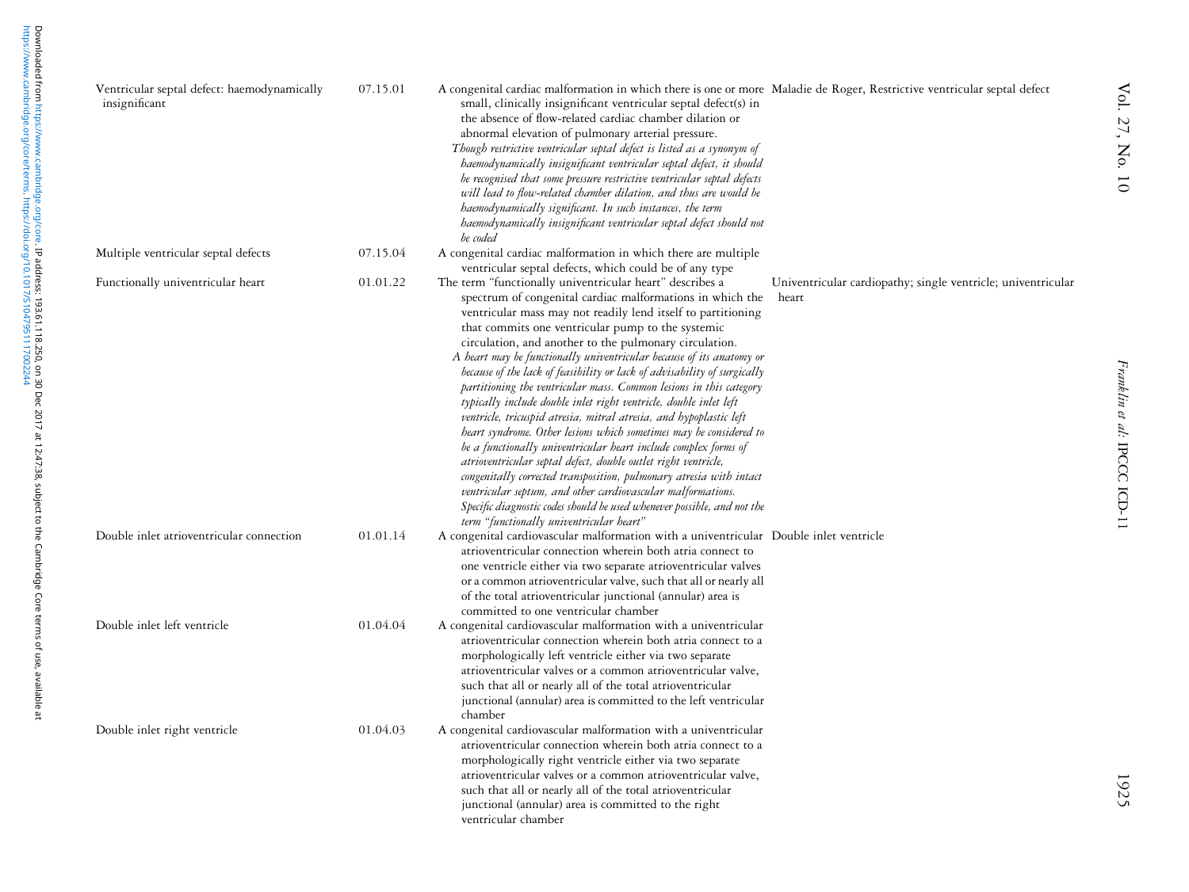| | | | |
|---|---|---|---|
| Ventricular septal defect: haemodynamically insignificant | 07.15.01 | A congenital cardiac malformation in which there is one or more small, clinically insignificant ventricular septal defect(s) in the absence of flow-related cardiac chamber dilation or abnormal elevation of pulmonary arterial pressure. *Though restrictive ventricular septal defect is listed as a synonym of haemodynamically insignificant ventricular septal defect, it should be recognised that some pressure restrictive ventricular septal defects will lead to flow-related chamber dilation, and thus are would be haemodynamically significant. In such instances, the term haemodynamically insignificant ventricular septal defect should not be coded* | Maladie de Roger, Restrictive ventricular septal defect |
| Multiple ventricular septal defects | 07.15.04 | A congenital cardiac malformation in which there are multiple ventricular septal defects, which could be of any type | |
| Functionally univentricular heart | 01.01.22 | The term "functionally univentricular heart" describes a spectrum of congenital cardiac malformations in which the ventricular mass may not readily lend itself to partitioning that commits one ventricular pump to the systemic circulation, and another to the pulmonary circulation. *A heart may be functionally univentricular because of its anatomy or because of the lack of feasibility or lack of advisability of surgically partitioning the ventricular mass. Common lesions in this category typically include double inlet right ventricle, double inlet left ventricle, tricuspid atresia, mitral atresia, and hypoplastic left heart syndrome. Other lesions which sometimes may be considered to be a functionally univentricular heart include complex forms of atrioventricular septal defect, double outlet right ventricle, congenitally corrected transposition, pulmonary atresia with intact ventricular septum, and other cardiovascular malformations. Specific diagnostic codes should be used whenever possible, and not the term "functionally univentricular heart"* | Univentricular cardiopathy; single ventricle; univentricular heart |
| Double inlet atrioventricular connection | 01.01.14 | A congenital cardiovascular malformation with a univentricular atrioventricular connection wherein both atria connect to one ventricle either via two separate atrioventricular valves or a common atrioventricular valve, such that all or nearly all of the total atrioventricular junctional (annular) area is committed to one ventricular chamber | Double inlet ventricle |
| Double inlet left ventricle | 01.04.04 | A congenital cardiovascular malformation with a univentricular atrioventricular connection wherein both atria connect to a morphologically left ventricle either via two separate atrioventricular valves or a common atrioventricular valve, such that all or nearly all of the total atrioventricular junctional (annular) area is committed to the left ventricular chamber | |
| Double inlet right ventricle | 01.04.03 | A congenital cardiovascular malformation with a univentricular atrioventricular connection wherein both atria connect to a morphologically right ventricle either via two separate atrioventricular valves or a common atrioventricular valve, such that all or nearly all of the total atrioventricular junctional (annular) area is committed to the right ventricular chamber | |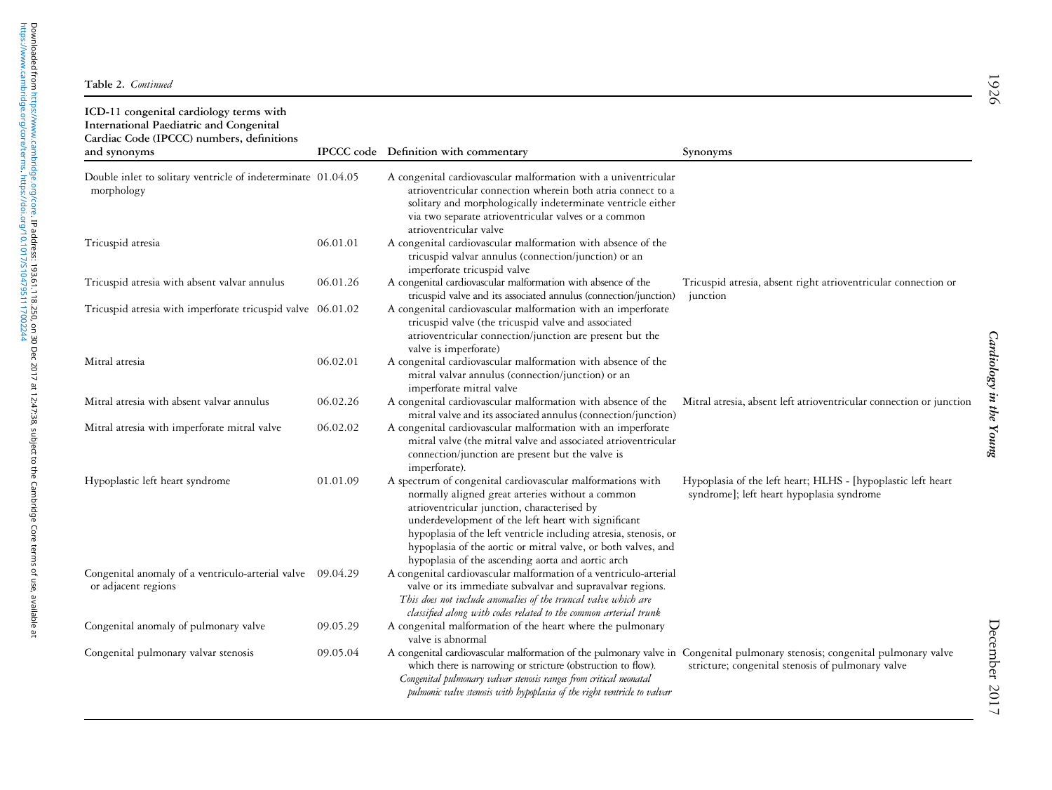**Table 2.** *Continued*

| ICD-11 congenital cardiology terms with International Paediatric and Congenital Cardiac Code (IPCCC) numbers, definitions and synonyms | IPCCC code | Definition with commentary | Synonyms |
|---|---|---|---|
| Double inlet to solitary ventricle of indeterminate morphology | 01.04.05 | A congenital cardiovascular malformation with a univentricular atrioventricular connection wherein both atria connect to a solitary and morphologically indeterminate ventricle either via two separate atrioventricular valves or a common atrioventricular valve | |
| Tricuspid atresia | 06.01.01 | A congenital cardiovascular malformation with absence of the tricuspid valvar annulus (connection/junction) or an imperforate tricuspid valve | |
| Tricuspid atresia with absent valvar annulus | 06.01.26 | A congenital cardiovascular malformation with absence of the tricuspid valve and its associated annulus (connection/junction) | Tricuspid atresia, absent right atrioventricular connection or junction |
| Tricuspid atresia with imperforate tricuspid valve | 06.01.02 | A congenital cardiovascular malformation with an imperforate tricuspid valve (the tricuspid valve and associated atrioventricular connection/junction are present but the valve is imperforate) | |
| Mitral atresia | 06.02.01 | A congenital cardiovascular malformation with absence of the mitral valvar annulus (connection/junction) or an imperforate mitral valve | |
| Mitral atresia with absent valvar annulus | 06.02.26 | A congenital cardiovascular malformation with absence of the mitral valve and its associated annulus (connection/junction) | Mitral atresia, absent left atrioventricular connection or junction |
| Mitral atresia with imperforate mitral valve | 06.02.02 | A congenital cardiovascular malformation with an imperforate mitral valve (the mitral valve and associated atrioventricular connection/junction are present but the valve is imperforate). | |
| Hypoplastic left heart syndrome | 01.01.09 | A spectrum of congenital cardiovascular malformations with normally aligned great arteries without a common atrioventricular junction, characterised by underdevelopment of the left heart with significant hypoplasia of the left ventricle including atresia, stenosis, or hypoplasia of the aortic or mitral valve, or both valves, and hypoplasia of the ascending aorta and aortic arch | Hypoplasia of the left heart; HLHS - [hypoplastic left heart syndrome]; left heart hypoplasia syndrome |
| Congenital anomaly of a ventriculo-arterial valve or adjacent regions | 09.04.29 | A congenital cardiovascular malformation of a ventriculo-arterial valve or its immediate subvalvar and supravalvar regions. *This does not include anomalies of the truncal valve which are classified along with codes related to the common arterial trunk* | |
| Congenital anomaly of pulmonary valve | 09.05.29 | A congenital malformation of the heart where the pulmonary valve is abnormal | |
| Congenital pulmonary valvar stenosis | 09.05.04 | A congenital cardiovascular malformation of the pulmonary valve in which there is narrowing or stricture (obstruction to flow). *Congenital pulmonary valvar stenosis ranges from critical neonatal pulmonic valve stenosis with hypoplasia of the right ventricle to valvar* | Congenital pulmonary stenosis; congenital pulmonary valve stricture; congenital stenosis of pulmonary valve |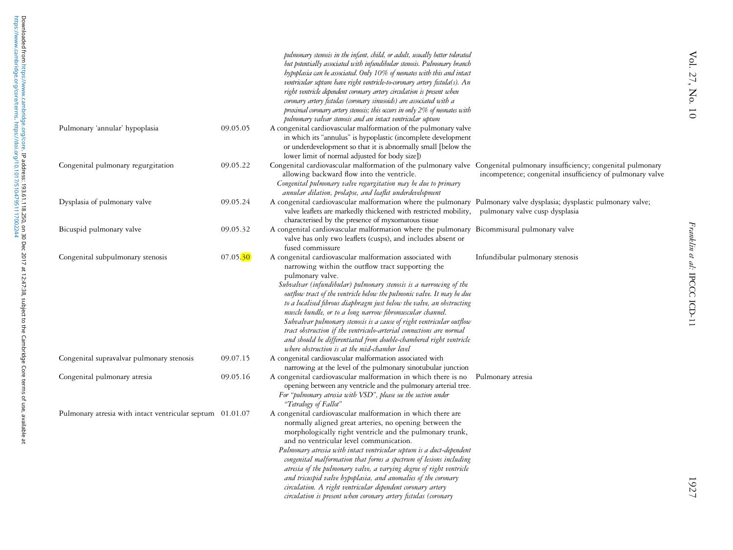| | | | |
|---|---|---|---|
| | | *pulmonary stenosis in the infant, child, or adult, usually better tolerated but potentially associated with infundibular stenosis. Pulmonary branch hypoplasia can be associated. Only 10% of neonates with this and intact ventricular septum have right ventricle-to-coronary artery fistula(s). An right ventricle dependent coronary artery circulation is present when coronary artery fistulas (coronary sinusoids) are associated with a proximal coronary artery stenosis; this occurs in only 2% of neonates with pulmonary valvar stenosis and an intact ventricular septum* | |
| Pulmonary 'annular' hypoplasia | 09.05.05 | A congenital cardiovascular malformation of the pulmonary valve in which its "annulus" is hypoplastic (incomplete development or underdevelopment so that it is abnormally small [below the lower limit of normal adjusted for body size]) | |
| Congenital pulmonary regurgitation | 09.05.22 | Congenital cardiovascular malformation of the pulmonary valve allowing backward flow into the ventricle. *Congenital pulmonary valve regurgitation may be due to primary annular dilation, prolapse, and leaflet underdevelopment* | Congenital pulmonary insufficiency; congenital pulmonary incompetence; congenital insufficiency of pulmonary valve |
| Dysplasia of pulmonary valve | 09.05.24 | A congenital cardiovascular malformation where the pulmonary valve leaflets are markedly thickened with restricted mobility, characterised by the presence of myxomatous tissue | Pulmonary valve dysplasia; dysplastic pulmonary valve; pulmonary valve cusp dysplasia |
| Bicuspid pulmonary valve | 09.05.32 | A congenital cardiovascular malformation where the pulmonary valve has only two leaflets (cusps), and includes absent or fused commissure | Bicommisural pulmonary valve |
| Congenital subpulmonary stenosis | 07.05.30 | A congenital cardiovascular malformation associated with narrowing within the outflow tract supporting the pulmonary valve. *Subvalvar (infundibular) pulmonary stenosis is a narrowing of the outflow tract of the ventricle below the pulmonic valve. It may be due to a localised fibrous diaphragm just below the valve, an obstructing muscle bundle, or to a long narrow fibromuscular channel. Subvalvar pulmonary stenosis is a cause of right ventricular outflow tract obstruction if the ventriculo-arterial connections are normal and should be differentiated from double-chambered right ventricle where obstruction is at the mid-chamber level* | Infundibular pulmonary stenosis |
| Congenital supravalvar pulmonary stenosis | 09.07.15 | A congenital cardiovascular malformation associated with narrowing at the level of the pulmonary sinotubular junction | |
| Congenital pulmonary atresia | 09.05.16 | A congenital cardiovascular malformation in which there is no opening between any ventricle and the pulmonary arterial tree. *For "pulmonary atresia with VSD", please see the section under "Tetralogy of Fallot"* | Pulmonary atresia |
| Pulmonary atresia with intact ventricular septum | 01.01.07 | A congenital cardiovascular malformation in which there are normally aligned great arteries, no opening between the morphologically right ventricle and the pulmonary trunk, and no ventricular level communication. *Pulmonary atresia with intact ventricular septum is a duct-dependent congenital malformation that forms a spectrum of lesions including atresia of the pulmonary valve, a varying degree of right ventricle and tricuspid valve hypoplasia, and anomalies of the coronary circulation. A right ventricular dependent coronary artery circulation is present when coronary artery fistulas (coronary* | |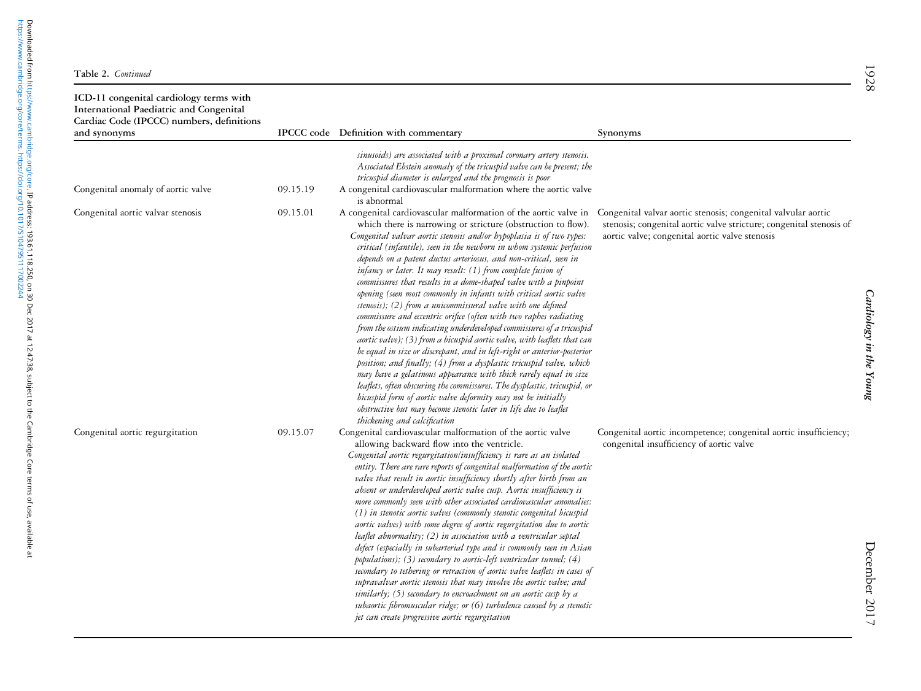**Table 2.** *Continued*

| ICD-11 congenital cardiology terms with International Paediatric and Congenital Cardiac Code (IPCCC) numbers, definitions and synonyms | IPCCC code | Definition with commentary | Synonyms |
|---|---|---|---|
| | | *sinusoids) are associated with a proximal coronary artery stenosis. Associated Ebstein anomaly of the tricuspid valve can be present; the tricuspid diameter is enlarged and the prognosis is poor* | |
| Congenital anomaly of aortic valve | 09.15.19 | A congenital cardiovascular malformation where the aortic valve is abnormal | |
| Congenital aortic valvar stenosis | 09.15.01 | A congenital cardiovascular malformation of the aortic valve in which there is narrowing or stricture (obstruction to flow). *Congenital valvar aortic stenosis and/or hypoplasia is of two types: critical (infantile), seen in the newborn in whom systemic perfusion depends on a patent ductus arteriosus, and non-critical, seen in infancy or later. It may result: (1) from complete fusion of commissures that results in a dome-shaped valve with a pinpoint opening (seen most commonly in infants with critical aortic valve stenosis); (2) from a unicommissural valve with one defined commissure and eccentric orifice (often with two raphes radiating from the ostium indicating underdeveloped commissures of a tricuspid aortic valve); (3) from a bicuspid aortic valve, with leaflets that can be equal in size or discrepant, and in left-right or anterior-posterior position; and finally; (4) from a dysplastic tricuspid valve, which may have a gelatinous appearance with thick rarely equal in size leaflets, often obscuring the commissures. The dysplastic, tricuspid, or bicuspid form of aortic valve deformity may not be initially obstructive but may become stenotic later in life due to leaflet thickening and calcification* | Congenital valvar aortic stenosis; congenital valvular aortic stenosis; congenital aortic valve stricture; congenital stenosis of aortic valve; congenital aortic valve stenosis |
| Congenital aortic regurgitation | 09.15.07 | Congenital cardiovascular malformation of the aortic valve allowing backward flow into the ventricle. *Congenital aortic regurgitation/insufficiency is rare as an isolated entity. There are rare reports of congenital malformation of the aortic valve that result in aortic insufficiency shortly after birth from an absent or underdeveloped aortic valve cusp. Aortic insufficiency is more commonly seen with other associated cardiovascular anomalies: (1) in stenotic aortic valves (commonly stenotic congenital bicuspid aortic valves) with some degree of aortic regurgitation due to aortic leaflet abnormality; (2) in association with a ventricular septal defect (especially in subarterial type and is commonly seen in Asian populations); (3) secondary to aortic-left ventricular tunnel; (4) secondary to tethering or retraction of aortic valve leaflets in cases of supravalvar aortic stenosis that may involve the aortic valve; and similarly; (5) secondary to encroachment on an aortic cusp by a subaortic fibromuscular ridge; or (6) turbulence caused by a stenotic jet can create progressive aortic regurgitation* | Congenital aortic incompetence; congenital aortic insufficiency; congenital insufficiency of aortic valve |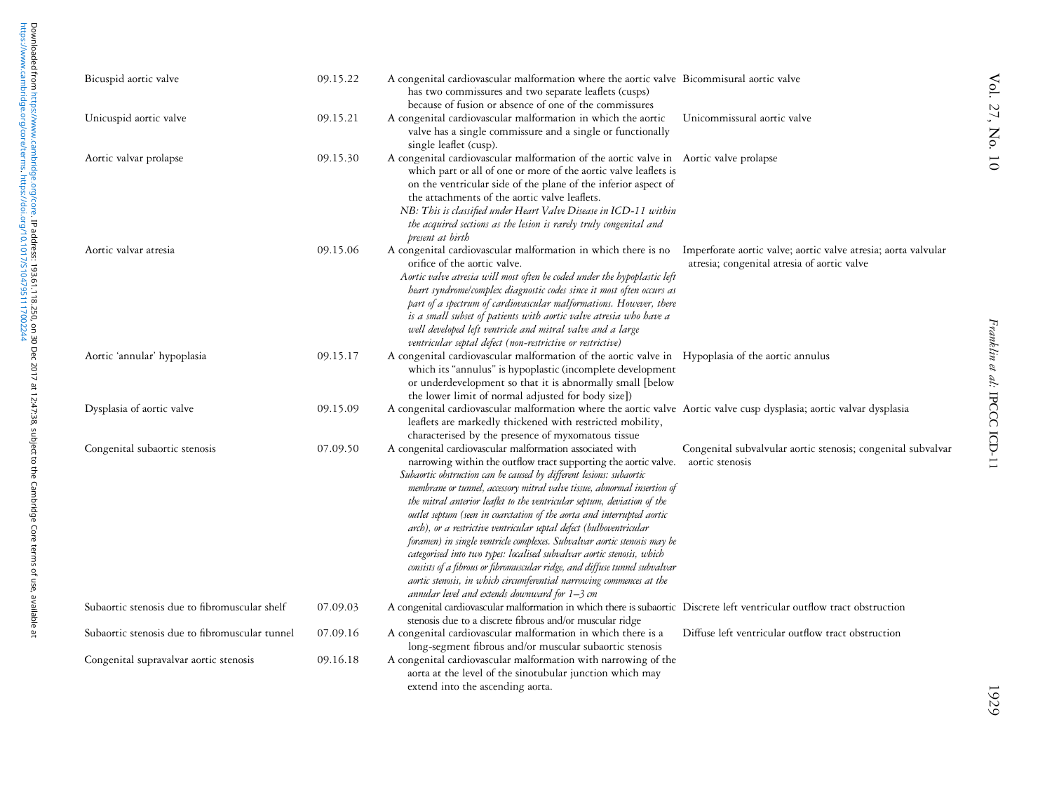| | | | |
|---|---|---|---|
| Bicuspid aortic valve | 09.15.22 | A congenital cardiovascular malformation where the aortic valve has two commissures and two separate leaflets (cusps) because of fusion or absence of one of the commissures | Bicommisural aortic valve |
| Unicuspid aortic valve | 09.15.21 | A congenital cardiovascular malformation in which the aortic valve has a single commissure and a single or functionally single leaflet (cusp). | Unicommissural aortic valve |
| Aortic valvar prolapse | 09.15.30 | A congenital cardiovascular malformation of the aortic valve in which part or all of one or more of the aortic valve leaflets is on the ventricular side of the plane of the inferior aspect of the attachments of the aortic valve leaflets. *NB: This is classified under Heart Valve Disease in ICD-11 within the acquired sections as the lesion is rarely truly congenital and present at birth* | Aortic valve prolapse |
| Aortic valvar atresia | 09.15.06 | A congenital cardiovascular malformation in which there is no orifice of the aortic valve. *Aortic valve atresia will most often be coded under the hypoplastic left heart syndrome/complex diagnostic codes since it most often occurs as part of a spectrum of cardiovascular malformations. However, there is a small subset of patients with aortic valve atresia who have a well developed left ventricle and mitral valve and a large ventricular septal defect (non-restrictive or restrictive)* | Imperforate aortic valve; aortic valve atresia; aorta valvular atresia; congenital atresia of aortic valve |
| Aortic 'annular' hypoplasia | 09.15.17 | A congenital cardiovascular malformation of the aortic valve in which its "annulus" is hypoplastic (incomplete development or underdevelopment so that it is abnormally small [below the lower limit of normal adjusted for body size]) | Hypoplasia of the aortic annulus |
| Dysplasia of aortic valve | 09.15.09 | A congenital cardiovascular malformation where the aortic valve leaflets are markedly thickened with restricted mobility, characterised by the presence of myxomatous tissue | Aortic valve cusp dysplasia; aortic valvar dysplasia |
| Congenital subaortic stenosis | 07.09.50 | A congenital cardiovascular malformation associated with narrowing within the outflow tract supporting the aortic valve. *Subaortic obstruction can be caused by different lesions: subaortic membrane or tunnel, accessory mitral valve tissue, abnormal insertion of the mitral anterior leaflet to the ventricular septum, deviation of the outlet septum (seen in coarctation of the aorta and interrupted aortic arch), or a restrictive ventricular septal defect (bulboventricular foramen) in single ventricle complexes. Subvalvar aortic stenosis may be categorised into two types: localised subvalvar aortic stenosis, which consists of a fibrous or fibromuscular ridge, and diffuse tunnel subvalvar aortic stenosis, in which circumferential narrowing commences at the annular level and extends downward for 1–3 cm* | Congenital subvalvular aortic stenosis; congenital subvalvar aortic stenosis |
| Subaortic stenosis due to fibromuscular shelf | 07.09.03 | A congenital cardiovascular malformation in which there is subaortic stenosis due to a discrete fibrous and/or muscular ridge | Discrete left ventricular outflow tract obstruction |
| Subaortic stenosis due to fibromuscular tunnel | 07.09.16 | A congenital cardiovascular malformation in which there is a long-segment fibrous and/or muscular subaortic stenosis | Diffuse left ventricular outflow tract obstruction |
| Congenital supravalvar aortic stenosis | 09.16.18 | A congenital cardiovascular malformation with narrowing of the aorta at the level of the sinotubular junction which may extend into the ascending aorta. | |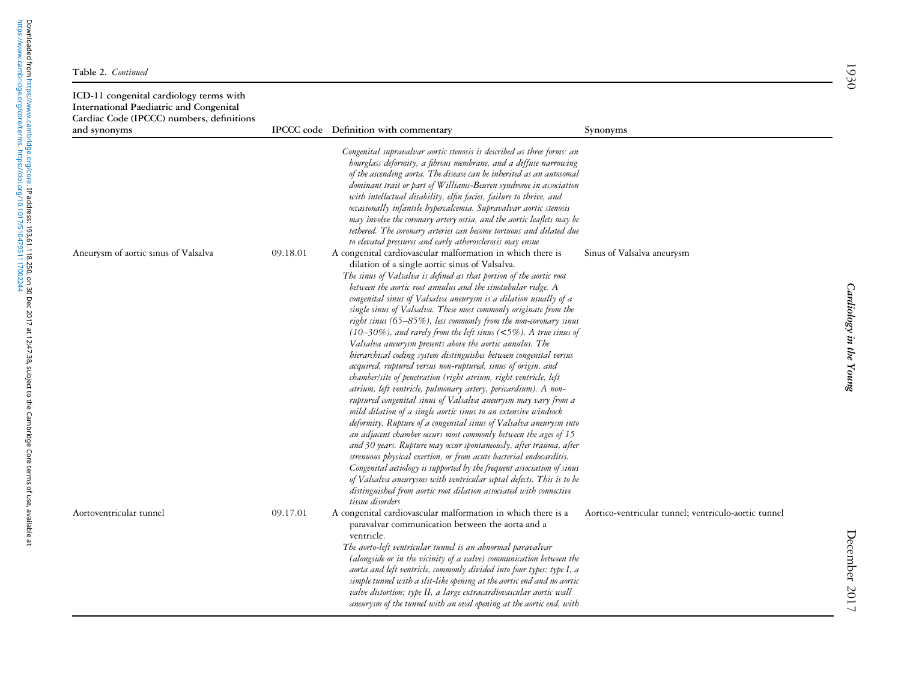**Table 2.** *Continued*

| ICD-11 congenital cardiology terms with International Paediatric and Congenital Cardiac Code (IPCCC) numbers, definitions and synonyms | IPCCC code | Definition with commentary | Synonyms |
|---|---|---|---|
| | | *Congenital supravalvar aortic stenosis is described as three forms: an hourglass deformity, a fibrous membrane, and a diffuse narrowing of the ascending aorta. The disease can be inherited as an autosomal dominant trait or part of Williams-Beuren syndrome in association with intellectual disability, elfin facies, failure to thrive, and occasionally infantile hypercalcemia. Supravalvar aortic stenosis may involve the coronary artery ostia, and the aortic leaflets may be tethered. The coronary arteries can become tortuous and dilated due to elevated pressures and early atherosclerosis may ensue* | |
| Aneurysm of aortic sinus of Valsalva | 09.18.01 | A congenital cardiovascular malformation in which there is dilation of a single aortic sinus of Valsalva. *The sinus of Valsalva is defined as that portion of the aortic root between the aortic root annulus and the sinotubular ridge. A congenital sinus of Valsalva aneurysm is a dilation usually of a single sinus of Valsalva. These most commonly originate from the right sinus (65–85%), less commonly from the non-coronary sinus (10–30%), and rarely from the left sinus (<5%). A true sinus of Valsalva aneurysm presents above the aortic annulus. The hierarchical coding system distinguishes between congenital versus acquired, ruptured versus non-ruptured, sinus of origin, and chamber/site of penetration (right atrium, right ventricle, left atrium, left ventricle, pulmonary artery, pericardium). A non-ruptured congenital sinus of Valsalva aneurysm may vary from a mild dilation of a single aortic sinus to an extensive windsock deformity. Rupture of a congenital sinus of Valsalva aneurysm into an adjacent chamber occurs most commonly between the ages of 15 and 30 years. Rupture may occur spontaneously, after trauma, after strenuous physical exertion, or from acute bacterial endocarditis. Congenital aetiology is supported by the frequent association of sinus of Valsalva aneurysms with ventricular septal defects. This is to be distinguished from aortic root dilation associated with connective tissue disorders* | Sinus of Valsalva aneurysm |
| Aortoventricular tunnel | 09.17.01 | A congenital cardiovascular malformation in which there is a paravalvar communication between the aorta and a ventricle. *The aorto-left ventricular tunnel is an abnormal paravalvar (alongside or in the vicinity of a valve) communication between the aorta and left ventricle, commonly divided into four types: type I, a simple tunnel with a slit-like opening at the aortic end and no aortic valve distortion; type II, a large extracardiovascular aortic wall aneurysm of the tunnel with an oval opening at the aortic end, with* | Aortico-ventricular tunnel; ventriculo-aortic tunnel |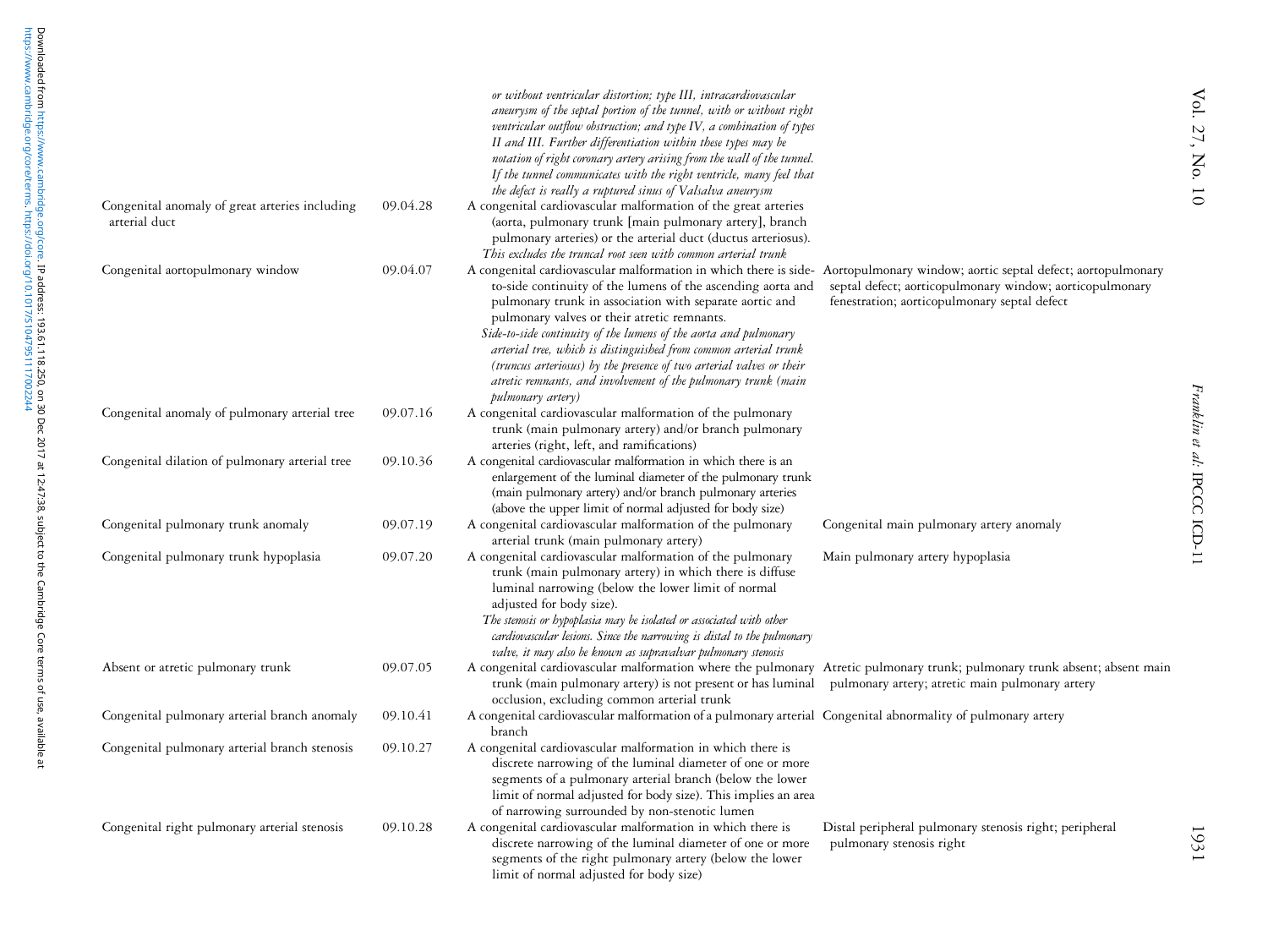| | | | |
|---|---|---|---|
| | | *or without ventricular distortion; type III, intracardiovascular aneurysm of the septal portion of the tunnel, with or without right ventricular outflow obstruction; and type IV, a combination of types II and III. Further differentiation within these types may be notation of right coronary artery arising from the wall of the tunnel. If the tunnel communicates with the right ventricle, many feel that the defect is really a ruptured sinus of Valsalva aneurysm* | |
| Congenital anomaly of great arteries including arterial duct | 09.04.28 | A congenital cardiovascular malformation of the great arteries (aorta, pulmonary trunk [main pulmonary artery], branch pulmonary arteries) or the arterial duct (ductus arteriosus). *This excludes the truncal root seen with common arterial trunk* | |
| Congenital aortopulmonary window | 09.04.07 | A congenital cardiovascular malformation in which there is side-to-side continuity of the lumens of the ascending aorta and pulmonary trunk in association with separate aortic and pulmonary valves or their atretic remnants. *Side-to-side continuity of the lumens of the aorta and pulmonary arterial tree, which is distinguished from common arterial trunk (truncus arteriosus) by the presence of two arterial valves or their atretic remnants, and involvement of the pulmonary trunk (main pulmonary artery)* | Aortopulmonary window; aortic septal defect; aortopulmonary septal defect; aorticopulmonary window; aorticopulmonary fenestration; aorticopulmonary septal defect |
| Congenital anomaly of pulmonary arterial tree | 09.07.16 | A congenital cardiovascular malformation of the pulmonary trunk (main pulmonary artery) and/or branch pulmonary arteries (right, left, and ramifications) | |
| Congenital dilation of pulmonary arterial tree | 09.10.36 | A congenital cardiovascular malformation in which there is an enlargement of the luminal diameter of the pulmonary trunk (main pulmonary artery) and/or branch pulmonary arteries (above the upper limit of normal adjusted for body size) | |
| Congenital pulmonary trunk anomaly | 09.07.19 | A congenital cardiovascular malformation of the pulmonary arterial trunk (main pulmonary artery) | Congenital main pulmonary artery anomaly |
| Congenital pulmonary trunk hypoplasia | 09.07.20 | A congenital cardiovascular malformation of the pulmonary trunk (main pulmonary artery) in which there is diffuse luminal narrowing (below the lower limit of normal adjusted for body size). *The stenosis or hypoplasia may be isolated or associated with other cardiovascular lesions. Since the narrowing is distal to the pulmonary valve, it may also be known as supravalvar pulmonary stenosis* | Main pulmonary artery hypoplasia |
| Absent or atretic pulmonary trunk | 09.07.05 | A congenital cardiovascular malformation where the pulmonary trunk (main pulmonary artery) is not present or has luminal occlusion, excluding common arterial trunk | Atretic pulmonary trunk; pulmonary trunk absent; absent main pulmonary artery; atretic main pulmonary artery |
| Congenital pulmonary arterial branch anomaly | 09.10.41 | A congenital cardiovascular malformation of a pulmonary arterial branch | Congenital abnormality of pulmonary artery |
| Congenital pulmonary arterial branch stenosis | 09.10.27 | A congenital cardiovascular malformation in which there is discrete narrowing of the luminal diameter of one or more segments of a pulmonary arterial branch (below the lower limit of normal adjusted for body size). This implies an area of narrowing surrounded by non-stenotic lumen | |
| Congenital right pulmonary arterial stenosis | 09.10.28 | A congenital cardiovascular malformation in which there is discrete narrowing of the luminal diameter of one or more segments of the right pulmonary artery (below the lower limit of normal adjusted for body size) | Distal peripheral pulmonary stenosis right; peripheral pulmonary stenosis right |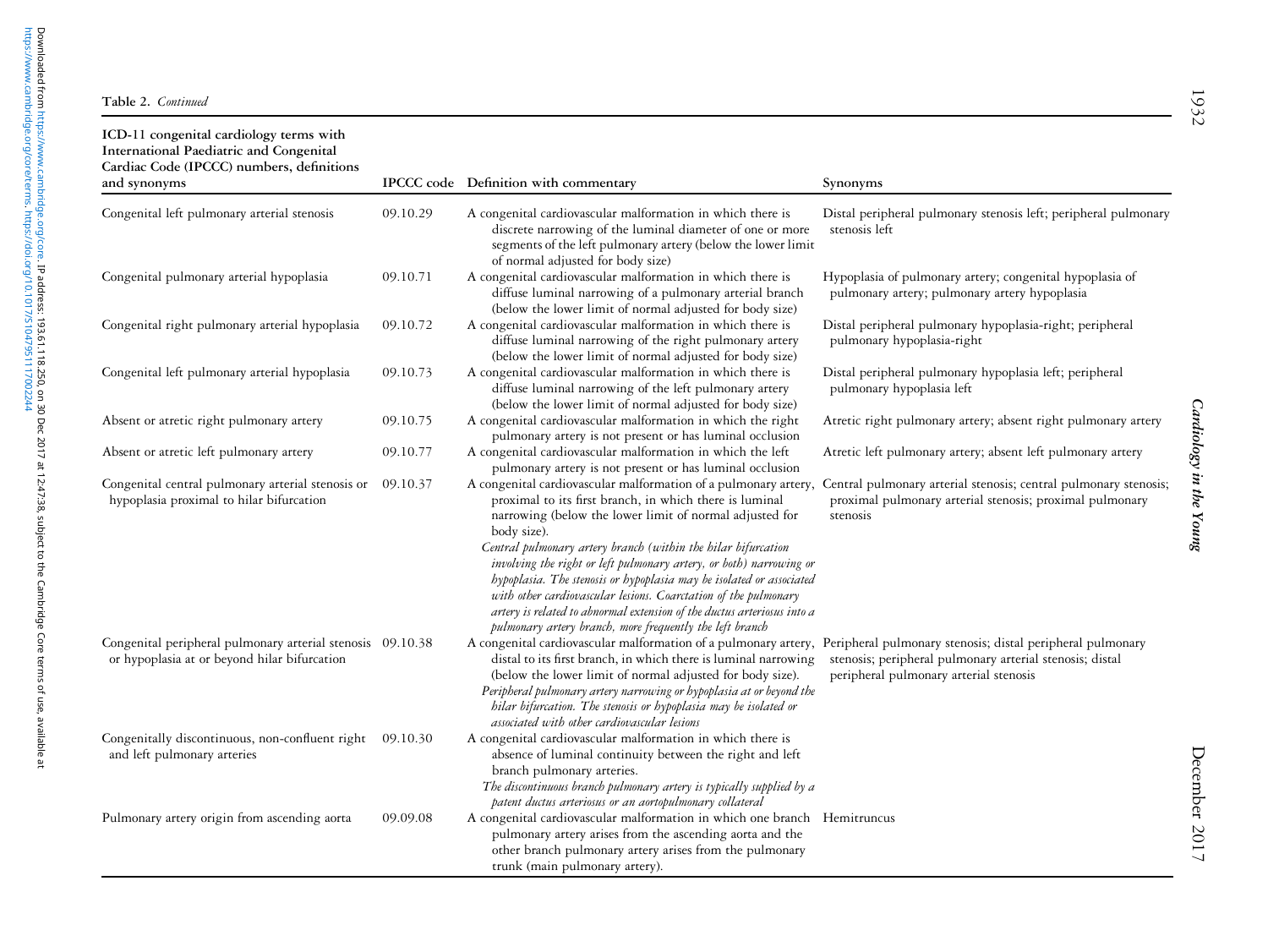**Table 2.** *Continued*

| ICD-11 congenital cardiology terms with International Paediatric and Congenital Cardiac Code (IPCCC) numbers, definitions and synonyms | IPCCC code | Definition with commentary | Synonyms |
|---|---|---|---|
| Congenital left pulmonary arterial stenosis | 09.10.29 | A congenital cardiovascular malformation in which there is discrete narrowing of the luminal diameter of one or more segments of the left pulmonary artery (below the lower limit of normal adjusted for body size) | Distal peripheral pulmonary stenosis left; peripheral pulmonary stenosis left |
| Congenital pulmonary arterial hypoplasia | 09.10.71 | A congenital cardiovascular malformation in which there is diffuse luminal narrowing of a pulmonary arterial branch (below the lower limit of normal adjusted for body size) | Hypoplasia of pulmonary artery; congenital hypoplasia of pulmonary artery; pulmonary artery hypoplasia |
| Congenital right pulmonary arterial hypoplasia | 09.10.72 | A congenital cardiovascular malformation in which there is diffuse luminal narrowing of the right pulmonary artery (below the lower limit of normal adjusted for body size) | Distal peripheral pulmonary hypoplasia-right; peripheral pulmonary hypoplasia-right |
| Congenital left pulmonary arterial hypoplasia | 09.10.73 | A congenital cardiovascular malformation in which there is diffuse luminal narrowing of the left pulmonary artery (below the lower limit of normal adjusted for body size) | Distal peripheral pulmonary hypoplasia left; peripheral pulmonary hypoplasia left |
| Absent or atretic right pulmonary artery | 09.10.75 | A congenital cardiovascular malformation in which the right pulmonary artery is not present or has luminal occlusion | Atretic right pulmonary artery; absent right pulmonary artery |
| Absent or atretic left pulmonary artery | 09.10.77 | A congenital cardiovascular malformation in which the left pulmonary artery is not present or has luminal occlusion | Atretic left pulmonary artery; absent left pulmonary artery |
| Congenital central pulmonary arterial stenosis or hypoplasia proximal to hilar bifurcation | 09.10.37 | A congenital cardiovascular malformation of a pulmonary artery, proximal to its first branch, in which there is luminal narrowing (below the lower limit of normal adjusted for body size). *Central pulmonary artery branch (within the hilar bifurcation involving the right or left pulmonary artery, or both) narrowing or hypoplasia. The stenosis or hypoplasia may be isolated or associated with other cardiovascular lesions. Coarctation of the pulmonary artery is related to abnormal extension of the ductus arteriosus into a pulmonary artery branch, more frequently the left branch* | Central pulmonary arterial stenosis; central pulmonary stenosis; proximal pulmonary arterial stenosis; proximal pulmonary stenosis |
| Congenital peripheral pulmonary arterial stenosis or hypoplasia at or beyond hilar bifurcation | 09.10.38 | A congenital cardiovascular malformation of a pulmonary artery, distal to its first branch, in which there is luminal narrowing (below the lower limit of normal adjusted for body size). *Peripheral pulmonary artery narrowing or hypoplasia at or beyond the hilar bifurcation. The stenosis or hypoplasia may be isolated or associated with other cardiovascular lesions* | Peripheral pulmonary stenosis; distal peripheral pulmonary stenosis; peripheral pulmonary arterial stenosis; distal peripheral pulmonary arterial stenosis |
| Congenitally discontinuous, non-confluent right and left pulmonary arteries | 09.10.30 | A congenital cardiovascular malformation in which there is absence of luminal continuity between the right and left branch pulmonary arteries. *The discontinuous branch pulmonary artery is typically supplied by a patent ductus arteriosus or an aortopulmonary collateral* | |
| Pulmonary artery origin from ascending aorta | 09.09.08 | A congenital cardiovascular malformation in which one branch pulmonary artery arises from the ascending aorta and the other branch pulmonary artery arises from the pulmonary trunk (main pulmonary artery). | Hemitruncus |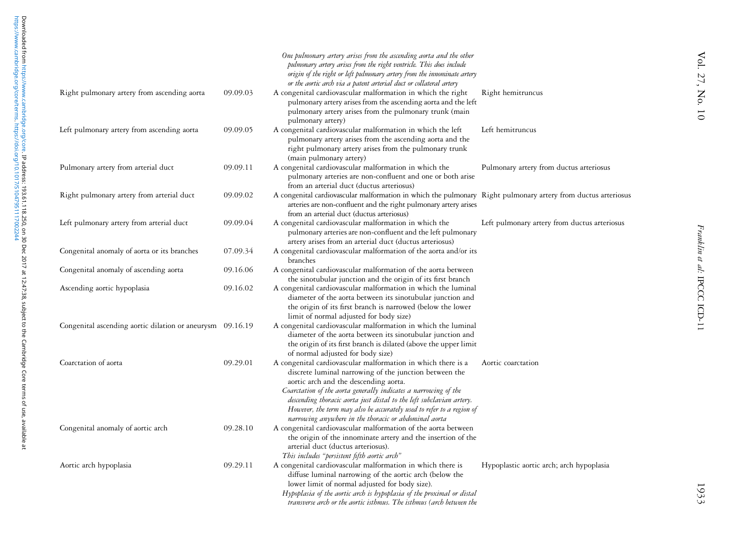| | | | |
|---|---|---|---|
| | | *One pulmonary artery arises from the ascending aorta and the other pulmonary artery arises from the right ventricle. This does include origin of the right or left pulmonary artery from the innominate artery or the aortic arch via a patent arterial duct or collateral artery* | |
| Right pulmonary artery from ascending aorta | 09.09.03 | A congenital cardiovascular malformation in which the right pulmonary artery arises from the ascending aorta and the left pulmonary artery arises from the pulmonary trunk (main pulmonary artery) | Right hemitruncus |
| Left pulmonary artery from ascending aorta | 09.09.05 | A congenital cardiovascular malformation in which the left pulmonary artery arises from the ascending aorta and the right pulmonary artery arises from the pulmonary trunk (main pulmonary artery) | Left hemitruncus |
| Pulmonary artery from arterial duct | 09.09.11 | A congenital cardiovascular malformation in which the pulmonary arteries are non-confluent and one or both arise from an arterial duct (ductus arteriosus) | Pulmonary artery from ductus arteriosus |
| Right pulmonary artery from arterial duct | 09.09.02 | A congenital cardiovascular malformation in which the pulmonary arteries are non-confluent and the right pulmonary artery arises from an arterial duct (ductus arteriosus) | Right pulmonary artery from ductus arteriosus |
| Left pulmonary artery from arterial duct | 09.09.04 | A congenital cardiovascular malformation in which the pulmonary arteries are non-confluent and the left pulmonary artery arises from an arterial duct (ductus arteriosus) | Left pulmonary artery from ductus arteriosus |
| Congenital anomaly of aorta or its branches | 07.09.34 | A congenital cardiovascular malformation of the aorta and/or its branches | |
| Congenital anomaly of ascending aorta | 09.16.06 | A congenital cardiovascular malformation of the aorta between the sinotubular junction and the origin of its first branch | |
| Ascending aortic hypoplasia | 09.16.02 | A congenital cardiovascular malformation in which the luminal diameter of the aorta between its sinotubular junction and the origin of its first branch is narrowed (below the lower limit of normal adjusted for body size) | |
| Congenital ascending aortic dilation or aneurysm | 09.16.19 | A congenital cardiovascular malformation in which the luminal diameter of the aorta between its sinotubular junction and the origin of its first branch is dilated (above the upper limit of normal adjusted for body size) | |
| Coarctation of aorta | 09.29.01 | A congenital cardiovascular malformation in which there is a discrete luminal narrowing of the junction between the aortic arch and the descending aorta. *Coarctation of the aorta generally indicates a narrowing of the descending thoracic aorta just distal to the left subclavian artery. However, the term may also be accurately used to refer to a region of narrowing anywhere in the thoracic or abdominal aorta* | Aortic coarctation |
| Congenital anomaly of aortic arch | 09.28.10 | A congenital cardiovascular malformation of the aorta between the origin of the innominate artery and the insertion of the arterial duct (ductus arteriosus). *This includes "persistent fifth aortic arch"* | |
| Aortic arch hypoplasia | 09.29.11 | A congenital cardiovascular malformation in which there is diffuse luminal narrowing of the aortic arch (below the lower limit of normal adjusted for body size). *Hypoplasia of the aortic arch is hypoplasia of the proximal or distal transverse arch or the aortic isthmus. The isthmus (arch between the* | Hypoplastic aortic arch; arch hypoplasia |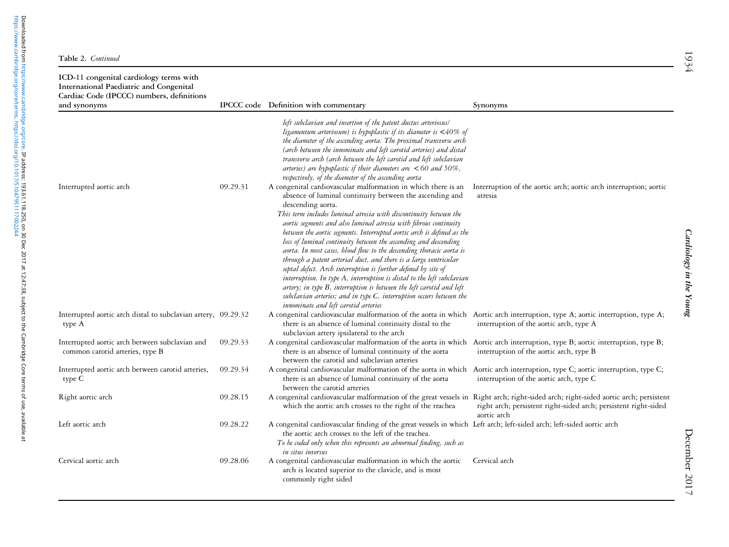**Table 2.** *Continued*

| ICD-11 congenital cardiology terms with International Paediatric and Congenital Cardiac Code (IPCCC) numbers, definitions and synonyms | IPCCC code | Definition with commentary | Synonyms |
|---|---|---|---|
| | | *left subclavian and insertion of the patent ductus arteriosus/ ligamentum arteriosum) is hypoplastic if its diameter is <40% of the diameter of the ascending aorta. The proximal transverse arch (arch between the innominate and left carotid arteries) and distal transverse arch (arch between the left carotid and left subclavian arteries) are hypoplastic if their diameters are <60 and 50%, respectively, of the diameter of the ascending aorta* | |
| Interrupted aortic arch | 09.29.31 | A congenital cardiovascular malformation in which there is an absence of luminal continuity between the ascending and descending aorta. *This term includes luminal atresia with discontinuity between the aortic segments and also luminal atresia with fibrous continuity between the aortic segments. Interrupted aortic arch is defined as the loss of luminal continuity between the ascending and descending aorta. In most cases, blood flow to the descending thoracic aorta is through a patent arterial duct, and there is a large ventricular septal defect. Arch interruption is further defined by site of interruption. In type A, interruption is distal to the left subclavian artery; in type B, interruption is between the left carotid and left subclavian arteries; and in type C, interruption occurs between the innominate and left carotid arteries* | Interruption of the aortic arch; aortic arch interruption; aortic atresia |
| Interrupted aortic arch distal to subclavian artery, type A | 09.29.32 | A congenital cardiovascular malformation of the aorta in which there is an absence of luminal continuity distal to the subclavian artery ipsilateral to the arch | Aortic arch interruption, type A; aortic interruption, type A; interruption of the aortic arch, type A |
| Interrupted aortic arch between subclavian and common carotid arteries, type B | 09.29.33 | A congenital cardiovascular malformation of the aorta in which there is an absence of luminal continuity of the aorta between the carotid and subclavian arteries | Aortic arch interruption, type B; aortic interruption, type B; interruption of the aortic arch, type B |
| Interrupted aortic arch between carotid arteries, type C | 09.29.34 | A congenital cardiovascular malformation of the aorta in which there is an absence of luminal continuity of the aorta between the carotid arteries | Aortic arch interruption, type C; aortic interruption, type C; interruption of the aortic arch, type C |
| Right aortic arch | 09.28.15 | A congenital cardiovascular malformation of the great vessels in which the aortic arch crosses to the right of the trachea | Right arch; right-sided; right-sided aortic arch; persistent right arch; persistent right-sided arch; persistent right-sided aortic arch |
| Left aortic arch | 09.28.22 | A congenital cardiovascular finding of the great vessels in which the aortic arch crosses to the left of the trachea. *To be coded only when this represents an abnormal finding, such as in situs inversus* | Left arch; left-sided arch; left-sided aortic arch |
| Cervical aortic arch | 09.28.06 | A congenital cardiovascular malformation in which the aortic arch is located superior to the clavicle, and is most commonly right sided | Cervical arch |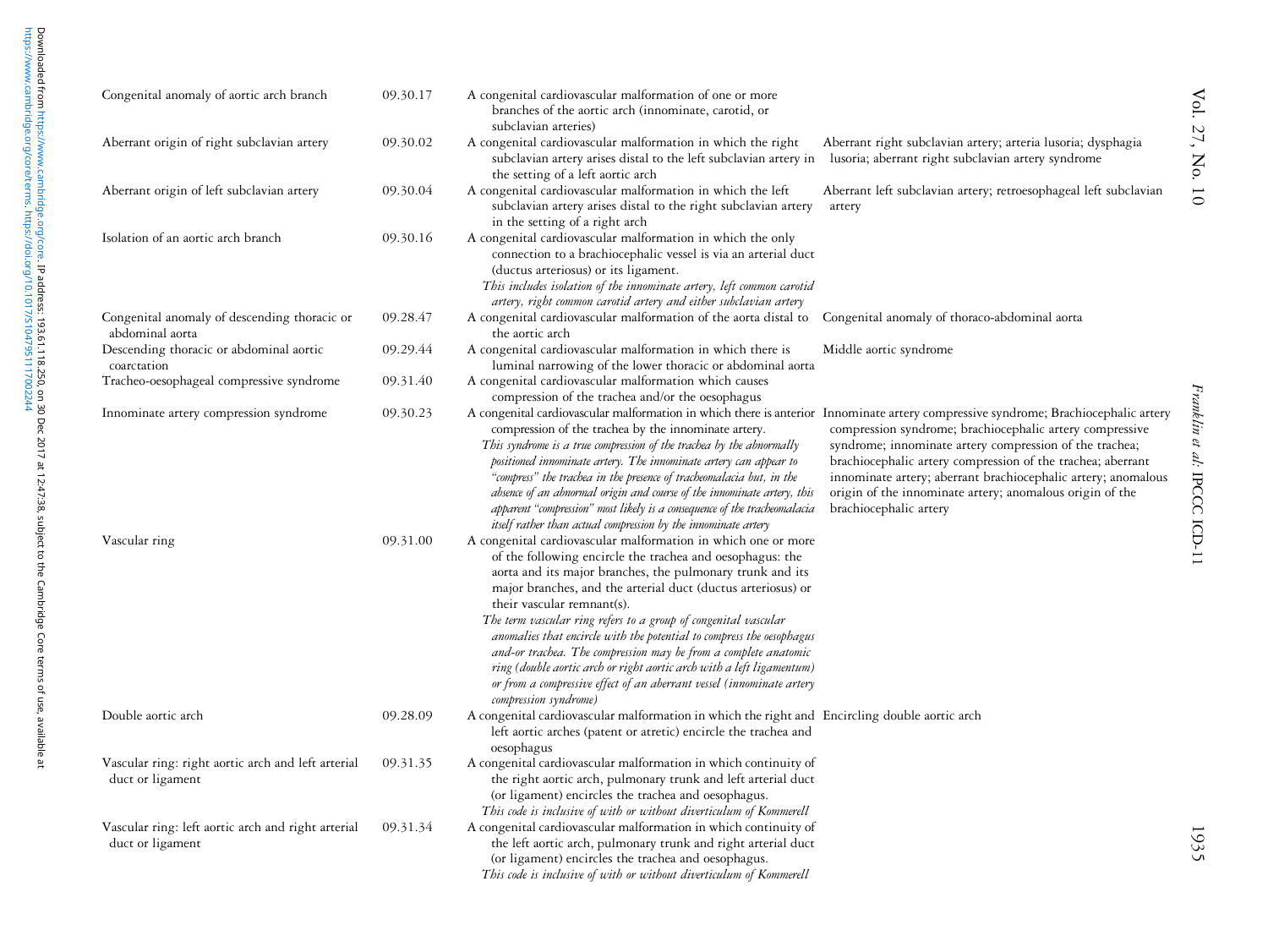| | | | |
|---|---|---|---|
| Congenital anomaly of aortic arch branch | 09.30.17 | A congenital cardiovascular malformation of one or more branches of the aortic arch (innominate, carotid, or subclavian arteries) | |
| Aberrant origin of right subclavian artery | 09.30.02 | A congenital cardiovascular malformation in which the right subclavian artery arises distal to the left subclavian artery in the setting of a left aortic arch | Aberrant right subclavian artery; arteria lusoria; dysphagia lusoria; aberrant right subclavian artery syndrome |
| Aberrant origin of left subclavian artery | 09.30.04 | A congenital cardiovascular malformation in which the left subclavian artery arises distal to the right subclavian artery in the setting of a right arch | Aberrant left subclavian artery; retroesophageal left subclavian artery |
| Isolation of an aortic arch branch | 09.30.16 | A congenital cardiovascular malformation in which the only connection to a brachiocephalic vessel is via an arterial duct (ductus arteriosus) or its ligament. *This includes isolation of the innominate artery, left common carotid artery, right common carotid artery and either subclavian artery* | |
| Congenital anomaly of descending thoracic or abdominal aorta | 09.28.47 | A congenital cardiovascular malformation of the aorta distal to the aortic arch | Congenital anomaly of thoraco-abdominal aorta |
| Descending thoracic or abdominal aortic coarctation | 09.29.44 | A congenital cardiovascular malformation in which there is luminal narrowing of the lower thoracic or abdominal aorta | Middle aortic syndrome |
| Tracheo-oesophageal compressive syndrome | 09.31.40 | A congenital cardiovascular malformation which causes compression of the trachea and/or the oesophagus | |
| Innominate artery compression syndrome | 09.30.23 | A congenital cardiovascular malformation in which there is anterior compression of the trachea by the innominate artery. *This syndrome is a true compression of the trachea by the abnormally positioned innominate artery. The innominate artery can appear to "compress" the trachea in the presence of tracheomalacia but, in the absence of an abnormal origin and course of the innominate artery, this apparent "compression" most likely is a consequence of the tracheomalacia itself rather than actual compression by the innominate artery* | Innominate artery compressive syndrome; Brachiocephalic artery compression syndrome; brachiocephalic artery compressive syndrome; innominate artery compression of the trachea; brachiocephalic artery compression of the trachea; aberrant innominate artery; aberrant brachiocephalic artery; anomalous origin of the innominate artery; anomalous origin of the brachiocephalic artery |
| Vascular ring | 09.31.00 | A congenital cardiovascular malformation in which one or more of the following encircle the trachea and oesophagus: the aorta and its major branches, the pulmonary trunk and its major branches, and the arterial duct (ductus arteriosus) or their vascular remnant(s). *The term vascular ring refers to a group of congenital vascular anomalies that encircle with the potential to compress the oesophagus and-or trachea. The compression may be from a complete anatomic ring (double aortic arch or right aortic arch with a left ligamentum) or from a compressive effect of an aberrant vessel (innominate artery compression syndrome)* | |
| Double aortic arch | 09.28.09 | A congenital cardiovascular malformation in which the right and left aortic arches (patent or atretic) encircle the trachea and oesophagus | Encircling double aortic arch |
| Vascular ring: right aortic arch and left arterial duct or ligament | 09.31.35 | A congenital cardiovascular malformation in which continuity of the right aortic arch, pulmonary trunk and left arterial duct (or ligament) encircles the trachea and oesophagus. *This code is inclusive of with or without diverticulum of Kommerell* | |
| Vascular ring: left aortic arch and right arterial duct or ligament | 09.31.34 | A congenital cardiovascular malformation in which continuity of the left aortic arch, pulmonary trunk and right arterial duct (or ligament) encircles the trachea and oesophagus. *This code is inclusive of with or without diverticulum of Kommerell* | |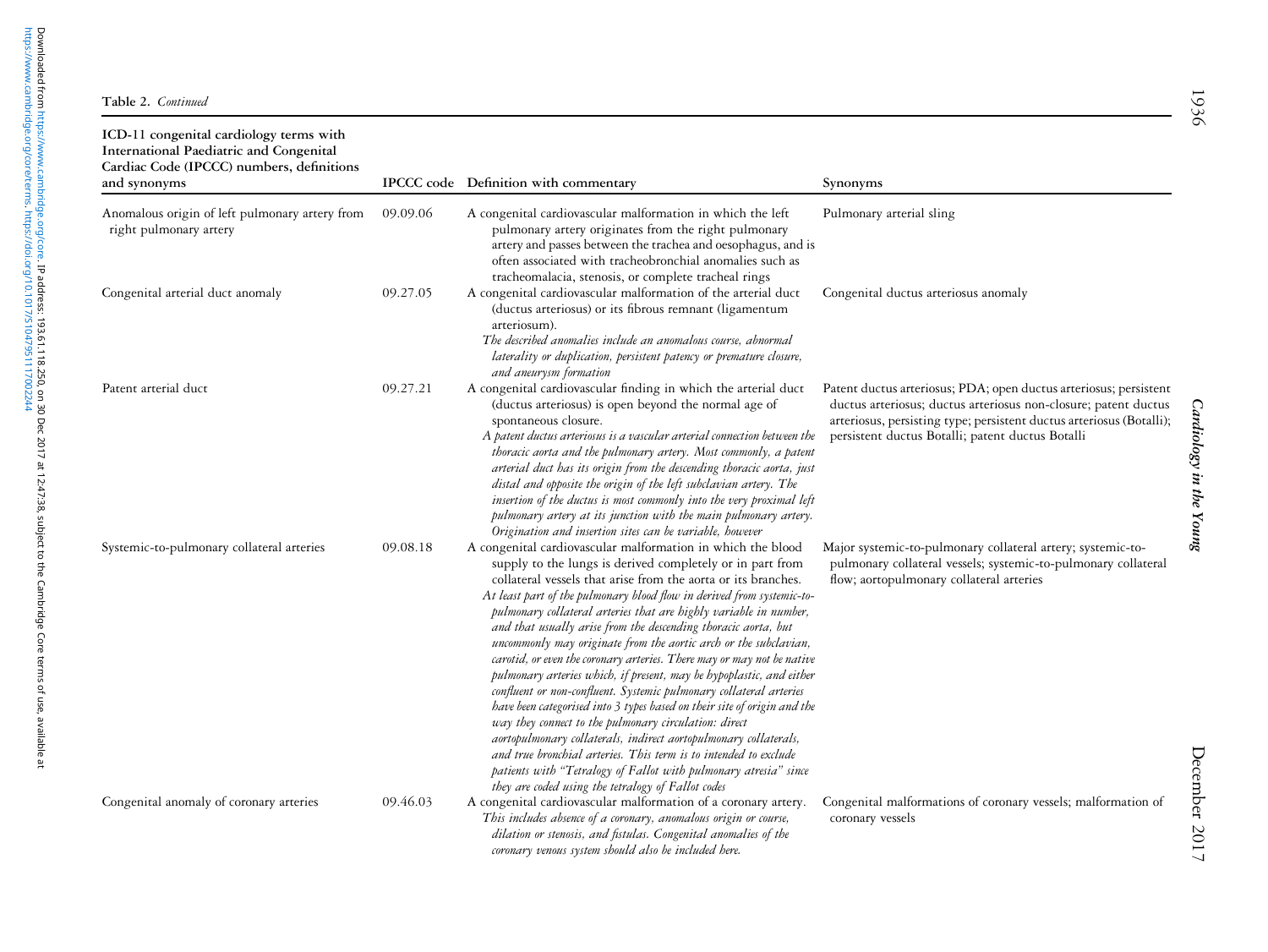**Table 2.** *Continued*

| ICD-11 congenital cardiology terms with International Paediatric and Congenital Cardiac Code (IPCCC) numbers, definitions and synonyms | IPCCC code | Definition with commentary | Synonyms |
|---|---|---|---|
| Anomalous origin of left pulmonary artery from right pulmonary artery | 09.09.06 | A congenital cardiovascular malformation in which the left pulmonary artery originates from the right pulmonary artery and passes between the trachea and oesophagus, and is often associated with tracheobronchial anomalies such as tracheomalacia, stenosis, or complete tracheal rings | Pulmonary arterial sling |
| Congenital arterial duct anomaly | 09.27.05 | A congenital cardiovascular malformation of the arterial duct (ductus arteriosus) or its fibrous remnant (ligamentum arteriosum). *The described anomalies include an anomalous course, abnormal laterality or duplication, persistent patency or premature closure, and aneurysm formation* | Congenital ductus arteriosus anomaly |
| Patent arterial duct | 09.27.21 | A congenital cardiovascular finding in which the arterial duct (ductus arteriosus) is open beyond the normal age of spontaneous closure. *A patent ductus arteriosus is a vascular arterial connection between the thoracic aorta and the pulmonary artery. Most commonly, a patent arterial duct has its origin from the descending thoracic aorta, just distal and opposite the origin of the left subclavian artery. The insertion of the ductus is most commonly into the very proximal left pulmonary artery at its junction with the main pulmonary artery. Origination and insertion sites can be variable, however* | Patent ductus arteriosus; PDA; open ductus arteriosus; persistent ductus arteriosus; ductus arteriosus non-closure; patent ductus arteriosus, persisting type; persistent ductus arteriosus (Botalli); persistent ductus Botalli; patent ductus Botalli |
| Systemic-to-pulmonary collateral arteries | 09.08.18 | A congenital cardiovascular malformation in which the blood supply to the lungs is derived completely or in part from collateral vessels that arise from the aorta or its branches. *At least part of the pulmonary blood flow in derived from systemic-to-pulmonary collateral arteries that are highly variable in number, and that usually arise from the descending thoracic aorta, but uncommonly may originate from the aortic arch or the subclavian, carotid, or even the coronary arteries. There may or may not be native pulmonary arteries which, if present, may be hypoplastic, and either confluent or non-confluent. Systemic pulmonary collateral arteries have been categorised into 3 types based on their site of origin and the way they connect to the pulmonary circulation: direct aortopulmonary collaterals, indirect aortopulmonary collaterals, and true bronchial arteries. This term is to intended to exclude patients with "Tetralogy of Fallot with pulmonary atresia" since they are coded using the tetralogy of Fallot codes* | Major systemic-to-pulmonary collateral artery; systemic-to-pulmonary collateral vessels; systemic-to-pulmonary collateral flow; aortopulmonary collateral arteries |
| Congenital anomaly of coronary arteries | 09.46.03 | A congenital cardiovascular malformation of a coronary artery. *This includes absence of a coronary, anomalous origin or course, dilation or stenosis, and fistulas. Congenital anomalies of the coronary venous system should also be included here.* | Congenital malformations of coronary vessels; malformation of coronary vessels |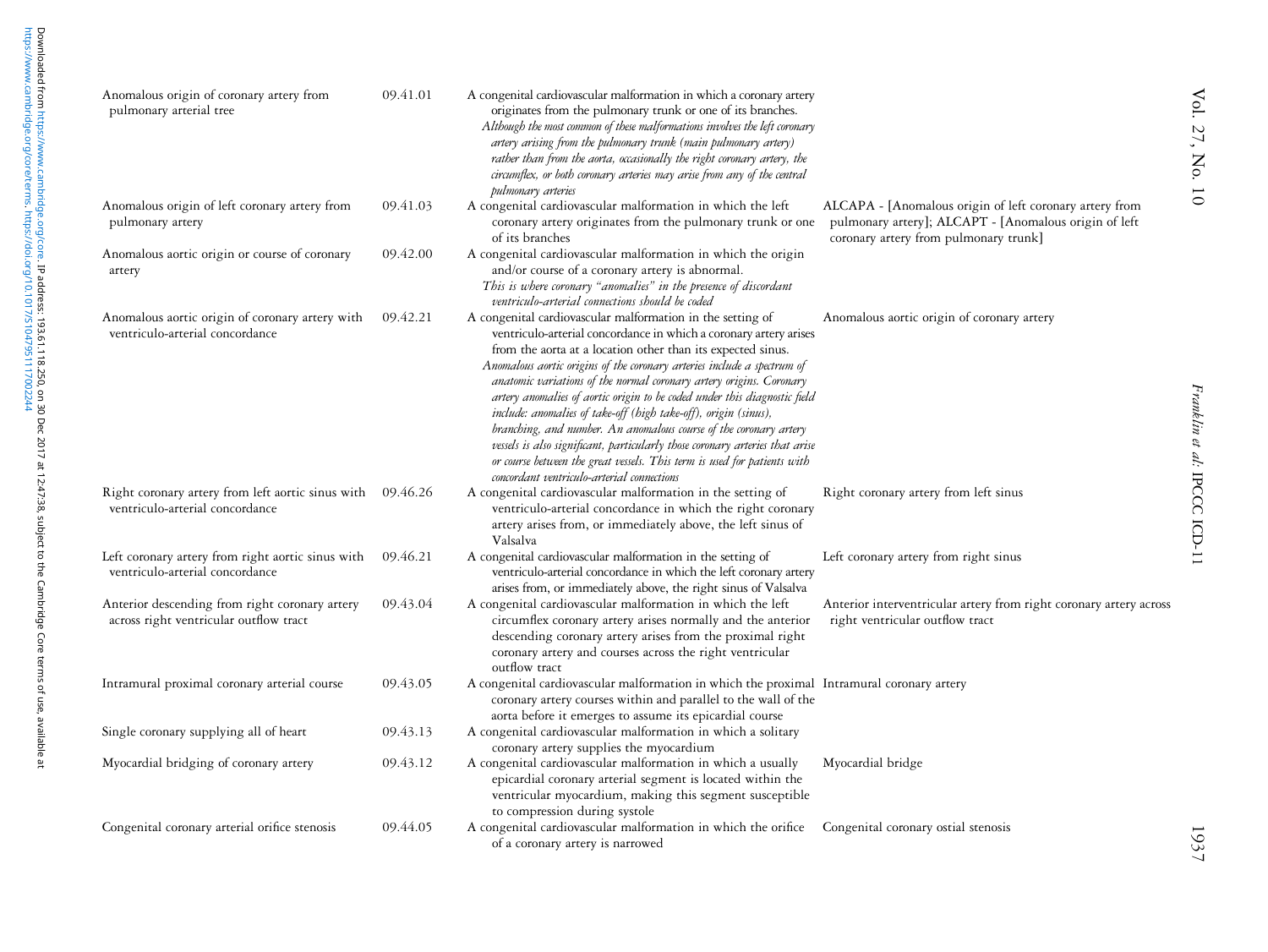| | | | |
|---|---|---|---|
| Anomalous origin of coronary artery from pulmonary arterial tree | 09.41.01 | A congenital cardiovascular malformation in which a coronary artery originates from the pulmonary trunk or one of its branches. *Although the most common of these malformations involves the left coronary artery arising from the pulmonary trunk (main pulmonary artery) rather than from the aorta, occasionally the right coronary artery, the circumflex, or both coronary arteries may arise from any of the central pulmonary arteries* | |
| Anomalous origin of left coronary artery from pulmonary artery | 09.41.03 | A congenital cardiovascular malformation in which the left coronary artery originates from the pulmonary trunk or one of its branches | ALCAPA - [Anomalous origin of left coronary artery from pulmonary artery]; ALCAPT - [Anomalous origin of left coronary artery from pulmonary trunk] |
| Anomalous aortic origin or course of coronary artery | 09.42.00 | A congenital cardiovascular malformation in which the origin and/or course of a coronary artery is abnormal. *This is where coronary "anomalies" in the presence of discordant ventriculo-arterial connections should be coded* | |
| Anomalous aortic origin of coronary artery with ventriculo-arterial concordance | 09.42.21 | A congenital cardiovascular malformation in the setting of ventriculo-arterial concordance in which a coronary artery arises from the aorta at a location other than its expected sinus. *Anomalous aortic origins of the coronary arteries include a spectrum of anatomic variations of the normal coronary artery origins. Coronary artery anomalies of aortic origin to be coded under this diagnostic field include: anomalies of take-off (high take-off), origin (sinus), branching, and number. An anomalous course of the coronary artery vessels is also significant, particularly those coronary arteries that arise or course between the great vessels. This term is used for patients with concordant ventriculo-arterial connections* | Anomalous aortic origin of coronary artery |
| Right coronary artery from left aortic sinus with ventriculo-arterial concordance | 09.46.26 | A congenital cardiovascular malformation in the setting of ventriculo-arterial concordance in which the right coronary artery arises from, or immediately above, the left sinus of Valsalva | Right coronary artery from left sinus |
| Left coronary artery from right aortic sinus with ventriculo-arterial concordance | 09.46.21 | A congenital cardiovascular malformation in the setting of ventriculo-arterial concordance in which the left coronary artery arises from, or immediately above, the right sinus of Valsalva | Left coronary artery from right sinus |
| Anterior descending from right coronary artery across right ventricular outflow tract | 09.43.04 | A congenital cardiovascular malformation in which the left circumflex coronary artery arises normally and the anterior descending coronary artery arises from the proximal right coronary artery and courses across the right ventricular outflow tract | Anterior interventricular artery from right coronary artery across right ventricular outflow tract |
| Intramural proximal coronary arterial course | 09.43.05 | A congenital cardiovascular malformation in which the proximal coronary artery courses within and parallel to the wall of the aorta before it emerges to assume its epicardial course | Intramural coronary artery |
| Single coronary supplying all of heart | 09.43.13 | A congenital cardiovascular malformation in which a solitary coronary artery supplies the myocardium | |
| Myocardial bridging of coronary artery | 09.43.12 | A congenital cardiovascular malformation in which a usually epicardial coronary arterial segment is located within the ventricular myocardium, making this segment susceptible to compression during systole | Myocardial bridge |
| Congenital coronary arterial orifice stenosis | 09.44.05 | A congenital cardiovascular malformation in which the orifice of a coronary artery is narrowed | Congenital coronary ostial stenosis |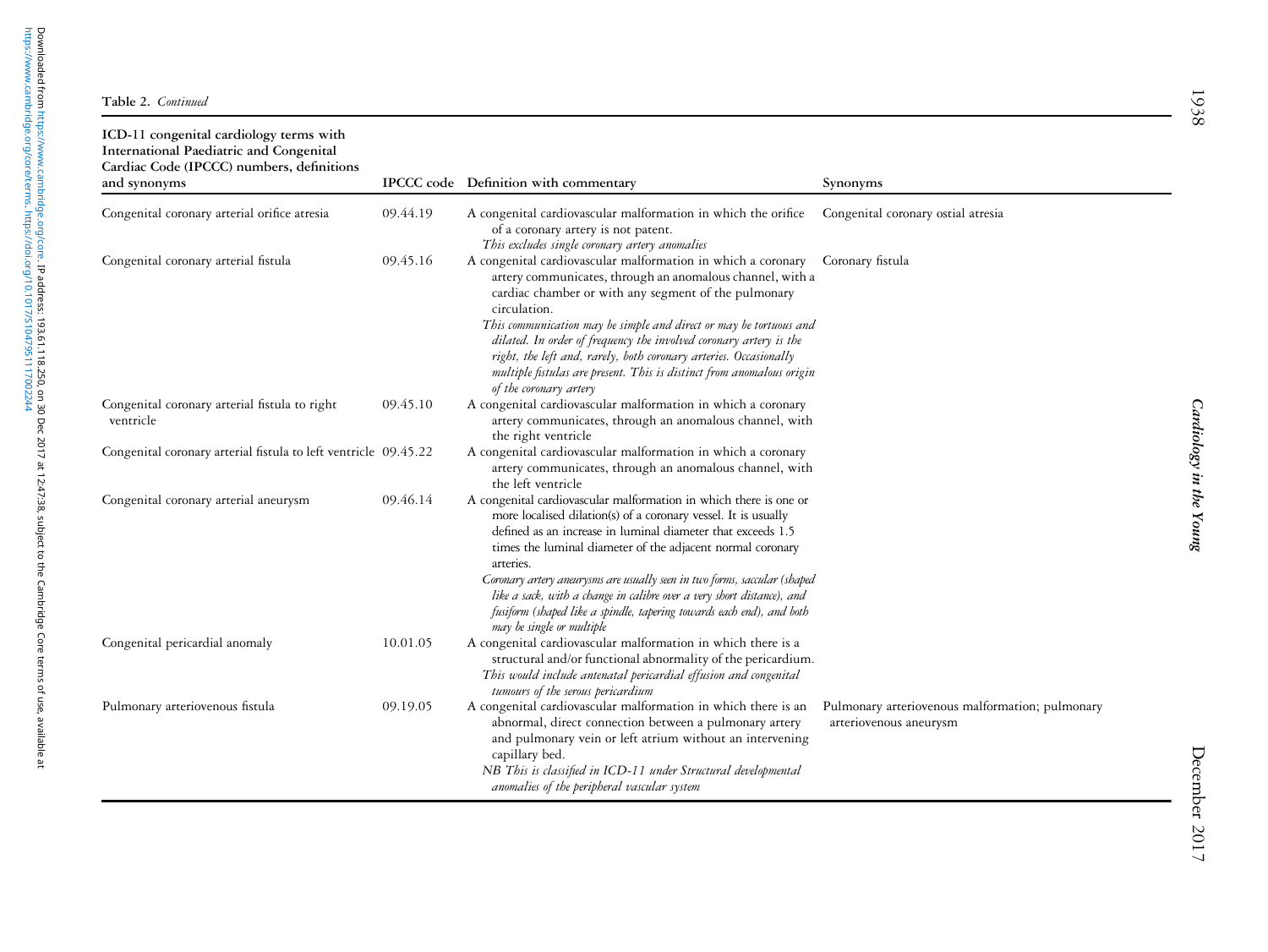**Table 2.** *Continued*

| ICD-11 congenital cardiology terms with International Paediatric and Congenital Cardiac Code (IPCCC) numbers, definitions and synonyms | IPCCC code | Definition with commentary | Synonyms |
|---|---|---|---|
| Congenital coronary arterial orifice atresia | 09.44.19 | A congenital cardiovascular malformation in which the orifice of a coronary artery is not patent. *This excludes single coronary artery anomalies* | Congenital coronary ostial atresia |
| Congenital coronary arterial fistula | 09.45.16 | A congenital cardiovascular malformation in which a coronary artery communicates, through an anomalous channel, with a cardiac chamber or with any segment of the pulmonary circulation. *This communication may be simple and direct or may be tortuous and dilated. In order of frequency the involved coronary artery is the right, the left and, rarely, both coronary arteries. Occasionally multiple fistulas are present. This is distinct from anomalous origin of the coronary artery* | Coronary fistula |
| Congenital coronary arterial fistula to right ventricle | 09.45.10 | A congenital cardiovascular malformation in which a coronary artery communicates, through an anomalous channel, with the right ventricle | |
| Congenital coronary arterial fistula to left ventricle | 09.45.22 | A congenital cardiovascular malformation in which a coronary artery communicates, through an anomalous channel, with the left ventricle | |
| Congenital coronary arterial aneurysm | 09.46.14 | A congenital cardiovascular malformation in which there is one or more localised dilation(s) of a coronary vessel. It is usually defined as an increase in luminal diameter that exceeds 1.5 times the luminal diameter of the adjacent normal coronary arteries. *Coronary artery aneurysms are usually seen in two forms, saccular (shaped like a sack, with a change in calibre over a very short distance), and fusiform (shaped like a spindle, tapering towards each end), and both may be single or multiple* | |
| Congenital pericardial anomaly | 10.01.05 | A congenital cardiovascular malformation in which there is a structural and/or functional abnormality of the pericardium. *This would include antenatal pericardial effusion and congenital tumours of the serous pericardium* | |
| Pulmonary arteriovenous fistula | 09.19.05 | A congenital cardiovascular malformation in which there is an abnormal, direct connection between a pulmonary artery and pulmonary vein or left atrium without an intervening capillary bed. *NB This is classified in ICD-11 under Structural developmental anomalies of the peripheral vascular system* | Pulmonary arteriovenous malformation; pulmonary arteriovenous aneurysm |